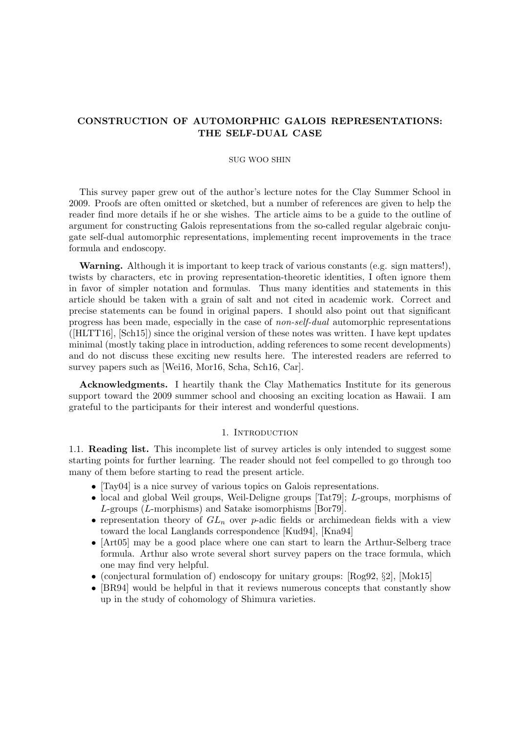# CONSTRUCTION OF AUTOMORPHIC GALOIS REPRESENTATIONS: THE SELF-DUAL CASE

SUG WOO SHIN

This survey paper grew out of the author's lecture notes for the Clay Summer School in 2009. Proofs are often omitted or sketched, but a number of references are given to help the reader find more details if he or she wishes. The article aims to be a guide to the outline of argument for constructing Galois representations from the so-called regular algebraic conjugate self-dual automorphic representations, implementing recent improvements in the trace formula and endoscopy.

**Warning.** Although it is important to keep track of various constants (e.g. sign matters!), twists by characters, etc in proving representation-theoretic identities, I often ignore them in favor of simpler notation and formulas. Thus many identities and statements in this article should be taken with a grain of salt and not cited in academic work. Correct and precise statements can be found in original papers. I should also point out that significant progress has been made, especially in the case of *non-self-dual* automorphic representations ([HLTT16], [Sch15]) since the original version of these notes was written. I have kept updates minimal (mostly taking place in introduction, adding references to some recent developments) and do not discuss these exciting new results here. The interested readers are referred to survey papers such as [Wei16, Mor16, Scha, Sch16, Car].

**Acknowledgments.** I heartily thank the Clay Mathematics Institute for its generous support toward the 2009 summer school and choosing an exciting location as Hawaii. I am grateful to the participants for their interest and wonderful questions.

## 1. Introduction

**1.1. Reading list.** This incomplete list of survey articles is only intended to suggest some starting points for further learning. The reader should not feel compelled to go through too many of them before starting to read the present article.

- [Tay04] is a nice survey of various topics on Galois representations.
- local and global Weil groups, Weil-Deligne groups [Tat79]; $L$-groups, morphisms of $L$-groups ($L$-morphisms) and Satake isomorphisms [Bor79].
- representation theory of $GL_n$ over $p$-adic fields or archimedean fields with a view toward the local Langlands correspondence [Kud94], [Kna94]
- [Art05] may be a good place where one can start to learn the Arthur-Selberg trace formula. Arthur also wrote several short survey papers on the trace formula, which one may find very helpful.
- (conjectural formulation of) endoscopy for unitary groups: [Rog92, §2], [Mok15]
- [BR94] would be helpful in that it reviews numerous concepts that constantly show up in the study of cohomology of Shimura varieties.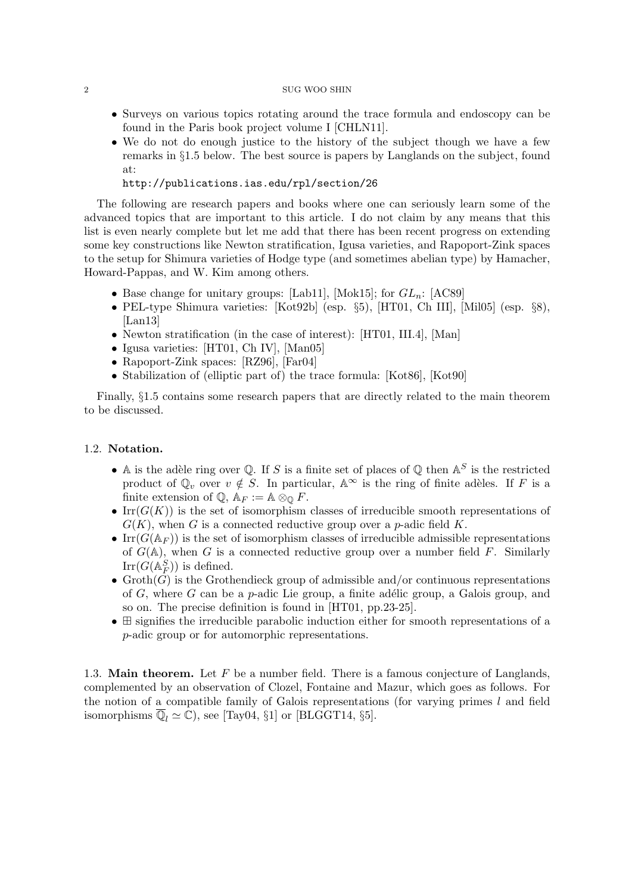- Surveys on various topics rotating around the trace formula and endoscopy can be found in the Paris book project volume I [CHLN11].
- We do not do enough justice to the history of the subject though we have a few remarks in §1.5 below. The best source is papers by Langlands on the subject, found at:

  `http://publications.ias.edu/rpl/section/26`

The following are research papers and books where one can seriously learn some of the advanced topics that are important to this article. I do not claim by any means that this list is even nearly complete but let me add that there has been recent progress on extending some key constructions like Newton stratification, Igusa varieties, and Rapoport-Zink spaces to the setup for Shimura varieties of Hodge type (and sometimes abelian type) by Hamacher, Howard-Pappas, and W. Kim among others.

- Base change for unitary groups: [Lab11], [Mok15]; for $GL_n$: [AC89]
- PEL-type Shimura varieties: [Kot92b] (esp. §5), [HT01, Ch III], [Mil05] (esp. §8), [Lan13]
- Newton stratification (in the case of interest): [HT01, III.4], [Man]
- Igusa varieties: [HT01, Ch IV], [Man05]
- Rapoport-Zink spaces: [RZ96], [Far04]
- Stabilization of (elliptic part of) the trace formula: [Kot86], [Kot90]

Finally, §1.5 contains some research papers that are directly related to the main theorem to be discussed.

## 1.2. Notation.

- $\mathbb{A}$ is the adèle ring over $\mathbb{Q}$. If $S$ is a finite set of places of $\mathbb{Q}$ then $\mathbb{A}^S$ is the restricted product of $\mathbb{Q}_v$ over $v \notin S$. In particular, $\mathbb{A}^\infty$ is the ring of finite adèles. If $F$ is a finite extension of $\mathbb{Q}$, $\mathbb{A}_F := \mathbb{A} \otimes_{\mathbb{Q}} F$.
- $\mathrm{Irr}(G(K))$ is the set of isomorphism classes of irreducible smooth representations of $G(K)$, when $G$ is a connected reductive group over a $p$-adic field $K$.
- $\mathrm{Irr}(G(\mathbb{A}_F))$ is the set of isomorphism classes of irreducible admissible representations of $G(\mathbb{A})$, when $G$ is a connected reductive group over a number field $F$. Similarly $\mathrm{Irr}(G(\mathbb{A}_F^S))$ is defined.
- $\mathrm{Groth}(G)$ is the Grothendieck group of admissible and/or continuous representations of $G$, where $G$ can be a $p$-adic Lie group, a finite adélic group, a Galois group, and so on. The precise definition is found in [HT01, pp.23-25].
- $\boxplus$ signifies the irreducible parabolic induction either for smooth representations of a $p$-adic group or for automorphic representations.

**1.3. Main theorem.** Let $F$ be a number field. There is a famous conjecture of Langlands, complemented by an observation of Clozel, Fontaine and Mazur, which goes as follows. For the notion of a compatible family of Galois representations (for varying primes $l$ and field isomorphisms $\overline{\mathbb{Q}}_l \simeq \mathbb{C}$), see [Tay04, §1] or [BLGGT14, §5].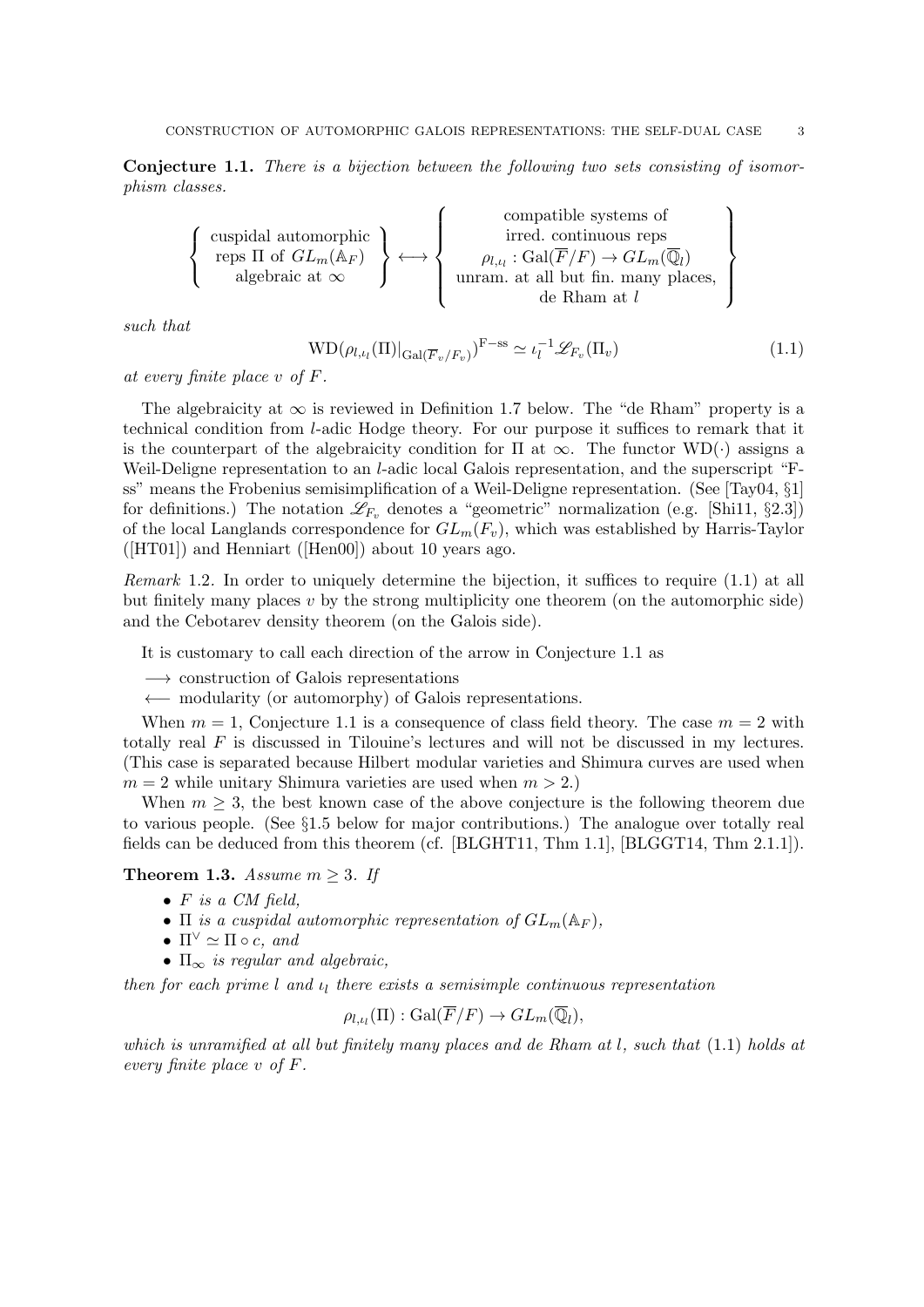**Conjecture 1.1.** *There is a bijection between the following two sets consisting of isomorphism classes.*

$$\left\{ \begin{array}{c} \text{cuspidal automorphic} \\ \text{reps } \Pi \text{ of } GL_m(\mathbb{A}_F) \\ \text{algebraic at } \infty \end{array} \right\} \longleftrightarrow \left\{ \begin{array}{c} \text{compatible systems of} \\ \text{irred. continuous reps} \\ \rho_{l,\iota_l} : \mathrm{Gal}(\overline{F}/F) \to GL_m(\overline{\mathbb{Q}}_l) \\ \text{unram. at all but fin. many places,} \\ \text{de Rham at } l \end{array} \right\}$$

*such that*

$$\mathrm{WD}(\rho_{l,\iota_l}(\Pi)|_{\mathrm{Gal}(\overline{F}_v/F_v)})^{\mathrm{F-ss}} \simeq \iota_l^{-1} \mathscr{L}_{F_v}(\Pi_v) \tag{1.1}$$

*at every finite place $v$ of $F$.*

The algebraicity at $\infty$ is reviewed in Definition 1.7 below. The "de Rham" property is a technical condition from $l$-adic Hodge theory. For our purpose it suffices to remark that it is the counterpart of the algebraicity condition for $\Pi$ at $\infty$. The functor $\mathrm{WD}(\cdot)$ assigns a Weil-Deligne representation to an $l$-adic local Galois representation, and the superscript "F-ss" means the Frobenius semisimplification of a Weil-Deligne representation. (See [Tay04, §1] for definitions.) The notation $\mathscr{L}_{F_v}$ denotes a "geometric" normalization (e.g. [Shi11, §2.3]) of the local Langlands correspondence for $GL_m(F_v)$, which was established by Harris-Taylor ([HT01]) and Henniart ([Hen00]) about 10 years ago.

*Remark* 1.2. In order to uniquely determine the bijection, it suffices to require (1.1) at all but finitely many places $v$ by the strong multiplicity one theorem (on the automorphic side) and the Cebotarev density theorem (on the Galois side).

It is customary to call each direction of the arrow in Conjecture 1.1 as

$\longrightarrow$ construction of Galois representations
$\longleftarrow$ modularity (or automorphy) of Galois representations.

When $m = 1$, Conjecture 1.1 is a consequence of class field theory. The case $m = 2$ with totally real $F$ is discussed in Tilouine's lectures and will not be discussed in my lectures. (This case is separated because Hilbert modular varieties and Shimura curves are used when $m = 2$ while unitary Shimura varieties are used when $m > 2$.)

When $m \geq 3$, the best known case of the above conjecture is the following theorem due to various people. (See §1.5 below for major contributions.) The analogue over totally real fields can be deduced from this theorem (cf. [BLGHT11, Thm 1.1], [BLGGT14, Thm 2.1.1]).

**Theorem 1.3.** *Assume $m \geq 3$. If*

- *$F$ is a CM field,*
- *$\Pi$ is a cuspidal automorphic representation of $GL_m(\mathbb{A}_F)$,*
- *$\Pi^\vee \simeq \Pi \circ c$, and*
- *$\Pi_\infty$ is regular and algebraic,*

*then for each prime $l$ and $\iota_l$ there exists a semisimple continuous representation*

$$\rho_{l,\iota_l}(\Pi) : \mathrm{Gal}(\overline{F}/F) \to GL_m(\overline{\mathbb{Q}}_l),$$

*which is unramified at all but finitely many places and de Rham at $l$, such that* (1.1) *holds at every finite place $v$ of $F$.*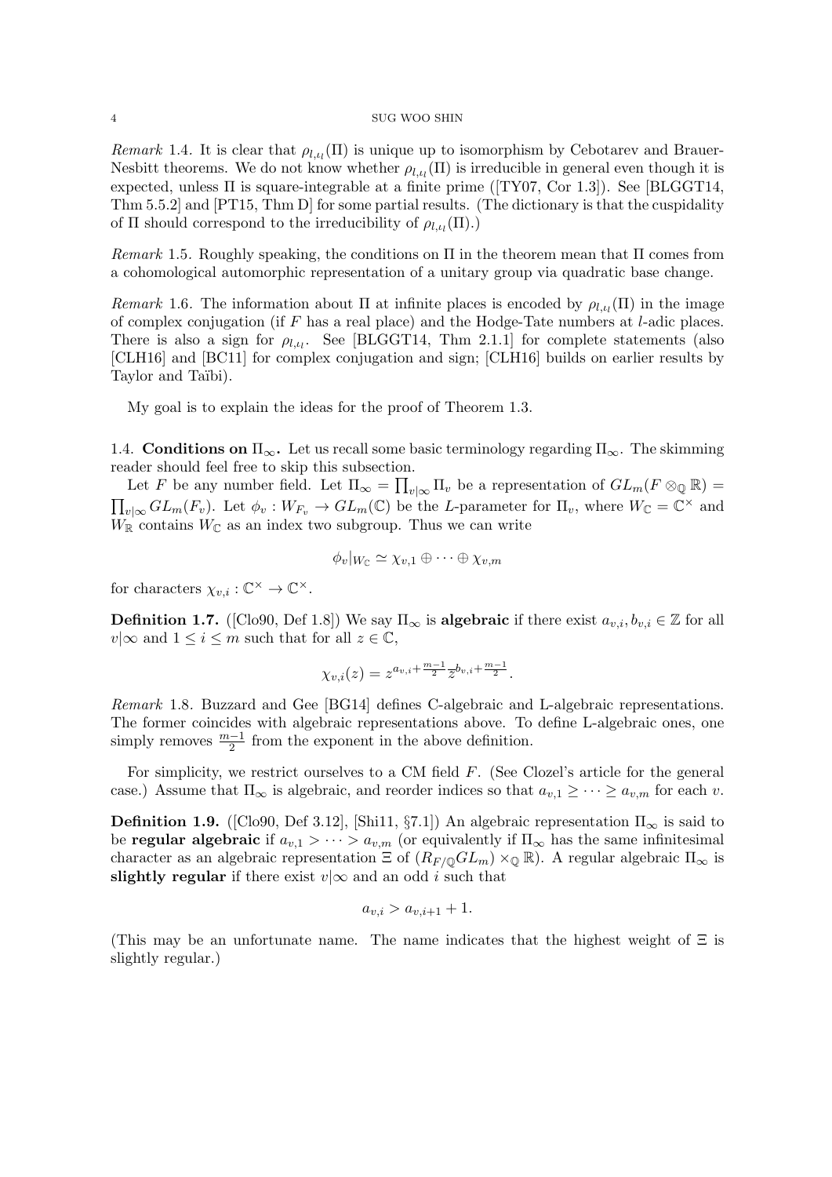*Remark* 1.4. It is clear that $\rho_{l,\iota_l}(\Pi)$ is unique up to isomorphism by Cebotarev and Brauer-Nesbitt theorems. We do not know whether $\rho_{l,\iota_l}(\Pi)$ is irreducible in general even though it is expected, unless $\Pi$ is square-integrable at a finite prime ([TY07, Cor 1.3]). See [BLGGT14, Thm 5.5.2] and [PT15, Thm D] for some partial results. (The dictionary is that the cuspidality of $\Pi$ should correspond to the irreducibility of $\rho_{l,\iota_l}(\Pi)$.)

*Remark* 1.5. Roughly speaking, the conditions on $\Pi$ in the theorem mean that $\Pi$ comes from a cohomological automorphic representation of a unitary group via quadratic base change.

*Remark* 1.6. The information about $\Pi$ at infinite places is encoded by $\rho_{l,\iota_l}(\Pi)$ in the image of complex conjugation (if $F$ has a real place) and the Hodge-Tate numbers at $l$-adic places. There is also a sign for $\rho_{l,\iota_l}$. See [BLGGT14, Thm 2.1.1] for complete statements (also [CLH16] and [BC11] for complex conjugation and sign; [CLH16] builds on earlier results by Taylor and Taïbi).

My goal is to explain the ideas for the proof of Theorem 1.3.

1.4. **Conditions on $\Pi_\infty$.** Let us recall some basic terminology regarding $\Pi_\infty$. The skimming reader should feel free to skip this subsection.

Let $F$ be any number field. Let $\Pi_\infty = \prod_{v|\infty} \Pi_v$ be a representation of $GL_m(F \otimes_{\mathbb{Q}} \mathbb{R}) = \prod_{v|\infty} GL_m(F_v)$. Let $\phi_v : W_{F_v} \to GL_m(\mathbb{C})$ be the $L$-parameter for $\Pi_v$, where $W_{\mathbb{C}} = \mathbb{C}^\times$ and $W_{\mathbb{R}}$ contains $W_{\mathbb{C}}$ as an index two subgroup. Thus we can write

$$\phi_v|_{W_{\mathbb{C}}} \simeq \chi_{v,1} \oplus \cdots \oplus \chi_{v,m}$$

for characters $\chi_{v,i} : \mathbb{C}^\times \to \mathbb{C}^\times$.

**Definition 1.7.** ([Clo90, Def 1.8]) We say $\Pi_\infty$ is **algebraic** if there exist $a_{v,i}, b_{v,i} \in \mathbb{Z}$ for all $v|\infty$ and $1 \le i \le m$ such that for all $z \in \mathbb{C}$,

$$\chi_{v,i}(z) = z^{a_{v,i} + \frac{m-1}{2}} \bar{z}^{b_{v,i} + \frac{m-1}{2}}.$$

*Remark* 1.8. Buzzard and Gee [BG14] defines C-algebraic and L-algebraic representations. The former coincides with algebraic representations above. To define L-algebraic ones, one simply removes $\frac{m-1}{2}$ from the exponent in the above definition.

For simplicity, we restrict ourselves to a CM field $F$. (See Clozel's article for the general case.) Assume that $\Pi_\infty$ is algebraic, and reorder indices so that $a_{v,1} \ge \cdots \ge a_{v,m}$ for each $v$.

**Definition 1.9.** ([Clo90, Def 3.12], [Shi11, §7.1]) An algebraic representation $\Pi_\infty$ is said to be **regular algebraic** if $a_{v,1} > \cdots > a_{v,m}$ (or equivalently if $\Pi_\infty$ has the same infinitesimal character as an algebraic representation $\Xi$ of $(R_{F/\mathbb{Q}} GL_m) \times_{\mathbb{Q}} \mathbb{R}$). A regular algebraic $\Pi_\infty$ is **slightly regular** if there exist $v|\infty$ and an odd $i$ such that

$$a_{v,i} > a_{v,i+1} + 1.$$

(This may be an unfortunate name. The name indicates that the highest weight of $\Xi$ is slightly regular.)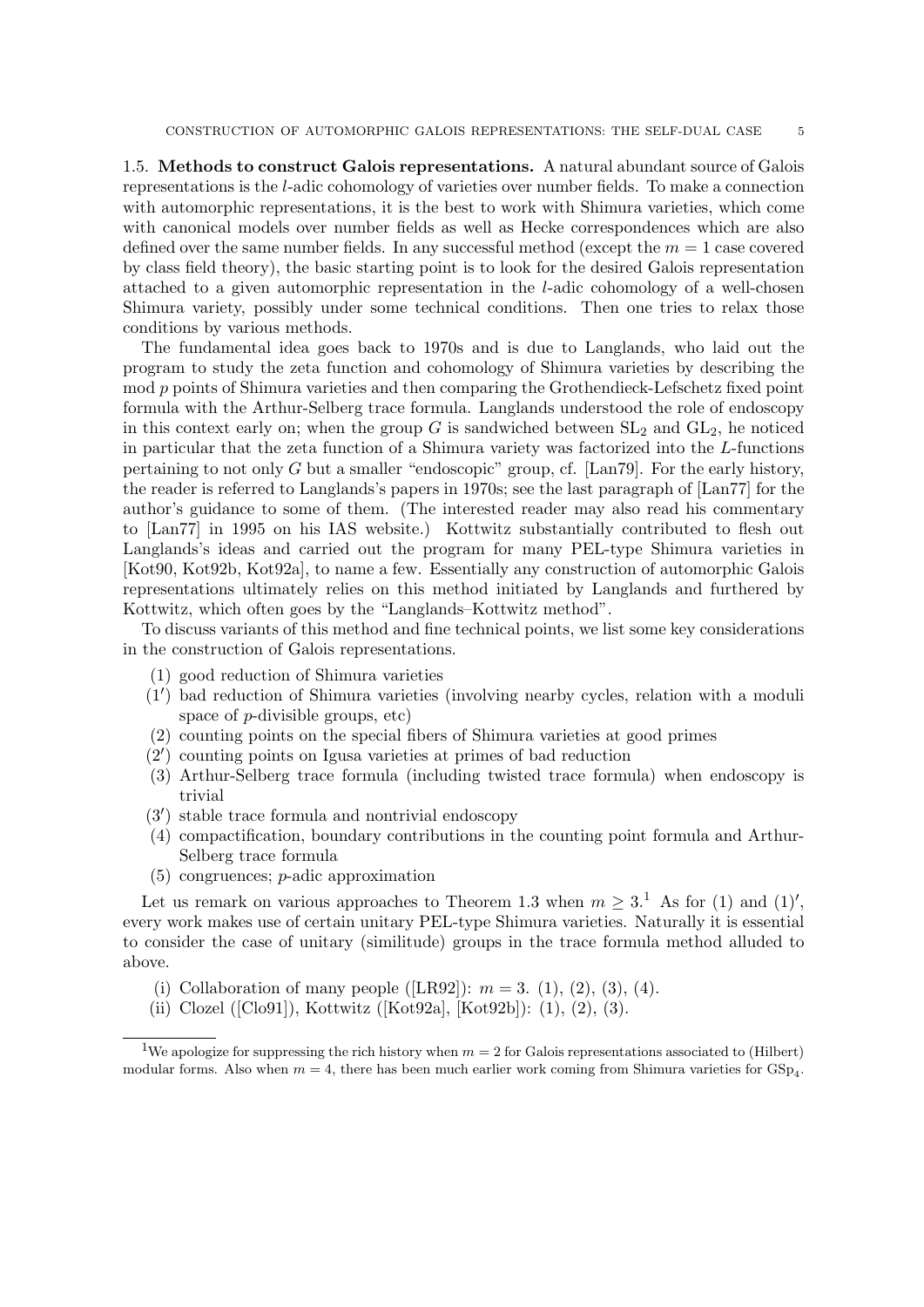**1.5. Methods to construct Galois representations.** A natural abundant source of Galois representations is the $l$-adic cohomology of varieties over number fields. To make a connection with automorphic representations, it is the best to work with Shimura varieties, which come with canonical models over number fields as well as Hecke correspondences which are also defined over the same number fields. In any successful method (except the $m = 1$ case covered by class field theory), the basic starting point is to look for the desired Galois representation attached to a given automorphic representation in the $l$-adic cohomology of a well-chosen Shimura variety, possibly under some technical conditions. Then one tries to relax those conditions by various methods.

The fundamental idea goes back to 1970s and is due to Langlands, who laid out the program to study the zeta function and cohomology of Shimura varieties by describing the mod $p$ points of Shimura varieties and then comparing the Grothendieck-Lefschetz fixed point formula with the Arthur-Selberg trace formula. Langlands understood the role of endoscopy in this context early on; when the group $G$ is sandwiched between $\mathrm{SL}_2$ and $\mathrm{GL}_2$, he noticed in particular that the zeta function of a Shimura variety was factorized into the $L$-functions pertaining to not only $G$ but a smaller "endoscopic" group, cf. [Lan79]. For the early history, the reader is referred to Langlands's papers in 1970s; see the last paragraph of [Lan77] for the author's guidance to some of them. (The interested reader may also read his commentary to [Lan77] in 1995 on his IAS website.) Kottwitz substantially contributed to flesh out Langlands's ideas and carried out the program for many PEL-type Shimura varieties in [Kot90, Kot92b, Kot92a], to name a few. Essentially any construction of automorphic Galois representations ultimately relies on this method initiated by Langlands and furthered by Kottwitz, which often goes by the "Langlands–Kottwitz method".

To discuss variants of this method and fine technical points, we list some key considerations in the construction of Galois representations.

- (1) good reduction of Shimura varieties
- (1′) bad reduction of Shimura varieties (involving nearby cycles, relation with a moduli space of $p$-divisible groups, etc)
- (2) counting points on the special fibers of Shimura varieties at good primes
- (2′) counting points on Igusa varieties at primes of bad reduction
- (3) Arthur-Selberg trace formula (including twisted trace formula) when endoscopy is trivial
- (3′) stable trace formula and nontrivial endoscopy
- (4) compactification, boundary contributions in the counting point formula and Arthur-Selberg trace formula
- (5) congruences; $p$-adic approximation

Let us remark on various approaches to Theorem 1.3 when $m \geq 3$.[1] As for (1) and (1)′, every work makes use of certain unitary PEL-type Shimura varieties. Naturally it is essential to consider the case of unitary (similitude) groups in the trace formula method alluded to above.

- (i) Collaboration of many people ([LR92]): $m = 3$. (1), (2), (3), (4).
- (ii) Clozel ([Clo91]), Kottwitz ([Kot92a], [Kot92b]): (1), (2), (3).

[1] We apologize for suppressing the rich history when $m = 2$ for Galois representations associated to (Hilbert) modular forms. Also when $m = 4$, there has been much earlier work coming from Shimura varieties for $\mathrm{GSp}_4$.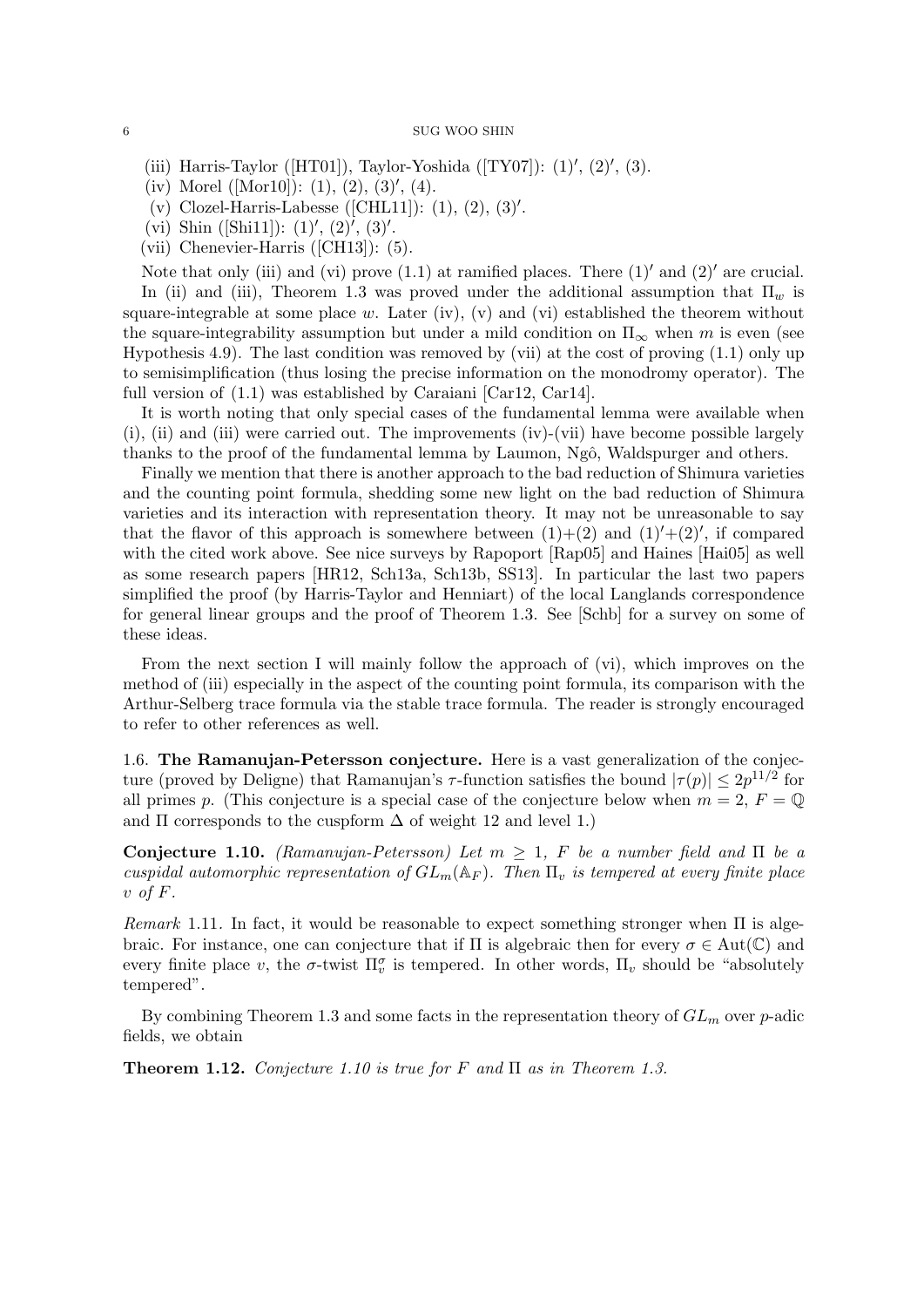- (iii) Harris-Taylor ([HT01]), Taylor-Yoshida ([TY07]): $(1)'$, $(2)'$, (3).
- (iv) Morel ([Mor10]): (1), (2), $(3)'$, (4).
- (v) Clozel-Harris-Labesse ([CHL11]): (1), (2), $(3)'$.
- (vi) Shin ([Shi11]): $(1)'$, $(2)'$, $(3)'$.
- (vii) Chenevier-Harris ([CH13]): (5).

Note that only (iii) and (vi) prove (1.1) at ramified places. There $(1)'$ and $(2)'$ are crucial. In (ii) and (iii), Theorem 1.3 was proved under the additional assumption that $\Pi_w$ is square-integrable at some place $w$. Later (iv), (v) and (vi) established the theorem without the square-integrability assumption but under a mild condition on $\Pi_\infty$ when $m$ is even (see Hypothesis 4.9). The last condition was removed by (vii) at the cost of proving (1.1) only up to semisimplification (thus losing the precise information on the monodromy operator). The full version of (1.1) was established by Caraiani [Car12, Car14].

It is worth noting that only special cases of the fundamental lemma were available when (i), (ii) and (iii) were carried out. The improvements (iv)-(vii) have become possible largely thanks to the proof of the fundamental lemma by Laumon, Ngô, Waldspurger and others.

Finally we mention that there is another approach to the bad reduction of Shimura varieties and the counting point formula, shedding some new light on the bad reduction of Shimura varieties and its interaction with representation theory. It may not be unreasonable to say that the flavor of this approach is somewhere between (1)+(2) and $(1)'$+$(2)'$, if compared with the cited work above. See nice surveys by Rapoport [Rap05] and Haines [Hai05] as well as some research papers [HR12, Sch13a, Sch13b, SS13]. In particular the last two papers simplified the proof (by Harris-Taylor and Henniart) of the local Langlands correspondence for general linear groups and the proof of Theorem 1.3. See [Schb] for a survey on some of these ideas.

From the next section I will mainly follow the approach of (vi), which improves on the method of (iii) especially in the aspect of the counting point formula, its comparison with the Arthur-Selberg trace formula via the stable trace formula. The reader is strongly encouraged to refer to other references as well.

### 1.6. The Ramanujan-Petersson conjecture.

Here is a vast generalization of the conjecture (proved by Deligne) that Ramanujan's $\tau$-function satisfies the bound $|\tau(p)| \le 2p^{11/2}$ for all primes $p$. (This conjecture is a special case of the conjecture below when $m = 2$, $F = \mathbb{Q}$ and $\Pi$ corresponds to the cuspform $\Delta$ of weight 12 and level 1.)

**Conjecture 1.10.** *(Ramanujan-Petersson) Let $m \ge 1$, $F$ be a number field and $\Pi$ be a cuspidal automorphic representation of $GL_m(\mathbb{A}_F)$. Then $\Pi_v$ is tempered at every finite place $v$ of $F$.*

*Remark* 1.11. In fact, it would be reasonable to expect something stronger when $\Pi$ is algebraic. For instance, one can conjecture that if $\Pi$ is algebraic then for every $\sigma \in \mathrm{Aut}(\mathbb{C})$ and every finite place $v$, the $\sigma$-twist $\Pi_v^\sigma$ is tempered. In other words, $\Pi_v$ should be "absolutely tempered".

By combining Theorem 1.3 and some facts in the representation theory of $GL_m$ over $p$-adic fields, we obtain

**Theorem 1.12.** *Conjecture 1.10 is true for $F$ and $\Pi$ as in Theorem 1.3.*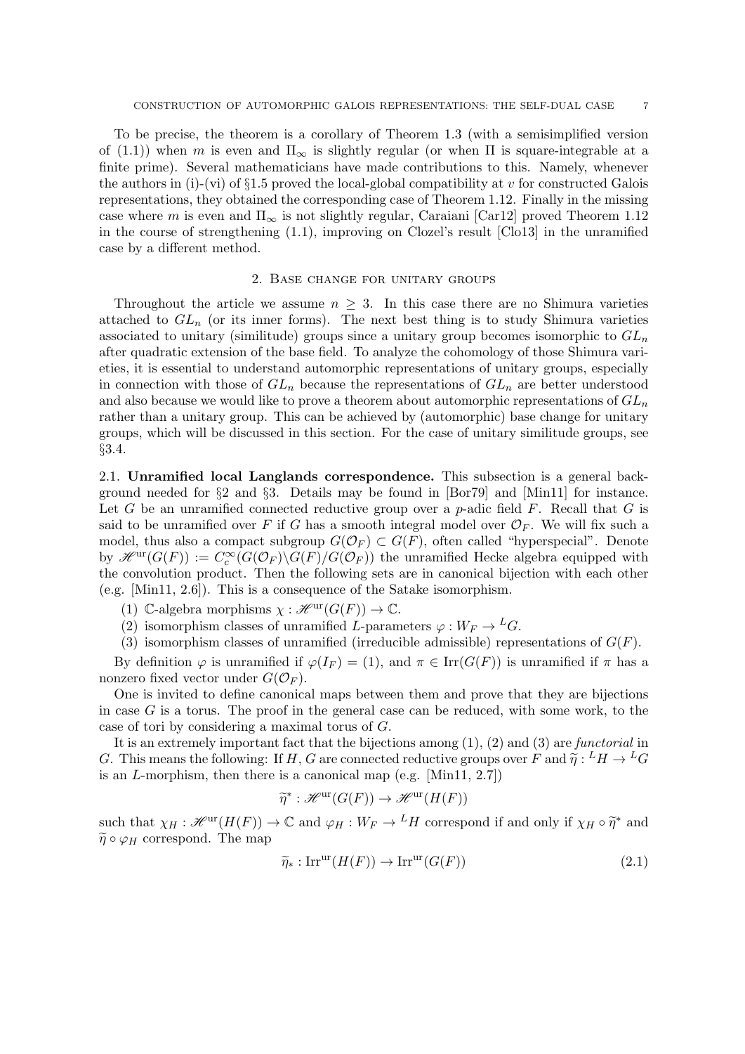To be precise, the theorem is a corollary of Theorem 1.3 (with a semisimplified version of (1.1)) when $m$ is even and $\Pi_\infty$ is slightly regular (or when $\Pi$ is square-integrable at a finite prime). Several mathematicians have made contributions to this. Namely, whenever the authors in (i)-(vi) of §1.5 proved the local-global compatibility at $v$ for constructed Galois representations, they obtained the corresponding case of Theorem 1.12. Finally in the missing case where $m$ is even and $\Pi_\infty$ is not slightly regular, Caraiani [Car12] proved Theorem 1.12 in the course of strengthening (1.1), improving on Clozel's result [Clo13] in the unramified case by a different method.

## 2. Base change for unitary groups

Throughout the article we assume $n \geq 3$. In this case there are no Shimura varieties attached to $GL_n$ (or its inner forms). The next best thing is to study Shimura varieties associated to unitary (similitude) groups since a unitary group becomes isomorphic to $GL_n$ after quadratic extension of the base field. To analyze the cohomology of those Shimura varieties, it is essential to understand automorphic representations of unitary groups, especially in connection with those of $GL_n$ because the representations of $GL_n$ are better understood and also because we would like to prove a theorem about automorphic representations of $GL_n$ rather than a unitary group. This can be achieved by (automorphic) base change for unitary groups, which will be discussed in this section. For the case of unitary similitude groups, see §3.4.

**2.1. Unramified local Langlands correspondence.** This subsection is a general background needed for §2 and §3. Details may be found in [Bor79] and [Min11] for instance. Let $G$ be an unramified connected reductive group over a $p$-adic field $F$. Recall that $G$ is said to be unramified over $F$ if $G$ has a smooth integral model over $\mathcal{O}_F$. We will fix such a model, thus also a compact subgroup $G(\mathcal{O}_F) \subset G(F)$, often called "hyperspecial". Denote by $\mathscr{H}^{\mathrm{ur}}(G(F)) := C_c^\infty(G(\mathcal{O}_F)\backslash G(F)/G(\mathcal{O}_F))$ the unramified Hecke algebra equipped with the convolution product. Then the following sets are in canonical bijection with each other (e.g. [Min11, 2.6]). This is a consequence of the Satake isomorphism.

1. $\mathbb{C}$-algebra morphisms $\chi : \mathscr{H}^{\mathrm{ur}}(G(F)) \to \mathbb{C}$.
2. isomorphism classes of unramified $L$-parameters $\varphi : W_F \to {}^L G$.
3. isomorphism classes of unramified (irreducible admissible) representations of $G(F)$.

By definition $\varphi$ is unramified if $\varphi(I_F) = (1)$, and $\pi \in \mathrm{Irr}(G(F))$ is unramified if $\pi$ has a nonzero fixed vector under $G(\mathcal{O}_F)$.

One is invited to define canonical maps between them and prove that they are bijections in case $G$ is a torus. The proof in the general case can be reduced, with some work, to the case of tori by considering a maximal torus of $G$.

It is an extremely important fact that the bijections among (1), (2) and (3) are *functorial* in $G$. This means the following: If $H, G$ are connected reductive groups over $F$ and $\widetilde{\eta} : {}^L H \to {}^L G$ is an $L$-morphism, then there is a canonical map (e.g. [Min11, 2.7])

$$\widetilde{\eta}^* : \mathscr{H}^{\mathrm{ur}}(G(F)) \to \mathscr{H}^{\mathrm{ur}}(H(F))$$

such that $\chi_H : \mathscr{H}^{\mathrm{ur}}(H(F)) \to \mathbb{C}$ and $\varphi_H : W_F \to {}^L H$ correspond if and only if $\chi_H \circ \widetilde{\eta}^*$ and $\widetilde{\eta} \circ \varphi_H$ correspond. The map

$$\widetilde{\eta}_* : \mathrm{Irr}^{\mathrm{ur}}(H(F)) \to \mathrm{Irr}^{\mathrm{ur}}(G(F)) \tag{2.1}$$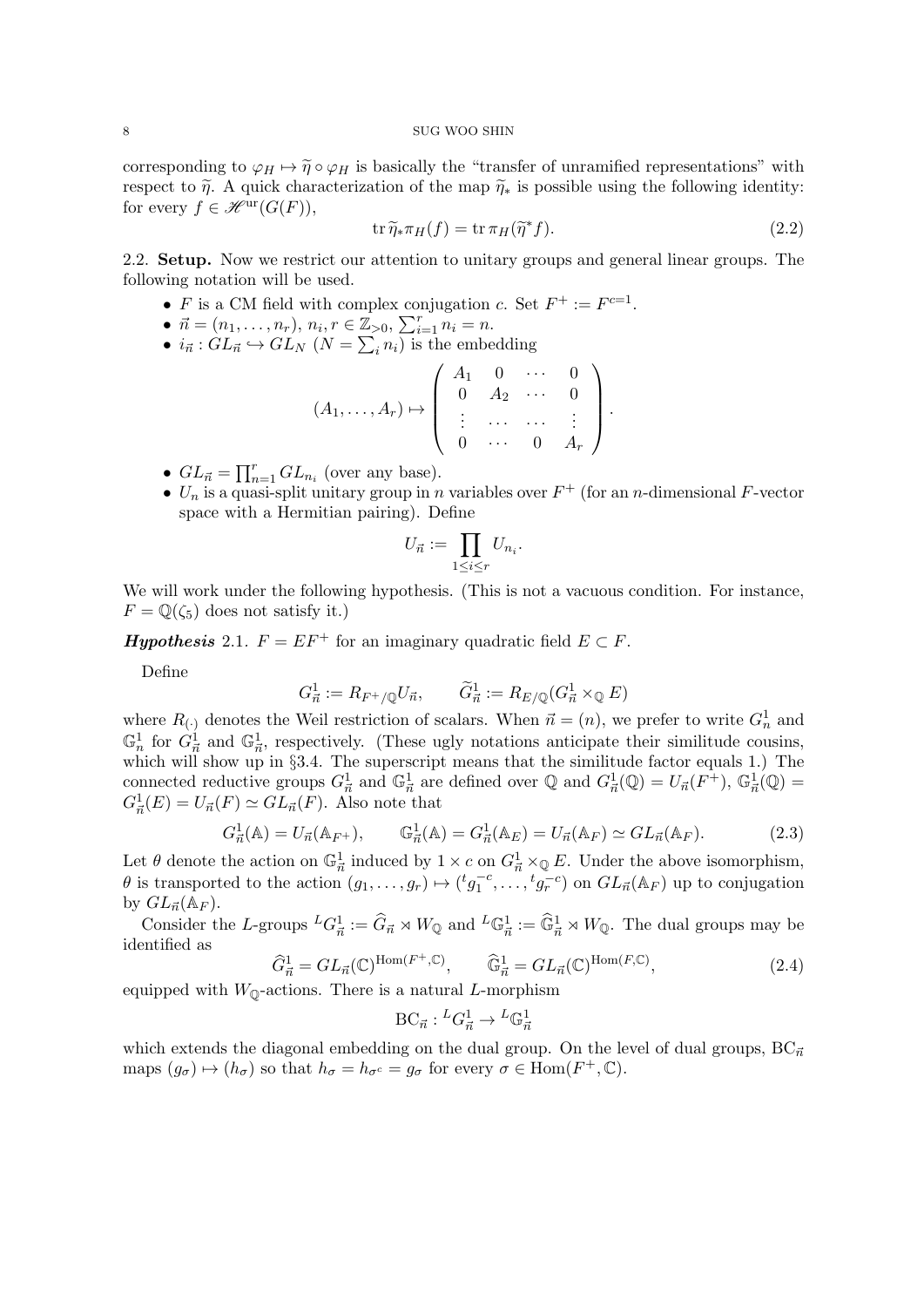corresponding to $\varphi_H \mapsto \widetilde{\eta} \circ \varphi_H$ is basically the "transfer of unramified representations" with respect to $\widetilde{\eta}$. A quick characterization of the map $\widetilde{\eta}_*$ is possible using the following identity: for every $f \in \mathscr{H}^{\mathrm{ur}}(G(F))$,

$$\operatorname{tr} \widetilde{\eta}_* \pi_H(f) = \operatorname{tr} \pi_H(\widetilde{\eta}^* f). \tag{2.2}$$

**2.2. Setup.** Now we restrict our attention to unitary groups and general linear groups. The following notation will be used.

- $F$ is a CM field with complex conjugation $c$. Set $F^+ := F^{c=1}$.
- $\vec{n} = (n_1, \ldots, n_r)$, $n_i, r \in \mathbb{Z}_{>0}$, $\sum_{i=1}^r n_i = n$.
- $i_{\vec{n}} : GL_{\vec{n}} \hookrightarrow GL_N$ ($N = \sum_i n_i$) is the embedding

$$(A_1, \ldots, A_r) \mapsto \begin{pmatrix} A_1 & 0 & \cdots & 0 \\ 0 & A_2 & \cdots & 0 \\ \vdots & \cdots & \cdots & \vdots \\ 0 & \cdots & 0 & A_r \end{pmatrix}.$$

- $GL_{\vec{n}} = \prod_{n=1}^r GL_{n_i}$ (over any base).
- $U_n$ is a quasi-split unitary group in $n$ variables over $F^+$ (for an $n$-dimensional $F$-vector space with a Hermitian pairing). Define

$$U_{\vec{n}} := \prod_{1 \le i \le r} U_{n_i}.$$

We will work under the following hypothesis. (This is not a vacuous condition. For instance, $F = \mathbb{Q}(\zeta_5)$ does not satisfy it.)

***Hypothesis* 2.1.** $F = EF^+$ for an imaginary quadratic field $E \subset F$.

Define

$$G^1_{\vec{n}} := R_{F^+/\mathbb{Q}} U_{\vec{n}}, \qquad \widetilde{G}^1_{\vec{n}} := R_{E/\mathbb{Q}}(G^1_{\vec{n}} \times_{\mathbb{Q}} E)$$

where $R_{(\cdot)}$ denotes the Weil restriction of scalars. When $\vec{n} = (n)$, we prefer to write $G^1_n$ and $\mathbb{G}^1_n$ for $G^1_{\vec{n}}$ and $\mathbb{G}^1_{\vec{n}}$, respectively. (These ugly notations anticipate their similitude cousins, which will show up in §3.4. The superscript means that the similitude factor equals 1.) The connected reductive groups $G^1_{\vec{n}}$ and $\mathbb{G}^1_{\vec{n}}$ are defined over $\mathbb{Q}$ and $G^1_{\vec{n}}(\mathbb{Q}) = U_{\vec{n}}(F^+)$, $\mathbb{G}^1_{\vec{n}}(\mathbb{Q}) = G^1_{\vec{n}}(E) = U_{\vec{n}}(F) \simeq GL_{\vec{n}}(F)$. Also note that

$$G^1_{\vec{n}}(\mathbb{A}) = U_{\vec{n}}(\mathbb{A}_{F^+}), \qquad \mathbb{G}^1_{\vec{n}}(\mathbb{A}) = G^1_{\vec{n}}(\mathbb{A}_E) = U_{\vec{n}}(\mathbb{A}_F) \simeq GL_{\vec{n}}(\mathbb{A}_F). \tag{2.3}$$

Let $\theta$ denote the action on $\mathbb{G}^1_{\vec{n}}$ induced by $1 \times c$ on $G^1_{\vec{n}} \times_{\mathbb{Q}} E$. Under the above isomorphism, $\theta$ is transported to the action $(g_1, \ldots, g_r) \mapsto ({}^t g_1^{-c}, \ldots, {}^t g_r^{-c})$ on $GL_{\vec{n}}(\mathbb{A}_F)$ up to conjugation by $GL_{\vec{n}}(\mathbb{A}_F)$.

Consider the $L$-groups ${}^L G^1_{\vec{n}} := \widehat{G}_{\vec{n}} \rtimes W_{\mathbb{Q}}$ and ${}^L \mathbb{G}^1_{\vec{n}} := \widehat{\mathbb{G}}^1_{\vec{n}} \rtimes W_{\mathbb{Q}}$. The dual groups may be identified as

$$\widehat{G}^1_{\vec{n}} = GL_{\vec{n}}(\mathbb{C})^{\mathrm{Hom}(F^+, \mathbb{C})}, \qquad \widehat{\mathbb{G}}^1_{\vec{n}} = GL_{\vec{n}}(\mathbb{C})^{\mathrm{Hom}(F, \mathbb{C})}, \tag{2.4}$$

equipped with $W_{\mathbb{Q}}$-actions. There is a natural $L$-morphism

$$\mathrm{BC}_{\vec{n}} : {}^L G^1_{\vec{n}} \to {}^L \mathbb{G}^1_{\vec{n}}$$

which extends the diagonal embedding on the dual group. On the level of dual groups, $\mathrm{BC}_{\vec{n}}$ maps $(g_\sigma) \mapsto (h_\sigma)$ so that $h_\sigma = h_{\sigma^c} = g_\sigma$ for every $\sigma \in \mathrm{Hom}(F^+, \mathbb{C})$.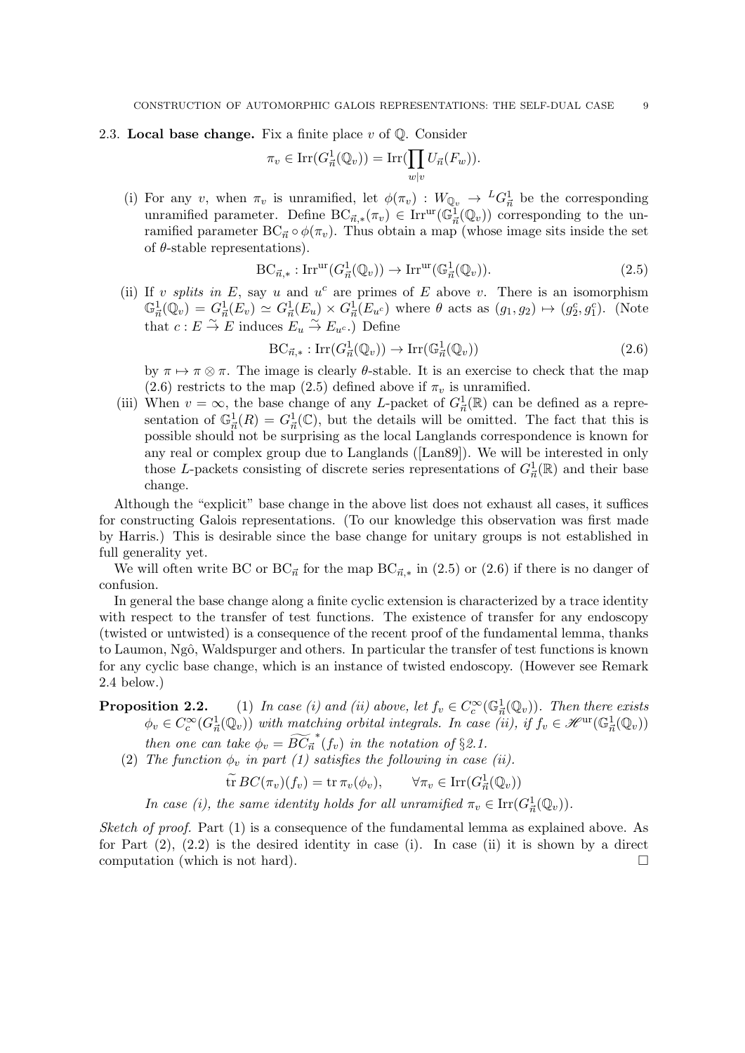### 2.3. Local base change.

**2.3. Local base change.** Fix a finite place $v$ of $\mathbb{Q}$. Consider

$$\pi_v \in \mathrm{Irr}(G^1_{\vec{n}}(\mathbb{Q}_v)) = \mathrm{Irr}(\prod_{w|v} U_{\vec{n}}(F_w)).$$

(i) For any $v$, when $\pi_v$ is unramified, let $\phi(\pi_v) : W_{\mathbb{Q}_v} \to {}^L G^1_{\vec{n}}$ be the corresponding unramified parameter. Define $\mathrm{BC}_{\vec{n},*}(\pi_v) \in \mathrm{Irr}^{\mathrm{ur}}(\mathbb{G}^1_{\vec{n}}(\mathbb{Q}_v))$ corresponding to the unramified parameter $\mathrm{BC}_{\vec{n}} \circ \phi(\pi_v)$. Thus obtain a map (whose image sits inside the set of $\theta$-stable representations).

$$\mathrm{BC}_{\vec{n},*} : \mathrm{Irr}^{\mathrm{ur}}(G^1_{\vec{n}}(\mathbb{Q}_v)) \to \mathrm{Irr}^{\mathrm{ur}}(\mathbb{G}^1_{\vec{n}}(\mathbb{Q}_v)). \tag{2.5}$$

(ii) If $v$ *splits in* $E$, say $u$ and $u^c$ are primes of $E$ above $v$. There is an isomorphism $\mathbb{G}^1_{\vec{n}}(\mathbb{Q}_v) = G^1_{\vec{n}}(E_v) \simeq G^1_{\vec{n}}(E_u) \times G^1_{\vec{n}}(E_{u^c})$ where $\theta$ acts as $(g_1, g_2) \mapsto (g_2^c, g_1^c)$. (Note that $c : E \stackrel{\sim}{\to} E$ induces $E_u \stackrel{\sim}{\to} E_{u^c}$.) Define

$$\mathrm{BC}_{\vec{n},*} : \mathrm{Irr}(G^1_{\vec{n}}(\mathbb{Q}_v)) \to \mathrm{Irr}(\mathbb{G}^1_{\vec{n}}(\mathbb{Q}_v)) \tag{2.6}$$

by $\pi \mapsto \pi \otimes \pi$. The image is clearly $\theta$-stable. It is an exercise to check that the map (2.6) restricts to the map (2.5) defined above if $\pi_v$ is unramified.

(iii) When $v = \infty$, the base change of any $L$-packet of $G^1_{\vec{n}}(\mathbb{R})$ can be defined as a representation of $\mathbb{G}^1_{\vec{n}}(R) = G^1_{\vec{n}}(\mathbb{C})$, but the details will be omitted. The fact that this is possible should not be surprising as the local Langlands correspondence is known for any real or complex group due to Langlands ([Lan89]). We will be interested in only those $L$-packets consisting of discrete series representations of $G^1_{\vec{n}}(\mathbb{R})$ and their base change.

Although the "explicit" base change in the above list does not exhaust all cases, it suffices for constructing Galois representations. (To our knowledge this observation was first made by Harris.) This is desirable since the base change for unitary groups is not established in full generality yet.

We will often write BC or $\mathrm{BC}_{\vec{n}}$ for the map $\mathrm{BC}_{\vec{n},*}$ in (2.5) or (2.6) if there is no danger of confusion.

In general the base change along a finite cyclic extension is characterized by a trace identity with respect to the transfer of test functions. The existence of transfer for any endoscopy (twisted or untwisted) is a consequence of the recent proof of the fundamental lemma, thanks to Laumon, Ngô, Waldspurger and others. In particular the transfer of test functions is known for any cyclic base change, which is an instance of twisted endoscopy. (However see Remark 2.4 below.)

**Proposition 2.2.** (1) *In case (i) and (ii) above, let $f_v \in C^\infty_c(\mathbb{G}^1_{\vec{n}}(\mathbb{Q}_v))$. Then there exists $\phi_v \in C^\infty_c(G^1_{\vec{n}}(\mathbb{Q}_v))$ with matching orbital integrals. In case (ii), if $f_v \in \mathscr{H}^{\mathrm{ur}}(\mathbb{G}^1_{\vec{n}}(\mathbb{Q}_v))$ then one can take $\phi_v = \widetilde{BC}_{\vec{n}}^{\,*}(f_v)$ in the notation of §2.1.*

(2) *The function $\phi_v$ in part (1) satisfies the following in case (ii).*

$$\widetilde{\mathrm{tr}}\, BC(\pi_v)(f_v) = \mathrm{tr}\, \pi_v(\phi_v), \qquad \forall \pi_v \in \mathrm{Irr}(G^1_{\vec{n}}(\mathbb{Q}_v))$$

*In case (i), the same identity holds for all unramified $\pi_v \in \mathrm{Irr}(G^1_{\vec{n}}(\mathbb{Q}_v))$.*

*Sketch of proof.* Part (1) is a consequence of the fundamental lemma as explained above. As for Part (2), (2.2) is the desired identity in case (i). In case (ii) it is shown by a direct computation (which is not hard). □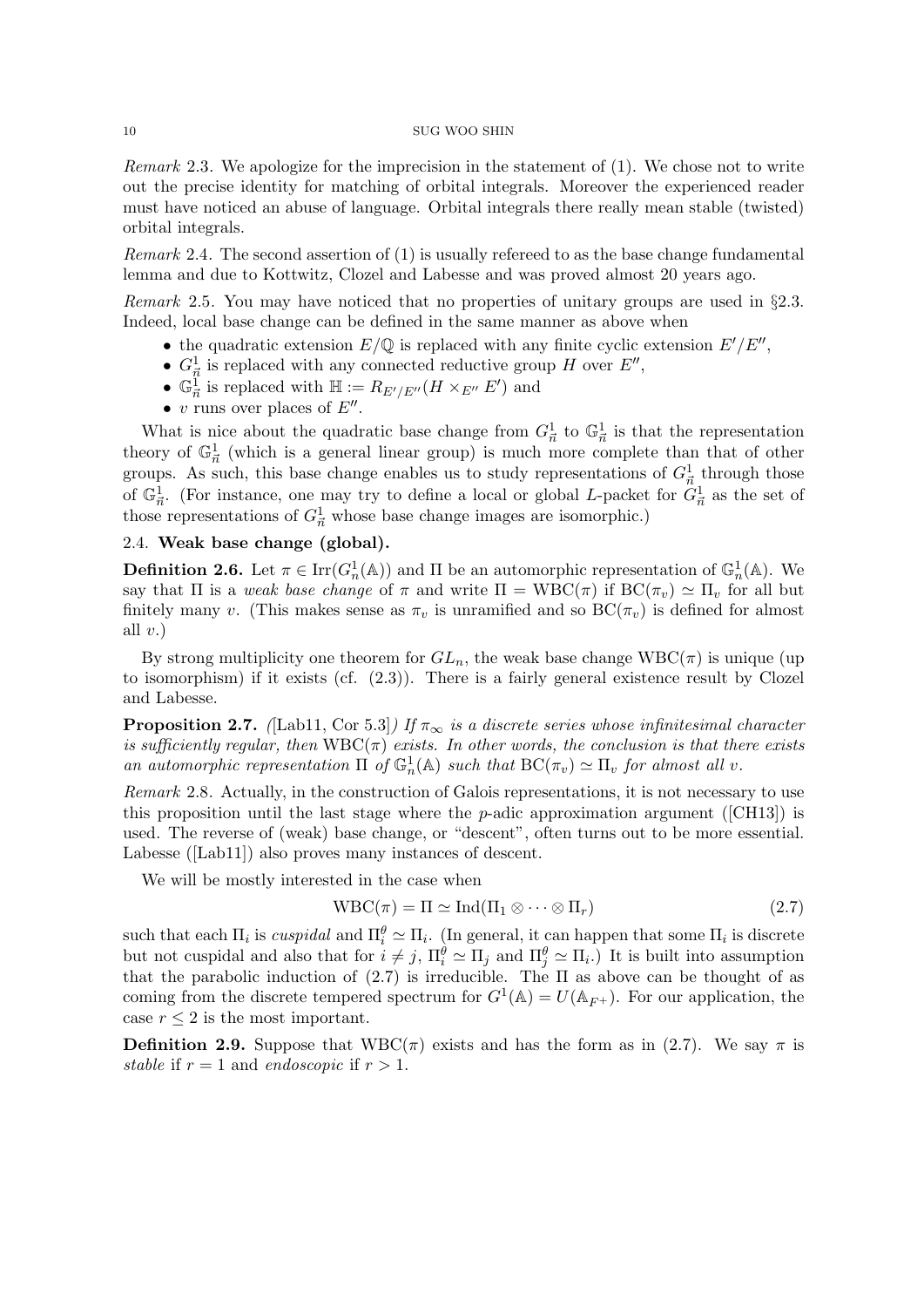*Remark* 2.3. We apologize for the imprecision in the statement of (1). We chose not to write out the precise identity for matching of orbital integrals. Moreover the experienced reader must have noticed an abuse of language. Orbital integrals there really mean stable (twisted) orbital integrals.

*Remark* 2.4. The second assertion of (1) is usually refereed to as the base change fundamental lemma and due to Kottwitz, Clozel and Labesse and was proved almost 20 years ago.

*Remark* 2.5. You may have noticed that no properties of unitary groups are used in §2.3. Indeed, local base change can be defined in the same manner as above when

- the quadratic extension $E/\mathbb{Q}$ is replaced with any finite cyclic extension $E'/E''$,
- $G^1_{\vec{n}}$ is replaced with any connected reductive group $H$ over $E''$,
- $\mathbb{G}^1_{\vec{n}}$ is replaced with $\mathbb{H} := R_{E'/E''}(H \times_{E''} E')$ and
- $v$ runs over places of $E''$.

What is nice about the quadratic base change from $G^1_{\vec{n}}$ to $\mathbb{G}^1_{\vec{n}}$ is that the representation theory of $\mathbb{G}^1_{\vec{n}}$ (which is a general linear group) is much more complete than that of other groups. As such, this base change enables us to study representations of $G^1_{\vec{n}}$ through those of $\mathbb{G}^1_{\vec{n}}$. (For instance, one may try to define a local or global $L$-packet for $G^1_{\vec{n}}$ as the set of those representations of $G^1_{\vec{n}}$ whose base change images are isomorphic.)

## 2.4. Weak base change (global).

**Definition 2.6.** Let $\pi \in \mathrm{Irr}(G^1_n(\mathbb{A}))$ and $\Pi$ be an automorphic representation of $\mathbb{G}^1_n(\mathbb{A})$. We say that $\Pi$ is a *weak base change* of $\pi$ and write $\Pi = \mathrm{WBC}(\pi)$ if $\mathrm{BC}(\pi_v) \simeq \Pi_v$ for all but finitely many $v$. (This makes sense as $\pi_v$ is unramified and so $\mathrm{BC}(\pi_v)$ is defined for almost all $v$.)

By strong multiplicity one theorem for $GL_n$, the weak base change $\mathrm{WBC}(\pi)$ is unique (up to isomorphism) if it exists (cf. (2.3)). There is a fairly general existence result by Clozel and Labesse.

**Proposition 2.7.** *(*[Lab11, Cor 5.3]*) If $\pi_\infty$ is a discrete series whose infinitesimal character is sufficiently regular, then $\mathrm{WBC}(\pi)$ exists. In other words, the conclusion is that there exists an automorphic representation $\Pi$ of $\mathbb{G}^1_n(\mathbb{A})$ such that $\mathrm{BC}(\pi_v) \simeq \Pi_v$ for almost all $v$.*

*Remark* 2.8. Actually, in the construction of Galois representations, it is not necessary to use this proposition until the last stage where the $p$-adic approximation argument ([CH13]) is used. The reverse of (weak) base change, or "descent", often turns out to be more essential. Labesse ([Lab11]) also proves many instances of descent.

We will be mostly interested in the case when

$$\mathrm{WBC}(\pi) = \Pi \simeq \mathrm{Ind}(\Pi_1 \otimes \cdots \otimes \Pi_r) \tag{2.7}$$

such that each $\Pi_i$ is *cuspidal* and $\Pi_i^\theta \simeq \Pi_i$. (In general, it can happen that some $\Pi_i$ is discrete but not cuspidal and also that for $i \neq j$, $\Pi_i^\theta \simeq \Pi_j$ and $\Pi_j^\theta \simeq \Pi_i$.) It is built into assumption that the parabolic induction of (2.7) is irreducible. The $\Pi$ as above can be thought of as coming from the discrete tempered spectrum for $G^1(\mathbb{A}) = U(\mathbb{A}_{F^+})$. For our application, the case $r \leq 2$ is the most important.

**Definition 2.9.** Suppose that $\mathrm{WBC}(\pi)$ exists and has the form as in (2.7). We say $\pi$ is *stable* if $r = 1$ and *endoscopic* if $r > 1$.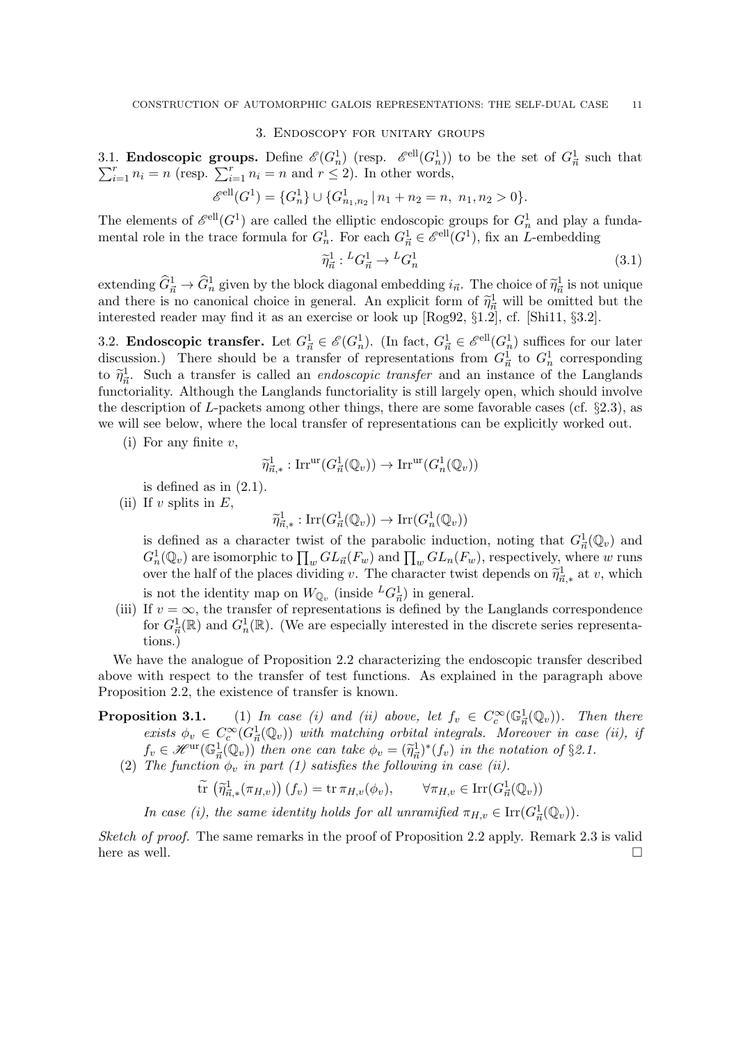## 3. Endoscopy for unitary groups

3.1. **Endoscopic groups.** Define $\mathscr{E}(G^1_n)$ (resp. $\mathscr{E}^{\mathrm{ell}}(G^1_n)$) to be the set of $G^1_{\vec{n}}$ such that $\sum_{i=1}^r n_i = n$ (resp. $\sum_{i=1}^r n_i = n$ and $r \leq 2$). In other words,

$$\mathscr{E}^{\mathrm{ell}}(G^1) = \{G^1_n\} \cup \{G^1_{n_1,n_2} \,|\, n_1 + n_2 = n,\ n_1, n_2 > 0\}.$$

The elements of $\mathscr{E}^{\mathrm{ell}}(G^1)$ are called the elliptic endoscopic groups for $G^1_n$ and play a fundamental role in the trace formula for $G^1_n$. For each $G^1_{\vec{n}} \in \mathscr{E}^{\mathrm{ell}}(G^1)$, fix an $L$-embedding

$$\widetilde{\eta}^1_{\vec{n}} : {}^L G^1_{\vec{n}} \to {}^L G^1_n \tag{3.1}$$

extending $\widehat{G}^1_{\vec{n}} \to \widehat{G}^1_n$ given by the block diagonal embedding $i_{\vec{n}}$. The choice of $\widetilde{\eta}^1_{\vec{n}}$ is not unique and there is no canonical choice in general. An explicit form of $\widetilde{\eta}^1_{\vec{n}}$ will be omitted but the interested reader may find it as an exercise or look up [Rog92, §1.2], cf. [Shi11, §3.2].

3.2. **Endoscopic transfer.** Let $G^1_{\vec{n}} \in \mathscr{E}(G^1_n)$. (In fact, $G^1_{\vec{n}} \in \mathscr{E}^{\mathrm{ell}}(G^1_n)$ suffices for our later discussion.) There should be a transfer of representations from $G^1_{\vec{n}}$ to $G^1_n$ corresponding to $\widetilde{\eta}^1_{\vec{n}}$. Such a transfer is called an *endoscopic transfer* and an instance of the Langlands functoriality. Although the Langlands functoriality is still largely open, which should involve the description of $L$-packets among other things, there are some favorable cases (cf. §2.3), as we will see below, where the local transfer of representations can be explicitly worked out.

(i) For any finite $v$,

$$\widetilde{\eta}^1_{\vec{n},*} : \mathrm{Irr}^{\mathrm{ur}}(G^1_{\vec{n}}(\mathbb{Q}_v)) \to \mathrm{Irr}^{\mathrm{ur}}(G^1_n(\mathbb{Q}_v))$$

is defined as in (2.1).

(ii) If $v$ splits in $E$,

$$\widetilde{\eta}^1_{\vec{n},*} : \mathrm{Irr}(G^1_{\vec{n}}(\mathbb{Q}_v)) \to \mathrm{Irr}(G^1_n(\mathbb{Q}_v))$$

is defined as a character twist of the parabolic induction, noting that $G^1_{\vec{n}}(\mathbb{Q}_v)$ and $G^1_n(\mathbb{Q}_v)$ are isomorphic to $\prod_w GL_{\vec{n}}(F_w)$ and $\prod_w GL_n(F_w)$, respectively, where $w$ runs over the half of the places dividing $v$. The character twist depends on $\widetilde{\eta}^1_{\vec{n},*}$ at $v$, which is not the identity map on $W_{\mathbb{Q}_v}$ (inside ${}^L G^1_{\vec{n}}$) in general.

(iii) If $v = \infty$, the transfer of representations is defined by the Langlands correspondence for $G^1_{\vec{n}}(\mathbb{R})$ and $G^1_n(\mathbb{R})$. (We are especially interested in the discrete series representations.)

We have the analogue of Proposition 2.2 characterizing the endoscopic transfer described above with respect to the transfer of test functions. As explained in the paragraph above Proposition 2.2, the existence of transfer is known.

**Proposition 3.1.** (1) *In case (i) and (ii) above, let $f_v \in C^\infty_c(\mathbb{G}^1_{\vec{n}}(\mathbb{Q}_v))$. Then there exists $\phi_v \in C^\infty_c(G^1_{\vec{n}}(\mathbb{Q}_v))$ with matching orbital integrals. Moreover in case (ii), if $f_v \in \mathscr{H}^{\mathrm{ur}}(\mathbb{G}^1_{\vec{n}}(\mathbb{Q}_v))$ then one can take $\phi_v = (\widetilde{\eta}^1_{\vec{n}})^*(f_v)$ in the notation of §2.1.*

(2) *The function $\phi_v$ in part (1) satisfies the following in case (ii).*

$$\widetilde{\mathrm{tr}}\,\left(\widetilde{\eta}^1_{\vec{n},*}(\pi_{H,v})\right)(f_v) = \mathrm{tr}\,\pi_{H,v}(\phi_v), \qquad \forall \pi_{H,v} \in \mathrm{Irr}(G^1_{\vec{n}}(\mathbb{Q}_v))$$

*In case (i), the same identity holds for all unramified $\pi_{H,v} \in \mathrm{Irr}(G^1_{\vec{n}}(\mathbb{Q}_v))$.*

*Sketch of proof.* The same remarks in the proof of Proposition 2.2 apply. Remark 2.3 is valid here as well. □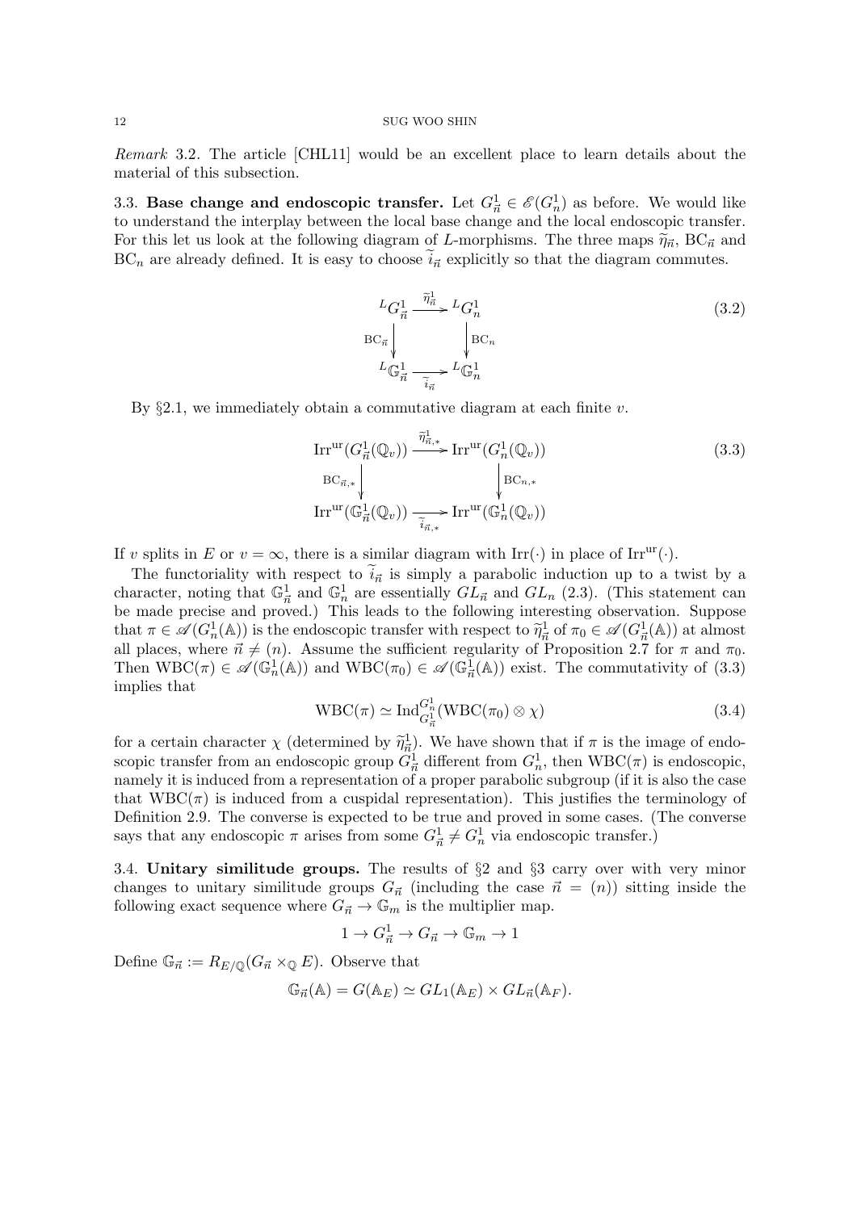*Remark* 3.2. The article [CHL11] would be an excellent place to learn details about the material of this subsection.

3.3. **Base change and endoscopic transfer.** Let $G^1_{\vec{n}} \in \mathscr{E}(G^1_n)$ as before. We would like to understand the interplay between the local base change and the local endoscopic transfer. For this let us look at the following diagram of $L$-morphisms. The three maps $\widetilde{\eta}_{\vec{n}}$, $\mathrm{BC}_{\vec{n}}$ and $\mathrm{BC}_n$ are already defined. It is easy to choose $\widetilde{i}_{\vec{n}}$ explicitly so that the diagram commutes.

$$\begin{array}{ccc} {}^L G^1_{\vec{n}} & \xrightarrow{\widetilde{\eta}^1_{\vec{n}}} & {}^L G^1_n \\ \Big\downarrow{\scriptstyle \mathrm{BC}_{\vec{n}}} & & \Big\downarrow{\scriptstyle \mathrm{BC}_n} \\ {}^L \mathbb{G}^1_{\vec{n}} & \xrightarrow[\widetilde{i}_{\vec{n}}]{} & {}^L \mathbb{G}^1_n \end{array} \tag{3.2}$$

By §2.1, we immediately obtain a commutative diagram at each finite $v$.

$$\begin{array}{ccc} \mathrm{Irr}^{\mathrm{ur}}(G^1_{\vec{n}}(\mathbb{Q}_v)) & \xrightarrow{\widetilde{\eta}^1_{\vec{n},*}} & \mathrm{Irr}^{\mathrm{ur}}(G^1_n(\mathbb{Q}_v)) \\ \Big\downarrow{\scriptstyle \mathrm{BC}_{\vec{n},*}} & & \Big\downarrow{\scriptstyle \mathrm{BC}_{n,*}} \\ \mathrm{Irr}^{\mathrm{ur}}(\mathbb{G}^1_{\vec{n}}(\mathbb{Q}_v)) & \xrightarrow[\widetilde{i}_{\vec{n},*}]{} & \mathrm{Irr}^{\mathrm{ur}}(\mathbb{G}^1_n(\mathbb{Q}_v)) \end{array} \tag{3.3}$$

If $v$ splits in $E$ or $v = \infty$, there is a similar diagram with $\mathrm{Irr}(\cdot)$ in place of $\mathrm{Irr}^{\mathrm{ur}}(\cdot)$.

The functoriality with respect to $\widetilde{i}_{\vec{n}}$ is simply a parabolic induction up to a twist by a character, noting that $\mathbb{G}^1_{\vec{n}}$ and $\mathbb{G}^1_n$ are essentially $GL_{\vec{n}}$ and $GL_n$ (2.3). (This statement can be made precise and proved.) This leads to the following interesting observation. Suppose that $\pi \in \mathscr{A}(G^1_n(\mathbb{A}))$ is the endoscopic transfer with respect to $\widetilde{\eta}^1_{\vec{n}}$ of $\pi_0 \in \mathscr{A}(G^1_{\vec{n}}(\mathbb{A}))$ at almost all places, where $\vec{n} \neq (n)$. Assume the sufficient regularity of Proposition 2.7 for $\pi$ and $\pi_0$. Then $\mathrm{WBC}(\pi) \in \mathscr{A}(\mathbb{G}^1_n(\mathbb{A}))$ and $\mathrm{WBC}(\pi_0) \in \mathscr{A}(\mathbb{G}^1_{\vec{n}}(\mathbb{A}))$ exist. The commutativity of (3.3) implies that

$$\mathrm{WBC}(\pi) \simeq \mathrm{Ind}^{G^1_n}_{G^1_{\vec{n}}}(\mathrm{WBC}(\pi_0) \otimes \chi) \tag{3.4}$$

for a certain character $\chi$ (determined by $\widetilde{\eta}^1_{\vec{n}}$). We have shown that if $\pi$ is the image of endoscopic transfer from an endoscopic group $G^1_{\vec{n}}$ different from $G^1_n$, then $\mathrm{WBC}(\pi)$ is endoscopic, namely it is induced from a representation of a proper parabolic subgroup (if it is also the case that $\mathrm{WBC}(\pi)$ is induced from a cuspidal representation). This justifies the terminology of Definition 2.9. The converse is expected to be true and proved in some cases. (The converse says that any endoscopic $\pi$ arises from some $G^1_{\vec{n}} \neq G^1_n$ via endoscopic transfer.)

3.4. **Unitary similitude groups.** The results of §2 and §3 carry over with very minor changes to unitary similitude groups $G_{\vec{n}}$ (including the case $\vec{n} = (n)$) sitting inside the following exact sequence where $G_{\vec{n}} \to \mathbb{G}_m$ is the multiplier map.

$$1 \to G^1_{\vec{n}} \to G_{\vec{n}} \to \mathbb{G}_m \to 1$$

Define $\mathbb{G}_{\vec{n}} := R_{E/\mathbb{Q}}(G_{\vec{n}} \times_{\mathbb{Q}} E)$. Observe that

$$\mathbb{G}_{\vec{n}}(\mathbb{A}) = G(\mathbb{A}_E) \simeq GL_1(\mathbb{A}_E) \times GL_{\vec{n}}(\mathbb{A}_F).$$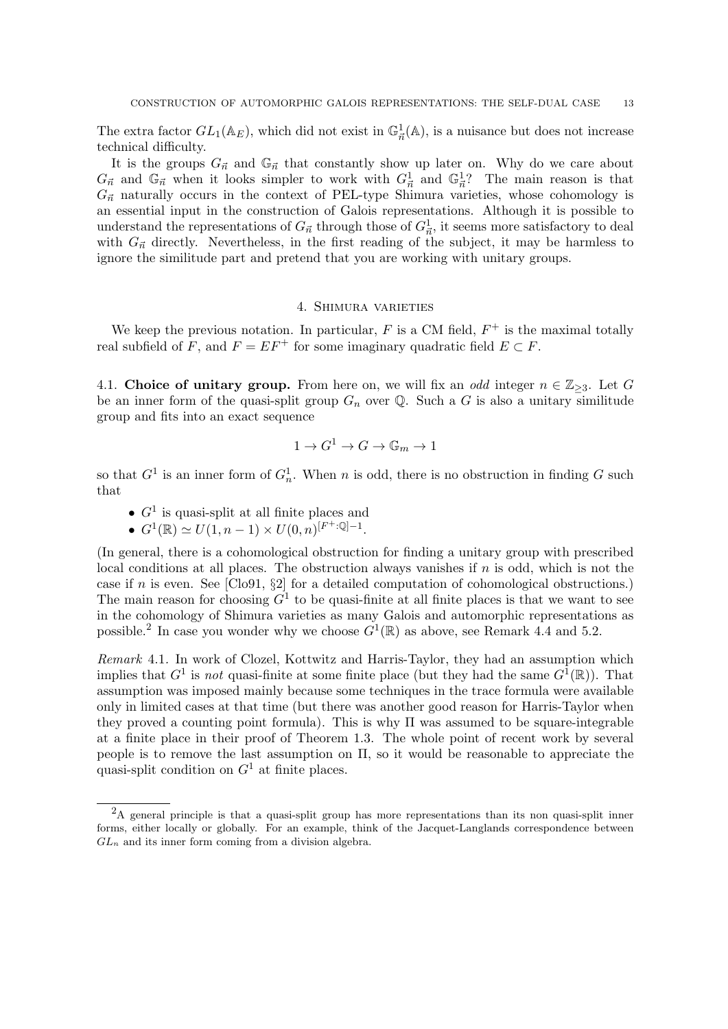The extra factor $GL_1(\mathbb{A}_E)$, which did not exist in $\mathbb{G}^1_{\vec{n}}(\mathbb{A})$, is a nuisance but does not increase technical difficulty.

It is the groups $G_{\vec{n}}$ and $\mathbb{G}_{\vec{n}}$ that constantly show up later on. Why do we care about $G_{\vec{n}}$ and $\mathbb{G}_{\vec{n}}$ when it looks simpler to work with $G^1_{\vec{n}}$ and $\mathbb{G}^1_{\vec{n}}$? The main reason is that $G_{\vec{n}}$ naturally occurs in the context of PEL-type Shimura varieties, whose cohomology is an essential input in the construction of Galois representations. Although it is possible to understand the representations of $G_{\vec{n}}$ through those of $G^1_{\vec{n}}$, it seems more satisfactory to deal with $G_{\vec{n}}$ directly. Nevertheless, in the first reading of the subject, it may be harmless to ignore the similitude part and pretend that you are working with unitary groups.

## 4. Shimura varieties

We keep the previous notation. In particular, $F$ is a CM field, $F^+$ is the maximal totally real subfield of $F$, and $F = EF^+$ for some imaginary quadratic field $E \subset F$.

4.1. **Choice of unitary group.** From here on, we will fix an *odd* integer $n \in \mathbb{Z}_{\geq 3}$. Let $G$ be an inner form of the quasi-split group $G_n$ over $\mathbb{Q}$. Such a $G$ is also a unitary similitude group and fits into an exact sequence

$$1 \to G^1 \to G \to \mathbb{G}_m \to 1$$

so that $G^1$ is an inner form of $G^1_n$. When $n$ is odd, there is no obstruction in finding $G$ such that

- $G^1$ is quasi-split at all finite places and
- $G^1(\mathbb{R}) \simeq U(1, n-1) \times U(0, n)^{[F^+:\mathbb{Q}]-1}$.

(In general, there is a cohomological obstruction for finding a unitary group with prescribed local conditions at all places. The obstruction always vanishes if $n$ is odd, which is not the case if $n$ is even. See [Clo91, §2] for a detailed computation of cohomological obstructions.) The main reason for choosing $G^1$ to be quasi-finite at all finite places is that we want to see in the cohomology of Shimura varieties as many Galois and automorphic representations as possible.[2] In case you wonder why we choose $G^1(\mathbb{R})$ as above, see Remark 4.4 and 5.2.

*Remark* 4.1. In work of Clozel, Kottwitz and Harris-Taylor, they had an assumption which implies that $G^1$ is *not* quasi-finite at some finite place (but they had the same $G^1(\mathbb{R})$). That assumption was imposed mainly because some techniques in the trace formula were available only in limited cases at that time (but there was another good reason for Harris-Taylor when they proved a counting point formula). This is why $\Pi$ was assumed to be square-integrable at a finite place in their proof of Theorem 1.3. The whole point of recent work by several people is to remove the last assumption on $\Pi$, so it would be reasonable to appreciate the quasi-split condition on $G^1$ at finite places.

[2] A general principle is that a quasi-split group has more representations than its non quasi-split inner forms, either locally or globally. For an example, think of the Jacquet-Langlands correspondence between $GL_n$ and its inner form coming from a division algebra.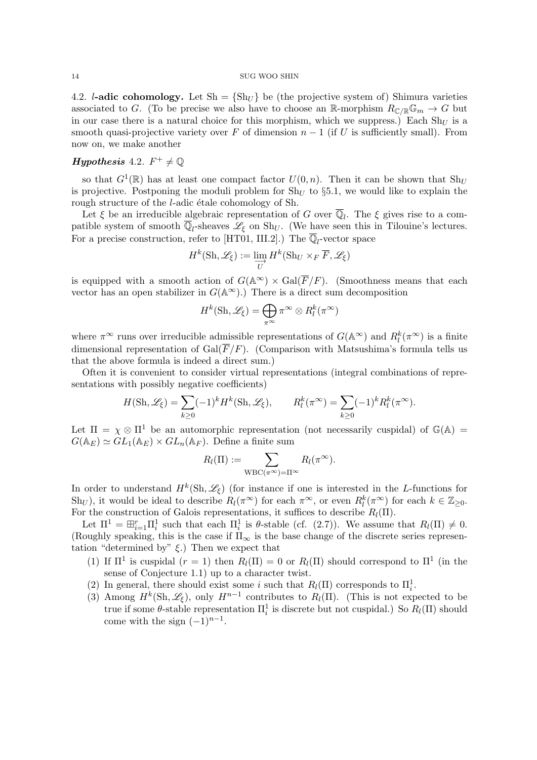### 4.2. $l$-adic cohomology.

Let $\mathrm{Sh} = \{\mathrm{Sh}_U\}$ be (the projective system of) Shimura varieties associated to $G$. (To be precise we also have to choose an $\mathbb{R}$-morphism $R_{\mathbb{C}/\mathbb{R}}\mathbb{G}_m \to G$ but in our case there is a natural choice for this morphism, which we suppress.) Each $\mathrm{Sh}_U$ is a smooth quasi-projective variety over $F$ of dimension $n-1$ (if $U$ is sufficiently small). From now on, we make another

***Hypothesis* 4.2.** $F^+ \neq \mathbb{Q}$

so that $G^1(\mathbb{R})$ has at least one compact factor $U(0,n)$. Then it can be shown that $\mathrm{Sh}_U$ is projective. Postponing the moduli problem for $\mathrm{Sh}_U$ to §5.1, we would like to explain the rough structure of the $l$-adic étale cohomology of Sh.

Let $\xi$ be an irreducible algebraic representation of $G$ over $\overline{\mathbb{Q}}_l$. The $\xi$ gives rise to a compatible system of smooth $\overline{\mathbb{Q}}_l$-sheaves $\mathscr{L}_\xi$ on $\mathrm{Sh}_U$. (We have seen this in Tilouine's lectures. For a precise construction, refer to [HT01, III.2].) The $\overline{\mathbb{Q}}_l$-vector space

$$H^k(\mathrm{Sh}, \mathscr{L}_\xi) := \varinjlim_{U} H^k(\mathrm{Sh}_U \times_F \overline{F}, \mathscr{L}_\xi)$$

is equipped with a smooth action of $G(\mathbb{A}^\infty) \times \mathrm{Gal}(\overline{F}/F)$. (Smoothness means that each vector has an open stabilizer in $G(\mathbb{A}^\infty)$.) There is a direct sum decomposition

$$H^k(\mathrm{Sh}, \mathscr{L}_\xi) = \bigoplus_{\pi^\infty} \pi^\infty \otimes R_l^k(\pi^\infty)$$

where $\pi^\infty$ runs over irreducible admissible representations of $G(\mathbb{A}^\infty)$ and $R_l^k(\pi^\infty)$ is a finite dimensional representation of $\mathrm{Gal}(\overline{F}/F)$. (Comparison with Matsushima's formula tells us that the above formula is indeed a direct sum.)

Often it is convenient to consider virtual representations (integral combinations of representations with possibly negative coefficients)

$$H(\mathrm{Sh}, \mathscr{L}_\xi) = \sum_{k \geq 0} (-1)^k H^k(\mathrm{Sh}, \mathscr{L}_\xi), \qquad R_l^k(\pi^\infty) = \sum_{k \geq 0} (-1)^k R_l^k(\pi^\infty).$$

Let $\Pi = \chi \otimes \Pi^1$ be an automorphic representation (not necessarily cuspidal) of $\mathbb{G}(\mathbb{A}) = G(\mathbb{A}_E) \simeq GL_1(\mathbb{A}_E) \times GL_n(\mathbb{A}_F)$. Define a finite sum

$$R_l(\Pi) := \sum_{\mathrm{WBC}(\pi^\infty) = \Pi^\infty} R_l(\pi^\infty).$$

In order to understand $H^k(\mathrm{Sh}, \mathscr{L}_\xi)$ (for instance if one is interested in the $L$-functions for $\mathrm{Sh}_U$), it would be ideal to describe $R_l(\pi^\infty)$ for each $\pi^\infty$, or even $R_l^k(\pi^\infty)$ for each $k \in \mathbb{Z}_{\geq 0}$. For the construction of Galois representations, it suffices to describe $R_l(\Pi)$.

Let $\Pi^1 = \boxplus_{i=1}^r \Pi_i^1$ such that each $\Pi_i^1$ is $\theta$-stable (cf. (2.7)). We assume that $R_l(\Pi) \neq 0$. (Roughly speaking, this is the case if $\Pi_\infty$ is the base change of the discrete series representation "determined by" $\xi$.) Then we expect that

1. If $\Pi^1$ is cuspidal ($r = 1$) then $R_l(\Pi) = 0$ or $R_l(\Pi)$ should correspond to $\Pi^1$ (in the sense of Conjecture 1.1) up to a character twist.
2. In general, there should exist some $i$ such that $R_l(\Pi)$ corresponds to $\Pi_i^1$.
3. Among $H^k(\mathrm{Sh}, \mathscr{L}_\xi)$, only $H^{n-1}$ contributes to $R_l(\Pi)$. (This is not expected to be true if some $\theta$-stable representation $\Pi_i^1$ is discrete but not cuspidal.) So $R_l(\Pi)$ should come with the sign $(-1)^{n-1}$.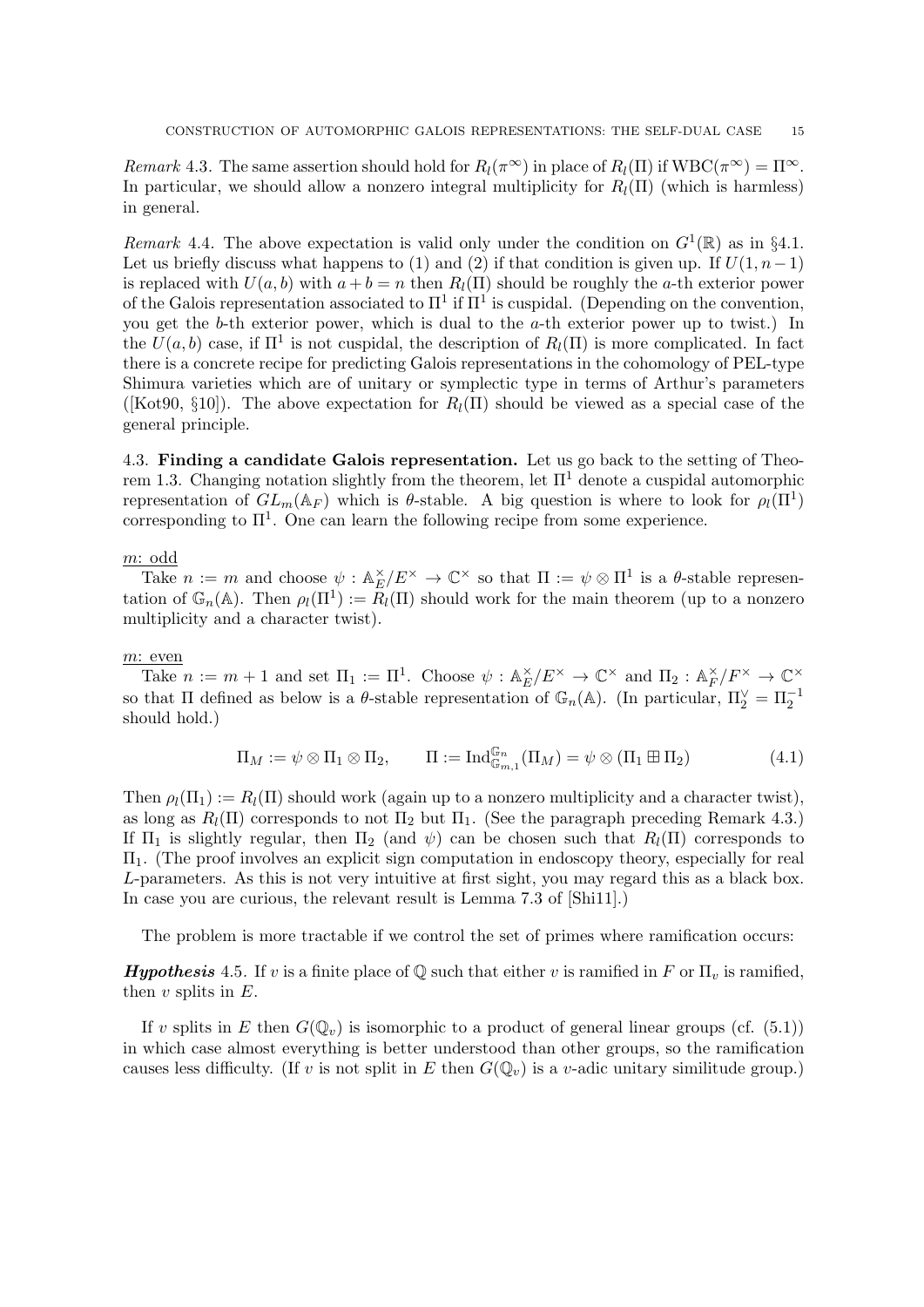*Remark* 4.3. The same assertion should hold for $R_l(\pi^\infty)$ in place of $R_l(\Pi)$ if $\mathrm{WBC}(\pi^\infty) = \Pi^\infty$. In particular, we should allow a nonzero integral multiplicity for $R_l(\Pi)$ (which is harmless) in general.

*Remark* 4.4. The above expectation is valid only under the condition on $G^1(\mathbb{R})$ as in §4.1. Let us briefly discuss what happens to (1) and (2) if that condition is given up. If $U(1, n-1)$ is replaced with $U(a, b)$ with $a + b = n$ then $R_l(\Pi)$ should be roughly the $a$-th exterior power of the Galois representation associated to $\Pi^1$ if $\Pi^1$ is cuspidal. (Depending on the convention, you get the $b$-th exterior power, which is dual to the $a$-th exterior power up to twist.) In the $U(a, b)$ case, if $\Pi^1$ is not cuspidal, the description of $R_l(\Pi)$ is more complicated. In fact there is a concrete recipe for predicting Galois representations in the cohomology of PEL-type Shimura varieties which are of unitary or symplectic type in terms of Arthur's parameters ([Kot90, §10]). The above expectation for $R_l(\Pi)$ should be viewed as a special case of the general principle.

### 4.3. Finding a candidate Galois representation.

Let us go back to the setting of Theorem 1.3. Changing notation slightly from the theorem, let $\Pi^1$ denote a cuspidal automorphic representation of $GL_m(\mathbb{A}_F)$ which is $\theta$-stable. A big question is where to look for $\rho_l(\Pi^1)$ corresponding to $\Pi^1$. One can learn the following recipe from some experience.

<u>$m$: odd</u>

Take $n := m$ and choose $\psi : \mathbb{A}_E^\times / E^\times \to \mathbb{C}^\times$ so that $\Pi := \psi \otimes \Pi^1$ is a $\theta$-stable representation of $\mathbb{G}_n(\mathbb{A})$. Then $\rho_l(\Pi^1) := R_l(\Pi)$ should work for the main theorem (up to a nonzero multiplicity and a character twist).

<u>$m$: even</u>

Take $n := m + 1$ and set $\Pi_1 := \Pi^1$. Choose $\psi : \mathbb{A}_E^\times / E^\times \to \mathbb{C}^\times$ and $\Pi_2 : \mathbb{A}_F^\times / F^\times \to \mathbb{C}^\times$ so that $\Pi$ defined as below is a $\theta$-stable representation of $\mathbb{G}_n(\mathbb{A})$. (In particular, $\Pi_2^\vee = \Pi_2^{-1}$ should hold.)

$$\Pi_M := \psi \otimes \Pi_1 \otimes \Pi_2, \qquad \Pi := \mathrm{Ind}_{\mathbb{G}_{m,1}}^{\mathbb{G}_n}(\Pi_M) = \psi \otimes (\Pi_1 \boxplus \Pi_2) \tag{4.1}$$

Then $\rho_l(\Pi_1) := R_l(\Pi)$ should work (again up to a nonzero multiplicity and a character twist), as long as $R_l(\Pi)$ corresponds to not $\Pi_2$ but $\Pi_1$. (See the paragraph preceding Remark 4.3.) If $\Pi_1$ is slightly regular, then $\Pi_2$ (and $\psi$) can be chosen such that $R_l(\Pi)$ corresponds to $\Pi_1$. (The proof involves an explicit sign computation in endoscopy theory, especially for real $L$-parameters. As this is not very intuitive at first sight, you may regard this as a black box. In case you are curious, the relevant result is Lemma 7.3 of [Shi11].)

The problem is more tractable if we control the set of primes where ramification occurs:

***Hypothesis*** 4.5. If $v$ is a finite place of $\mathbb{Q}$ such that either $v$ is ramified in $F$ or $\Pi_v$ is ramified, then $v$ splits in $E$.

If $v$ splits in $E$ then $G(\mathbb{Q}_v)$ is isomorphic to a product of general linear groups (cf. (5.1)) in which case almost everything is better understood than other groups, so the ramification causes less difficulty. (If $v$ is not split in $E$ then $G(\mathbb{Q}_v)$ is a $v$-adic unitary similitude group.)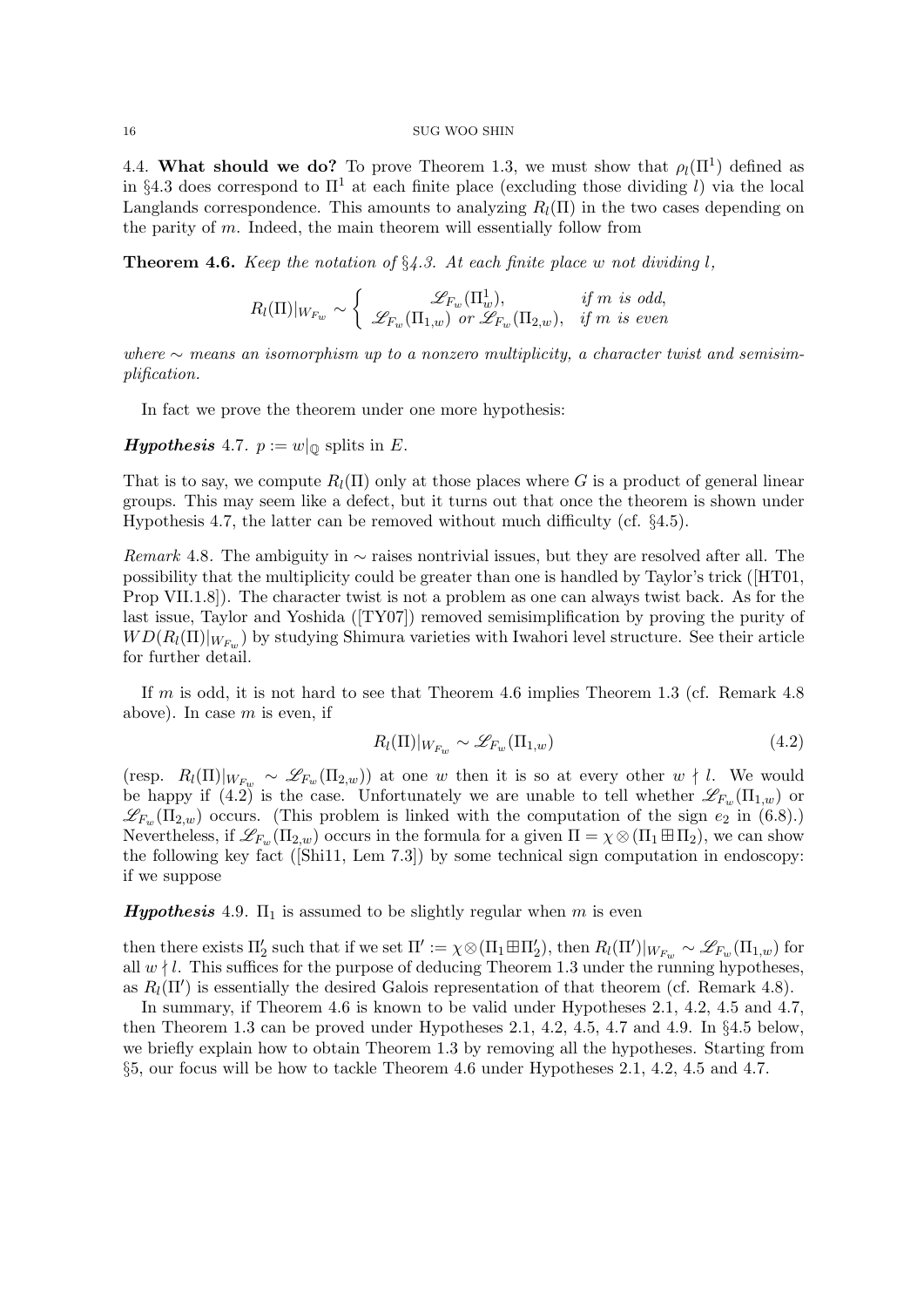4.4. **What should we do?** To prove Theorem 1.3, we must show that $\rho_l(\Pi^1)$ defined as in §4.3 does correspond to $\Pi^1$ at each finite place (excluding those dividing $l$) via the local Langlands correspondence. This amounts to analyzing $R_l(\Pi)$ in the two cases depending on the parity of $m$. Indeed, the main theorem will essentially follow from

**Theorem 4.6.** *Keep the notation of §4.3. At each finite place $w$ not dividing $l$,*

$$R_l(\Pi)|_{W_{F_w}} \sim \left\{ \begin{array}{cc} \mathscr{L}_{F_w}(\Pi^1_w), & \text{if } m \text{ is odd,} \\ \mathscr{L}_{F_w}(\Pi_{1,w}) \text{ or } \mathscr{L}_{F_w}(\Pi_{2,w}), & \text{if } m \text{ is even} \end{array} \right.$$

*where $\sim$ means an isomorphism up to a nonzero multiplicity, a character twist and semisimplification.*

In fact we prove the theorem under one more hypothesis:

***Hypothesis* 4.7.** $p := w|_{\mathbb{Q}}$ splits in $E$.

That is to say, we compute $R_l(\Pi)$ only at those places where $G$ is a product of general linear groups. This may seem like a defect, but it turns out that once the theorem is shown under Hypothesis 4.7, the latter can be removed without much difficulty (cf. §4.5).

*Remark* 4.8. The ambiguity in $\sim$ raises nontrivial issues, but they are resolved after all. The possibility that the multiplicity could be greater than one is handled by Taylor's trick ([HT01, Prop VII.1.8]). The character twist is not a problem as one can always twist back. As for the last issue, Taylor and Yoshida ([TY07]) removed semisimplification by proving the purity of $WD(R_l(\Pi)|_{W_{F_w}})$ by studying Shimura varieties with Iwahori level structure. See their article for further detail.

If $m$ is odd, it is not hard to see that Theorem 4.6 implies Theorem 1.3 (cf. Remark 4.8 above). In case $m$ is even, if

$$R_l(\Pi)|_{W_{F_w}} \sim \mathscr{L}_{F_w}(\Pi_{1,w}) \tag{4.2}$$

(resp. $R_l(\Pi)|_{W_{F_w}} \sim \mathscr{L}_{F_w}(\Pi_{2,w})$) at one $w$ then it is so at every other $w \nmid l$. We would be happy if (4.2) is the case. Unfortunately we are unable to tell whether $\mathscr{L}_{F_w}(\Pi_{1,w})$ or $\mathscr{L}_{F_w}(\Pi_{2,w})$ occurs. (This problem is linked with the computation of the sign $e_2$ in (6.8).) Nevertheless, if $\mathscr{L}_{F_w}(\Pi_{2,w})$ occurs in the formula for a given $\Pi = \chi \otimes (\Pi_1 \boxplus \Pi_2)$, we can show the following key fact ([Shi11, Lem 7.3]) by some technical sign computation in endoscopy: if we suppose

***Hypothesis* 4.9.** $\Pi_1$ is assumed to be slightly regular when $m$ is even

then there exists $\Pi'_2$ such that if we set $\Pi' := \chi \otimes (\Pi_1 \boxplus \Pi'_2)$, then $R_l(\Pi')|_{W_{F_w}} \sim \mathscr{L}_{F_w}(\Pi_{1,w})$ for all $w \nmid l$. This suffices for the purpose of deducing Theorem 1.3 under the running hypotheses, as $R_l(\Pi')$ is essentially the desired Galois representation of that theorem (cf. Remark 4.8).

In summary, if Theorem 4.6 is known to be valid under Hypotheses 2.1, 4.2, 4.5 and 4.7, then Theorem 1.3 can be proved under Hypotheses 2.1, 4.2, 4.5, 4.7 and 4.9. In §4.5 below, we briefly explain how to obtain Theorem 1.3 by removing all the hypotheses. Starting from §5, our focus will be how to tackle Theorem 4.6 under Hypotheses 2.1, 4.2, 4.5 and 4.7.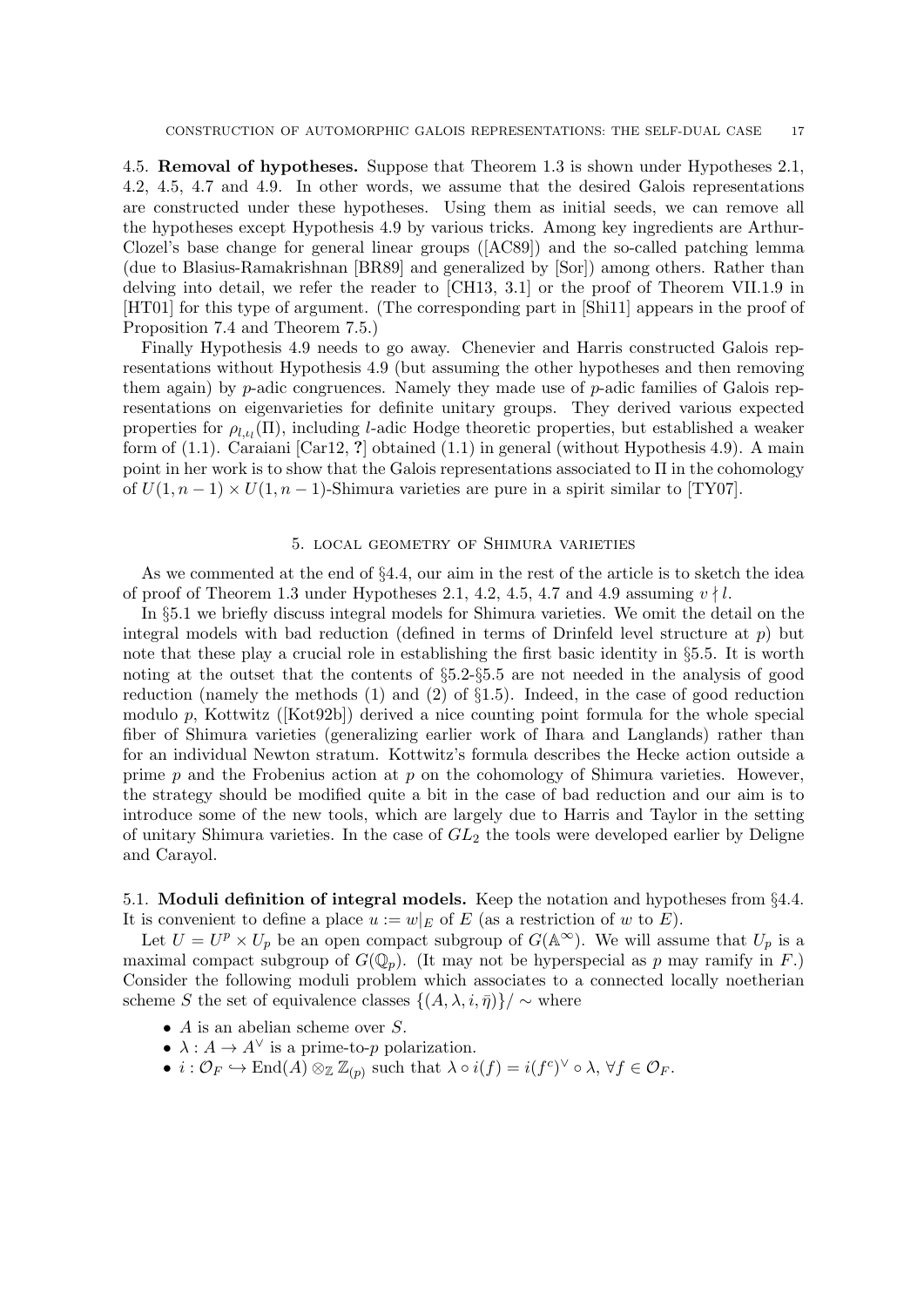4.5. **Removal of hypotheses.** Suppose that Theorem 1.3 is shown under Hypotheses 2.1, 4.2, 4.5, 4.7 and 4.9. In other words, we assume that the desired Galois representations are constructed under these hypotheses. Using them as initial seeds, we can remove all the hypotheses except Hypothesis 4.9 by various tricks. Among key ingredients are Arthur-Clozel's base change for general linear groups ([AC89]) and the so-called patching lemma (due to Blasius-Ramakrishnan [BR89] and generalized by [Sor]) among others. Rather than delving into detail, we refer the reader to [CH13, 3.1] or the proof of Theorem VII.1.9 in [HT01] for this type of argument. (The corresponding part in [Shi11] appears in the proof of Proposition 7.4 and Theorem 7.5.)

Finally Hypothesis 4.9 needs to go away. Chenevier and Harris constructed Galois representations without Hypothesis 4.9 (but assuming the other hypotheses and then removing them again) by $p$-adic congruences. Namely they made use of $p$-adic families of Galois representations on eigenvarieties for definite unitary groups. They derived various expected properties for $\rho_{l,\iota_l}(\Pi)$, including $l$-adic Hodge theoretic properties, but established a weaker form of (1.1). Caraiani [Car12, **?**] obtained (1.1) in general (without Hypothesis 4.9). A main point in her work is to show that the Galois representations associated to $\Pi$ in the cohomology of $U(1, n-1) \times U(1, n-1)$-Shimura varieties are pure in a spirit similar to [TY07].

## 5. Local geometry of Shimura varieties

As we commented at the end of §4.4, our aim in the rest of the article is to sketch the idea of proof of Theorem 1.3 under Hypotheses 2.1, 4.2, 4.5, 4.7 and 4.9 assuming $v \nmid l$.

In §5.1 we briefly discuss integral models for Shimura varieties. We omit the detail on the integral models with bad reduction (defined in terms of Drinfeld level structure at $p$) but note that these play a crucial role in establishing the first basic identity in §5.5. It is worth noting at the outset that the contents of §5.2-§5.5 are not needed in the analysis of good reduction (namely the methods (1) and (2) of §1.5). Indeed, in the case of good reduction modulo $p$, Kottwitz ([Kot92b]) derived a nice counting point formula for the whole special fiber of Shimura varieties (generalizing earlier work of Ihara and Langlands) rather than for an individual Newton stratum. Kottwitz's formula describes the Hecke action outside a prime $p$ and the Frobenius action at $p$ on the cohomology of Shimura varieties. However, the strategy should be modified quite a bit in the case of bad reduction and our aim is to introduce some of the new tools, which are largely due to Harris and Taylor in the setting of unitary Shimura varieties. In the case of $GL_2$ the tools were developed earlier by Deligne and Carayol.

5.1. **Moduli definition of integral models.** Keep the notation and hypotheses from §4.4. It is convenient to define a place $u := w|_E$ of $E$ (as a restriction of $w$ to $E$).

Let $U = U^p \times U_p$ be an open compact subgroup of $G(\mathbb{A}^\infty)$. We will assume that $U_p$ is a maximal compact subgroup of $G(\mathbb{Q}_p)$. (It may not be hyperspecial as $p$ may ramify in $F$.) Consider the following moduli problem which associates to a connected locally noetherian scheme $S$ the set of equivalence classes $\{(A, \lambda, i, \bar{\eta})\}/\sim$ where

- $A$ is an abelian scheme over $S$.
- $\lambda : A \to A^\vee$ is a prime-to-$p$ polarization.
- $i : \mathcal{O}_F \hookrightarrow \mathrm{End}(A) \otimes_{\mathbb{Z}} \mathbb{Z}_{(p)}$ such that $\lambda \circ i(f) = i(f^c)^\vee \circ \lambda$, $\forall f \in \mathcal{O}_F$.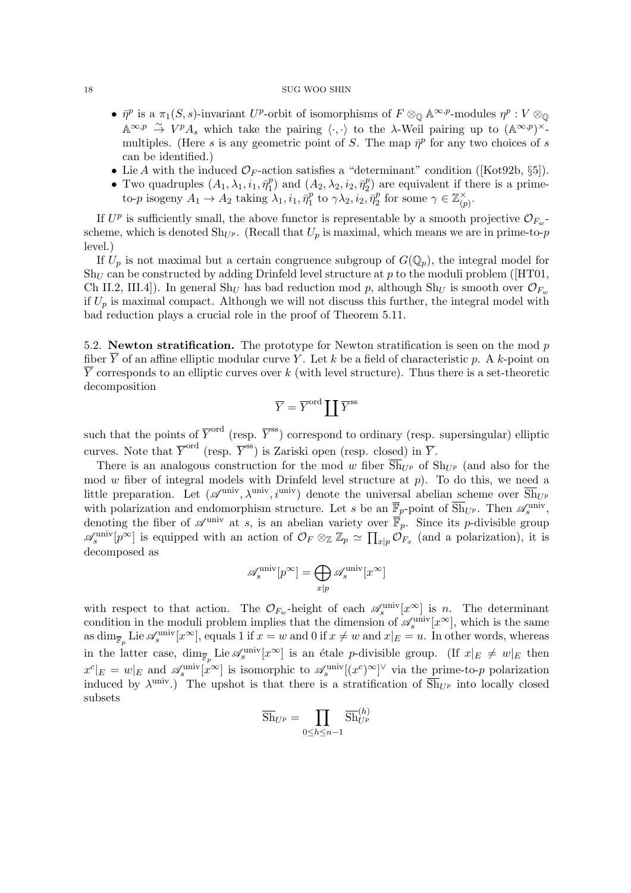- $\bar{\eta}^p$ is a $\pi_1(S,s)$-invariant $U^p$-orbit of isomorphisms of $F \otimes_{\mathbb{Q}} \mathbb{A}^{\infty,p}$-modules $\eta^p : V \otimes_{\mathbb{Q}} \mathbb{A}^{\infty,p} \xrightarrow{\sim} V^p A_s$ which take the pairing $\langle\cdot,\cdot\rangle$ to the $\lambda$-Weil pairing up to $(\mathbb{A}^{\infty,p})^\times$-multiples. (Here $s$ is any geometric point of $S$. The map $\bar{\eta}^p$ for any two choices of $s$ can be identified.)
- Lie $A$ with the induced $\mathcal{O}_F$-action satisfies a "determinant" condition ([Kot92b, §5]).
- Two quadruples $(A_1, \lambda_1, i_1, \bar{\eta}_1^p)$ and $(A_2, \lambda_2, i_2, \bar{\eta}_2^p)$ are equivalent if there is a prime-to-$p$ isogeny $A_1 \to A_2$ taking $\lambda_1, i_1, \bar{\eta}_1^p$ to $\gamma\lambda_2, i_2, \bar{\eta}_2^p$ for some $\gamma \in \mathbb{Z}_{(p)}^\times$.

If $U^p$ is sufficiently small, the above functor is representable by a smooth projective $\mathcal{O}_{F_w}$-scheme, which is denoted $\mathrm{Sh}_{U^p}$. (Recall that $U_p$ is maximal, which means we are in prime-to-$p$ level.)

If $U_p$ is not maximal but a certain congruence subgroup of $G(\mathbb{Q}_p)$, the integral model for $\mathrm{Sh}_U$ can be constructed by adding Drinfeld level structure at $p$ to the moduli problem ([HT01, Ch II.2, III.4]). In general $\mathrm{Sh}_U$ has bad reduction mod $p$, although $\mathrm{Sh}_U$ is smooth over $\mathcal{O}_{F_w}$ if $U_p$ is maximal compact. Although we will not discuss this further, the integral model with bad reduction plays a crucial role in the proof of Theorem 5.11.

5.2. **Newton stratification.** The prototype for Newton stratification is seen on the mod $p$ fiber $\overline{Y}$ of an affine elliptic modular curve $Y$. Let $k$ be a field of characteristic $p$. A $k$-point on $\overline{Y}$ corresponds to an elliptic curves over $k$ (with level structure). Thus there is a set-theoretic decomposition

$$\overline{Y} = \overline{Y}^{\mathrm{ord}} \coprod \overline{Y}^{\mathrm{ss}}$$

such that the points of $\overline{Y}^{\mathrm{ord}}$ (resp. $\overline{Y}^{\mathrm{ss}}$) correspond to ordinary (resp. supersingular) elliptic curves. Note that $\overline{Y}^{\mathrm{ord}}$ (resp. $\overline{Y}^{\mathrm{ss}}$) is Zariski open (resp. closed) in $\overline{Y}$.

There is an analogous construction for the mod $w$ fiber $\overline{\mathrm{Sh}}_{U^p}$ of $\mathrm{Sh}_{U^p}$ (and also for the mod $w$ fiber of integral models with Drinfeld level structure at $p$). To do this, we need a little preparation. Let $(\mathscr{A}^{\mathrm{univ}}, \lambda^{\mathrm{univ}}, i^{\mathrm{univ}})$ denote the universal abelian scheme over $\overline{\mathrm{Sh}}_{U^p}$ with polarization and endomorphism structure. Let $s$ be an $\overline{\mathbb{F}}_p$-point of $\overline{\mathrm{Sh}}_{U^p}$. Then $\mathscr{A}_s^{\mathrm{univ}}$, denoting the fiber of $\mathscr{A}^{\mathrm{univ}}$ at $s$, is an abelian variety over $\overline{\mathbb{F}}_p$. Since its $p$-divisible group $\mathscr{A}_s^{\mathrm{univ}}[p^\infty]$ is equipped with an action of $\mathcal{O}_F \otimes_{\mathbb{Z}} \mathbb{Z}_p \simeq \prod_{x|p} \mathcal{O}_{F_x}$ (and a polarization), it is decomposed as

$$\mathscr{A}_s^{\mathrm{univ}}[p^\infty] = \bigoplus_{x|p} \mathscr{A}_s^{\mathrm{univ}}[x^\infty]$$

with respect to that action. The $\mathcal{O}_{F_w}$-height of each $\mathscr{A}_s^{\mathrm{univ}}[x^\infty]$ is $n$. The determinant condition in the moduli problem implies that the dimension of $\mathscr{A}_s^{\mathrm{univ}}[x^\infty]$, which is the same as $\dim_{\overline{\mathbb{F}}_p} \mathrm{Lie}\, \mathscr{A}_s^{\mathrm{univ}}[x^\infty]$, equals 1 if $x = w$ and 0 if $x \neq w$ and $x|_E = u$. In other words, whereas in the latter case, $\dim_{\overline{\mathbb{F}}_p} \mathrm{Lie}\, \mathscr{A}_s^{\mathrm{univ}}[x^\infty]$ is an étale $p$-divisible group. (If $x|_E \neq w|_E$ then $x^c|_E = w|_E$ and $\mathscr{A}_s^{\mathrm{univ}}[x^\infty]$ is isomorphic to $\mathscr{A}_s^{\mathrm{univ}}[(x^c)^\infty]^\vee$ via the prime-to-$p$ polarization induced by $\lambda^{\mathrm{univ}}$.) The upshot is that there is a stratification of $\overline{\mathrm{Sh}}_{U^p}$ into locally closed subsets

$$\overline{\mathrm{Sh}}_{U^p} = \coprod_{0 \le h \le n-1} \overline{\mathrm{Sh}}_{U^p}^{(h)}$$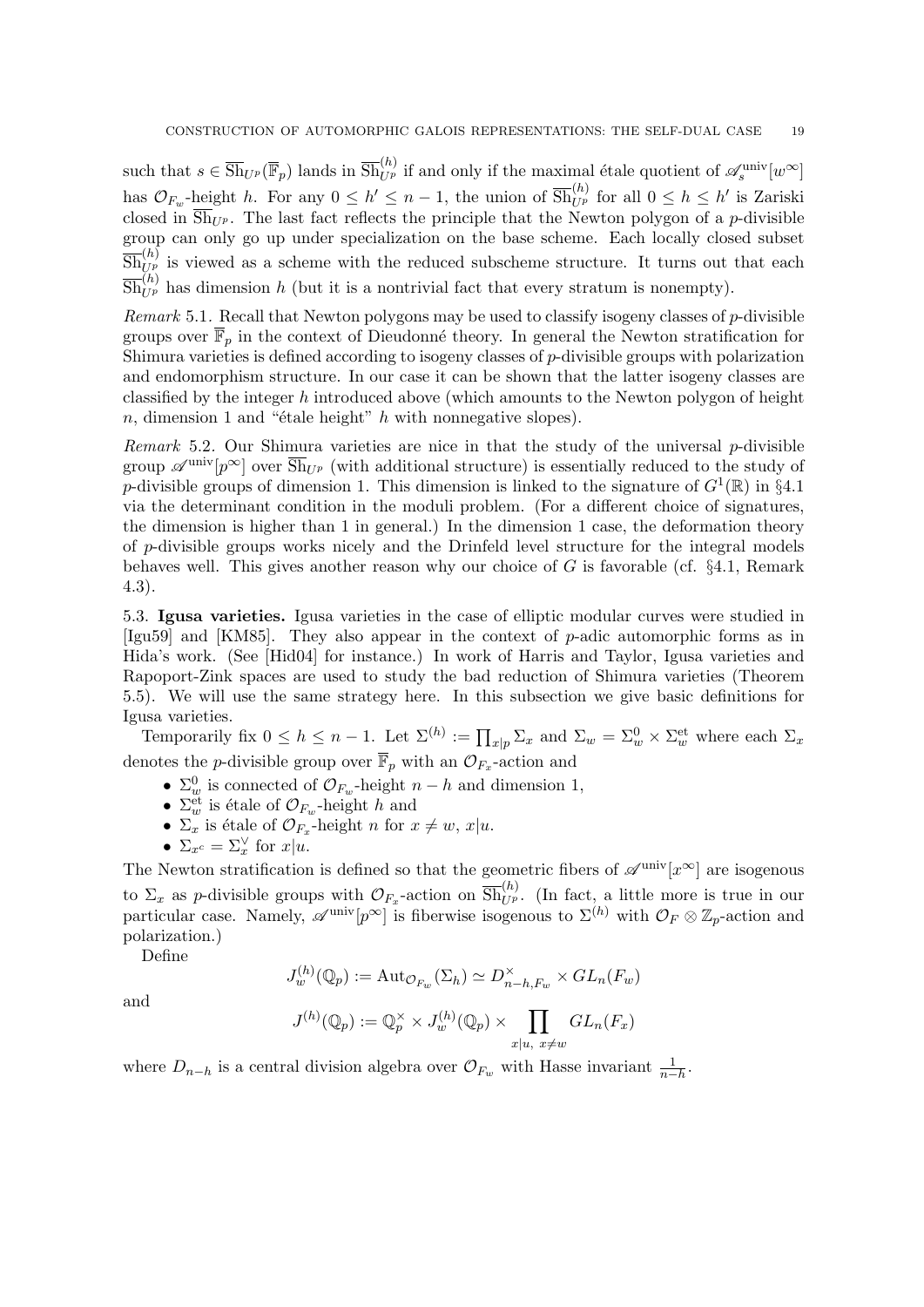such that $s \in \overline{\mathrm{Sh}}_{U^p}(\overline{\mathbb{F}}_p)$ lands in $\overline{\mathrm{Sh}}^{(h)}_{U^p}$ if and only if the maximal étale quotient of $\mathscr{A}^{\mathrm{univ}}_s[w^\infty]$ has $\mathcal{O}_{F_w}$-height $h$. For any $0 \le h' \le n-1$, the union of $\overline{\mathrm{Sh}}^{(h)}_{U^p}$ for all $0 \le h \le h'$ is Zariski closed in $\overline{\mathrm{Sh}}_{U^p}$. The last fact reflects the principle that the Newton polygon of a $p$-divisible group can only go up under specialization on the base scheme. Each locally closed subset $\overline{\mathrm{Sh}}^{(h)}_{U^p}$ is viewed as a scheme with the reduced subscheme structure. It turns out that each $\overline{\mathrm{Sh}}^{(h)}_{U^p}$ has dimension $h$ (but it is a nontrivial fact that every stratum is nonempty).

*Remark* 5.1. Recall that Newton polygons may be used to classify isogeny classes of $p$-divisible groups over $\overline{\mathbb{F}}_p$ in the context of Dieudonné theory. In general the Newton stratification for Shimura varieties is defined according to isogeny classes of $p$-divisible groups with polarization and endomorphism structure. In our case it can be shown that the latter isogeny classes are classified by the integer $h$ introduced above (which amounts to the Newton polygon of height $n$, dimension 1 and "étale height" $h$ with nonnegative slopes).

*Remark* 5.2. Our Shimura varieties are nice in that the study of the universal $p$-divisible group $\mathscr{A}^{\mathrm{univ}}[p^\infty]$ over $\overline{\mathrm{Sh}}_{U^p}$ (with additional structure) is essentially reduced to the study of $p$-divisible groups of dimension 1. This dimension is linked to the signature of $G^1(\mathbb{R})$ in §4.1 via the determinant condition in the moduli problem. (For a different choice of signatures, the dimension is higher than 1 in general.) In the dimension 1 case, the deformation theory of $p$-divisible groups works nicely and the Drinfeld level structure for the integral models behaves well. This gives another reason why our choice of $G$ is favorable (cf. §4.1, Remark 4.3).

5.3. **Igusa varieties.** Igusa varieties in the case of elliptic modular curves were studied in [Igu59] and [KM85]. They also appear in the context of $p$-adic automorphic forms as in Hida's work. (See [Hid04] for instance.) In work of Harris and Taylor, Igusa varieties and Rapoport-Zink spaces are used to study the bad reduction of Shimura varieties (Theorem 5.5). We will use the same strategy here. In this subsection we give basic definitions for Igusa varieties.

Temporarily fix $0 \le h \le n-1$. Let $\Sigma^{(h)} := \prod_{x|p} \Sigma_x$ and $\Sigma_w = \Sigma^0_w \times \Sigma^{\mathrm{et}}_w$ where each $\Sigma_x$ denotes the $p$-divisible group over $\overline{\mathbb{F}}_p$ with an $\mathcal{O}_{F_x}$-action and

- $\Sigma^0_w$ is connected of $\mathcal{O}_{F_w}$-height $n-h$ and dimension 1,
- $\Sigma^{\mathrm{et}}_w$ is étale of $\mathcal{O}_{F_w}$-height $h$ and
- $\Sigma_x$ is étale of $\mathcal{O}_{F_x}$-height $n$ for $x \neq w$, $x|u$.
- $\Sigma_{x^c} = \Sigma_x^\vee$ for $x|u$.

The Newton stratification is defined so that the geometric fibers of $\mathscr{A}^{\mathrm{univ}}[x^\infty]$ are isogenous to $\Sigma_x$ as $p$-divisible groups with $\mathcal{O}_{F_x}$-action on $\overline{\mathrm{Sh}}^{(h)}_{U^p}$. (In fact, a little more is true in our particular case. Namely, $\mathscr{A}^{\mathrm{univ}}[p^\infty]$ is fiberwise isogenous to $\Sigma^{(h)}$ with $\mathcal{O}_F \otimes \mathbb{Z}_p$-action and polarization.)

Define

$$J^{(h)}_w(\mathbb{Q}_p) := \mathrm{Aut}_{\mathcal{O}_{F_w}}(\Sigma_h) \simeq D^\times_{n-h,F_w} \times GL_n(F_w)$$

and

$$J^{(h)}(\mathbb{Q}_p) := \mathbb{Q}_p^\times \times J^{(h)}_w(\mathbb{Q}_p) \times \prod_{x|u,\ x\neq w} GL_n(F_x)$$

where $D_{n-h}$ is a central division algebra over $\mathcal{O}_{F_w}$ with Hasse invariant $\frac{1}{n-h}$.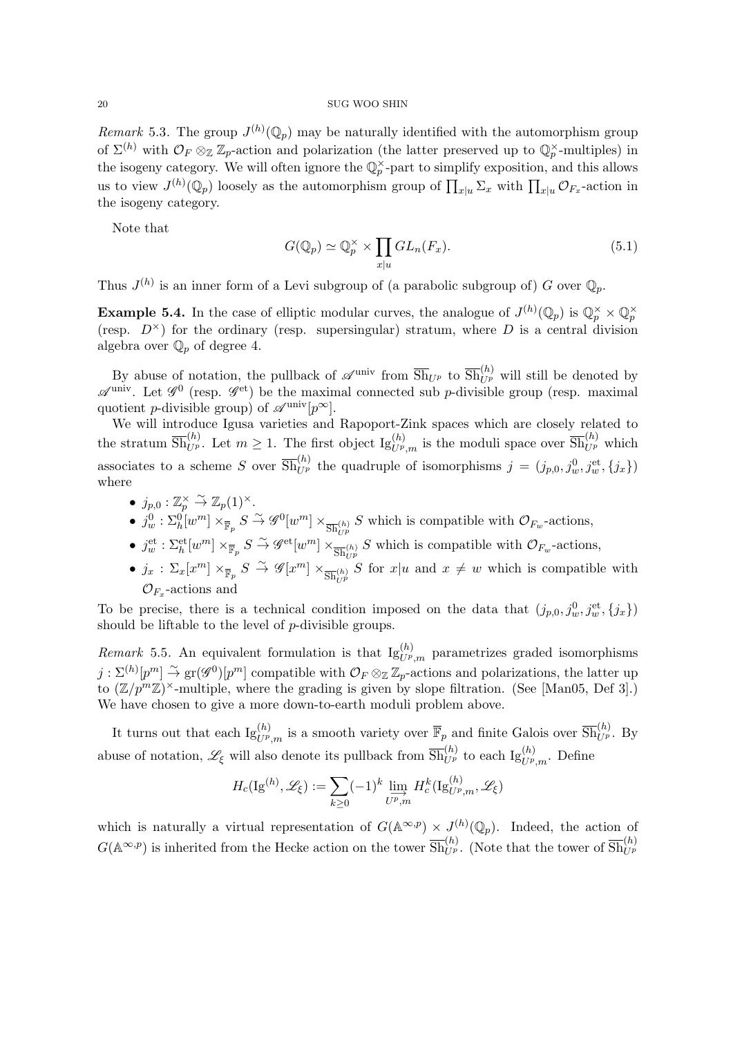*Remark* 5.3. The group $J^{(h)}(\mathbb{Q}_p)$ may be naturally identified with the automorphism group of $\Sigma^{(h)}$ with $\mathcal{O}_F \otimes_{\mathbb{Z}} \mathbb{Z}_p$-action and polarization (the latter preserved up to $\mathbb{Q}_p^\times$-multiples) in the isogeny category. We will often ignore the $\mathbb{Q}_p^\times$-part to simplify exposition, and this allows us to view $J^{(h)}(\mathbb{Q}_p)$ loosely as the automorphism group of $\prod_{x|u} \Sigma_x$ with $\prod_{x|u} \mathcal{O}_{F_x}$-action in the isogeny category.

Note that

$$G(\mathbb{Q}_p) \simeq \mathbb{Q}_p^\times \times \prod_{x|u} GL_n(F_x). \tag{5.1}$$

Thus $J^{(h)}$ is an inner form of a Levi subgroup of (a parabolic subgroup of) $G$ over $\mathbb{Q}_p$.

**Example 5.4.** In the case of elliptic modular curves, the analogue of $J^{(h)}(\mathbb{Q}_p)$ is $\mathbb{Q}_p^\times \times \mathbb{Q}_p^\times$ (resp. $D^\times$) for the ordinary (resp. supersingular) stratum, where $D$ is a central division algebra over $\mathbb{Q}_p$ of degree 4.

By abuse of notation, the pullback of $\mathscr{A}^{\mathrm{univ}}$ from $\overline{\mathrm{Sh}}_{U^p}$ to $\overline{\mathrm{Sh}}_{U^p}^{(h)}$ will still be denoted by $\mathscr{A}^{\mathrm{univ}}$. Let $\mathscr{G}^0$ (resp. $\mathscr{G}^{\mathrm{et}}$) be the maximal connected sub $p$-divisible group (resp. maximal quotient $p$-divisible group) of $\mathscr{A}^{\mathrm{univ}}[p^\infty]$.

We will introduce Igusa varieties and Rapoport-Zink spaces which are closely related to the stratum $\overline{\mathrm{Sh}}_{U^p}^{(h)}$. Let $m \geq 1$. The first object $\mathrm{Ig}_{U^p,m}^{(h)}$ is the moduli space over $\overline{\mathrm{Sh}}_{U^p}^{(h)}$ which associates to a scheme $S$ over $\overline{\mathrm{Sh}}_{U^p}^{(h)}$ the quadruple of isomorphisms $j = (j_{p,0}, j_w^0, j_w^{\mathrm{et}}, \{j_x\})$ where

- $j_{p,0} : \mathbb{Z}_p^\times \xrightarrow{\sim} \mathbb{Z}_p(1)^\times$.
- $j_w^0 : \Sigma_h^0[w^m] \times_{\overline{\mathbb{F}}_p} S \xrightarrow{\sim} \mathscr{G}^0[w^m] \times_{\overline{\mathrm{Sh}}_{U^p}^{(h)}} S$ which is compatible with $\mathcal{O}_{F_w}$-actions,
- $j_w^{\mathrm{et}} : \Sigma_h^{\mathrm{et}}[w^m] \times_{\overline{\mathbb{F}}_p} S \xrightarrow{\sim} \mathscr{G}^{\mathrm{et}}[w^m] \times_{\overline{\mathrm{Sh}}_{U^p}^{(h)}} S$ which is compatible with $\mathcal{O}_{F_w}$-actions,
- $j_x : \Sigma_x[x^m] \times_{\overline{\mathbb{F}}_p} S \xrightarrow{\sim} \mathscr{G}[x^m] \times_{\overline{\mathrm{Sh}}_{U^p}^{(h)}} S$ for $x|u$ and $x \neq w$ which is compatible with $\mathcal{O}_{F_x}$-actions and

To be precise, there is a technical condition imposed on the data that $(j_{p,0}, j_w^0, j_w^{\mathrm{et}}, \{j_x\})$ should be liftable to the level of $p$-divisible groups.

*Remark* 5.5. An equivalent formulation is that $\mathrm{Ig}_{U^p,m}^{(h)}$ parametrizes graded isomorphisms $j : \Sigma^{(h)}[p^m] \xrightarrow{\sim} \mathrm{gr}(\mathscr{G}^0)[p^m]$ compatible with $\mathcal{O}_F \otimes_{\mathbb{Z}} \mathbb{Z}_p$-actions and polarizations, the latter up to $(\mathbb{Z}/p^m\mathbb{Z})^\times$-multiple, where the grading is given by slope filtration. (See [Man05, Def 3].) We have chosen to give a more down-to-earth moduli problem above.

It turns out that each $\mathrm{Ig}_{U^p,m}^{(h)}$ is a smooth variety over $\overline{\mathbb{F}}_p$ and finite Galois over $\overline{\mathrm{Sh}}_{U^p}^{(h)}$. By abuse of notation, $\mathscr{L}_\xi$ will also denote its pullback from $\overline{\mathrm{Sh}}_{U^p}^{(h)}$ to each $\mathrm{Ig}_{U^p,m}^{(h)}$. Define

$$H_c(\mathrm{Ig}^{(h)}, \mathscr{L}_\xi) := \sum_{k \geq 0} (-1)^k \varinjlim_{U^p,m} H_c^k(\mathrm{Ig}_{U^p,m}^{(h)}, \mathscr{L}_\xi)$$

which is naturally a virtual representation of $G(\mathbb{A}^{\infty,p}) \times J^{(h)}(\mathbb{Q}_p)$. Indeed, the action of $G(\mathbb{A}^{\infty,p})$ is inherited from the Hecke action on the tower $\overline{\mathrm{Sh}}_{U^p}^{(h)}$. (Note that the tower of $\overline{\mathrm{Sh}}_{U^p}^{(h)}$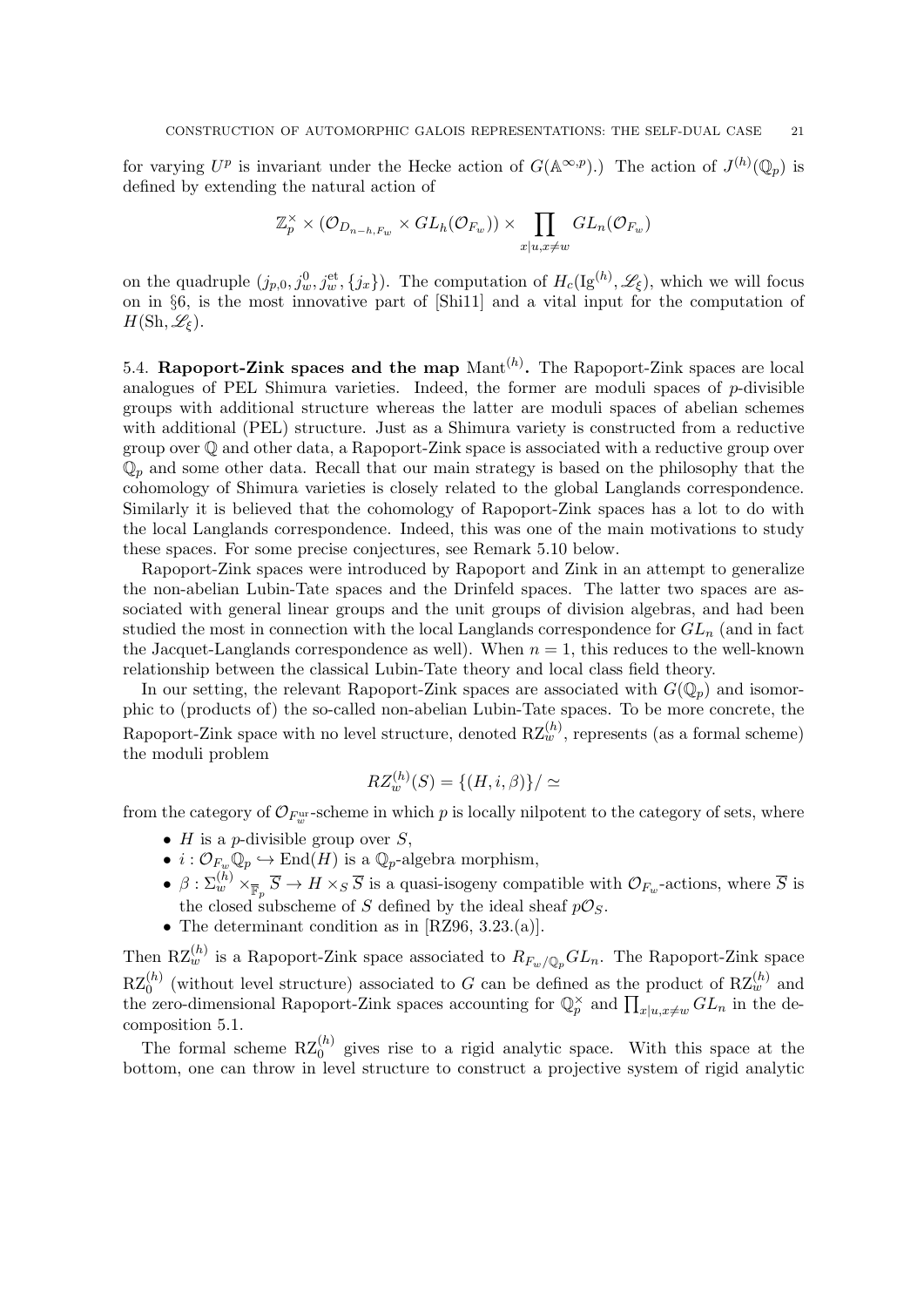for varying $U^p$ is invariant under the Hecke action of $G(\mathbb{A}^{\infty,p})$.) The action of $J^{(h)}(\mathbb{Q}_p)$ is defined by extending the natural action of

$$\mathbb{Z}_p^\times \times (\mathcal{O}_{D_{n-h,F_w}} \times GL_h(\mathcal{O}_{F_w})) \times \prod_{x|u, x\neq w} GL_n(\mathcal{O}_{F_w})$$

on the quadruple $(j_{p,0}, j_w^0, j_w^{\text{et}}, \{j_x\})$. The computation of $H_c(\text{Ig}^{(h)}, \mathscr{L}_\xi)$, which we will focus on in §6, is the most innovative part of [Shi11] and a vital input for the computation of $H(\text{Sh}, \mathscr{L}_\xi)$.

5.4. **Rapoport-Zink spaces and the map** $\text{Mant}^{(h)}$**.** The Rapoport-Zink spaces are local analogues of PEL Shimura varieties. Indeed, the former are moduli spaces of $p$-divisible groups with additional structure whereas the latter are moduli spaces of abelian schemes with additional (PEL) structure. Just as a Shimura variety is constructed from a reductive group over $\mathbb{Q}$ and other data, a Rapoport-Zink space is associated with a reductive group over $\mathbb{Q}_p$ and some other data. Recall that our main strategy is based on the philosophy that the cohomology of Shimura varieties is closely related to the global Langlands correspondence. Similarly it is believed that the cohomology of Rapoport-Zink spaces has a lot to do with the local Langlands correspondence. Indeed, this was one of the main motivations to study these spaces. For some precise conjectures, see Remark 5.10 below.

Rapoport-Zink spaces were introduced by Rapoport and Zink in an attempt to generalize the non-abelian Lubin-Tate spaces and the Drinfeld spaces. The latter two spaces are associated with general linear groups and the unit groups of division algebras, and had been studied the most in connection with the local Langlands correspondence for $GL_n$ (and in fact the Jacquet-Langlands correspondence as well). When $n = 1$, this reduces to the well-known relationship between the classical Lubin-Tate theory and local class field theory.

In our setting, the relevant Rapoport-Zink spaces are associated with $G(\mathbb{Q}_p)$ and isomorphic to (products of) the so-called non-abelian Lubin-Tate spaces. To be more concrete, the Rapoport-Zink space with no level structure, denoted $\text{RZ}_w^{(h)}$, represents (as a formal scheme) the moduli problem

$$RZ_w^{(h)}(S) = \{(H, i, \beta)\}/\simeq$$

from the category of $\mathcal{O}_{F_w^{\text{ur}}}$-scheme in which $p$ is locally nilpotent to the category of sets, where

- $H$ is a $p$-divisible group over $S$,
- $i : \mathcal{O}_{F_w}\mathbb{Q}_p \hookrightarrow \text{End}(H)$ is a $\mathbb{Q}_p$-algebra morphism,
- $\beta : \Sigma_w^{(h)} \times_{\overline{\mathbb{F}}_p} \overline{S} \to H \times_S \overline{S}$ is a quasi-isogeny compatible with $\mathcal{O}_{F_w}$-actions, where $\overline{S}$ is the closed subscheme of $S$ defined by the ideal sheaf $p\mathcal{O}_S$.
- The determinant condition as in [RZ96, 3.23.(a)].

Then $\text{RZ}_w^{(h)}$ is a Rapoport-Zink space associated to $R_{F_w/\mathbb{Q}_p}GL_n$. The Rapoport-Zink space $\text{RZ}_0^{(h)}$ (without level structure) associated to $G$ can be defined as the product of $\text{RZ}_w^{(h)}$ and the zero-dimensional Rapoport-Zink spaces accounting for $\mathbb{Q}_p^\times$ and $\prod_{x|u,x\neq w} GL_n$ in the decomposition 5.1.

The formal scheme $\text{RZ}_0^{(h)}$ gives rise to a rigid analytic space. With this space at the bottom, one can throw in level structure to construct a projective system of rigid analytic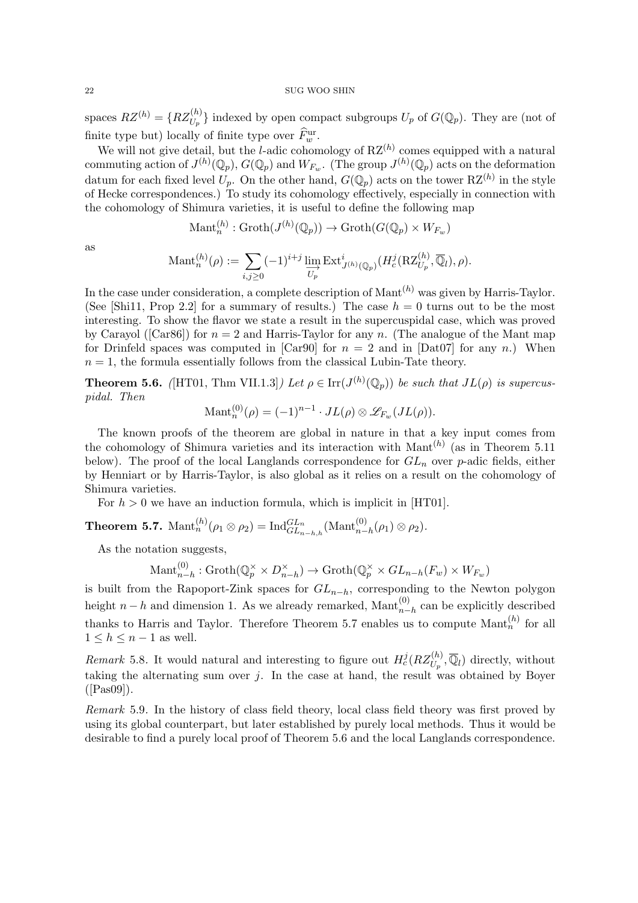spaces $RZ^{(h)} = \{RZ^{(h)}_{U_p}\}$ indexed by open compact subgroups $U_p$ of $G(\mathbb{Q}_p)$. They are (not of finite type but) locally of finite type over $\widehat{F}^{\mathrm{ur}}_w$.

We will not give detail, but the $l$-adic cohomology of $\mathrm{RZ}^{(h)}$ comes equipped with a natural commuting action of $J^{(h)}(\mathbb{Q}_p)$, $G(\mathbb{Q}_p)$ and $W_{F_w}$. (The group $J^{(h)}(\mathbb{Q}_p)$ acts on the deformation datum for each fixed level $U_p$. On the other hand, $G(\mathbb{Q}_p)$ acts on the tower $\mathrm{RZ}^{(h)}$ in the style of Hecke correspondences.) To study its cohomology effectively, especially in connection with the cohomology of Shimura varieties, it is useful to define the following map

$$\mathrm{Mant}^{(h)}_n : \mathrm{Groth}(J^{(h)}(\mathbb{Q}_p)) \to \mathrm{Groth}(G(\mathbb{Q}_p) \times W_{F_w})$$

as

$$\mathrm{Mant}^{(h)}_n(\rho) := \sum_{i,j\geq 0} (-1)^{i+j} \varinjlim_{U_p} \mathrm{Ext}^i_{J^{(h)}(\mathbb{Q}_p)}(H^j_c(\mathrm{RZ}^{(h)}_{U_p}, \overline{\mathbb{Q}}_l), \rho).$$

In the case under consideration, a complete description of $\mathrm{Mant}^{(h)}$ was given by Harris-Taylor. (See [Shi11, Prop 2.2] for a summary of results.) The case $h = 0$ turns out to be the most interesting. To show the flavor we state a result in the supercuspidal case, which was proved by Carayol ([Car86]) for $n = 2$ and Harris-Taylor for any $n$. (The analogue of the Mant map for Drinfeld spaces was computed in [Car90] for $n = 2$ and in [Dat07] for any $n$.) When $n = 1$, the formula essentially follows from the classical Lubin-Tate theory.

**Theorem 5.6.** *([HT01, Thm VII.1.3]) Let $\rho \in \mathrm{Irr}(J^{(h)}(\mathbb{Q}_p))$ be such that $JL(\rho)$ is supercuspidal. Then*

$$\mathrm{Mant}^{(0)}_n(\rho) = (-1)^{n-1} \cdot JL(\rho) \otimes \mathscr{L}_{F_w}(JL(\rho)).$$

The known proofs of the theorem are global in nature in that a key input comes from the cohomology of Shimura varieties and its interaction with $\mathrm{Mant}^{(h)}$ (as in Theorem 5.11 below). The proof of the local Langlands correspondence for $GL_n$ over $p$-adic fields, either by Henniart or by Harris-Taylor, is also global as it relies on a result on the cohomology of Shimura varieties.

For $h > 0$ we have an induction formula, which is implicit in [HT01].

**Theorem 5.7.** $\mathrm{Mant}^{(h)}_n(\rho_1 \otimes \rho_2) = \mathrm{Ind}^{GL_n}_{GL_{n-h,h}}(\mathrm{Mant}^{(0)}_{n-h}(\rho_1) \otimes \rho_2)$.

As the notation suggests,

$$\mathrm{Mant}^{(0)}_{n-h} : \mathrm{Groth}(\mathbb{Q}_p^\times \times D^\times_{n-h}) \to \mathrm{Groth}(\mathbb{Q}_p^\times \times GL_{n-h}(F_w) \times W_{F_w})$$

is built from the Rapoport-Zink spaces for $GL_{n-h}$, corresponding to the Newton polygon height $n-h$ and dimension 1. As we already remarked, $\mathrm{Mant}^{(0)}_{n-h}$ can be explicitly described thanks to Harris and Taylor. Therefore Theorem 5.7 enables us to compute $\mathrm{Mant}^{(h)}_n$ for all $1 \leq h \leq n-1$ as well.

*Remark* 5.8. It would natural and interesting to figure out $H^j_c(RZ^{(h)}_{U_p}, \overline{\mathbb{Q}}_l)$ directly, without taking the alternating sum over $j$. In the case at hand, the result was obtained by Boyer ([Pas09]).

*Remark* 5.9. In the history of class field theory, local class field theory was first proved by using its global counterpart, but later established by purely local methods. Thus it would be desirable to find a purely local proof of Theorem 5.6 and the local Langlands correspondence.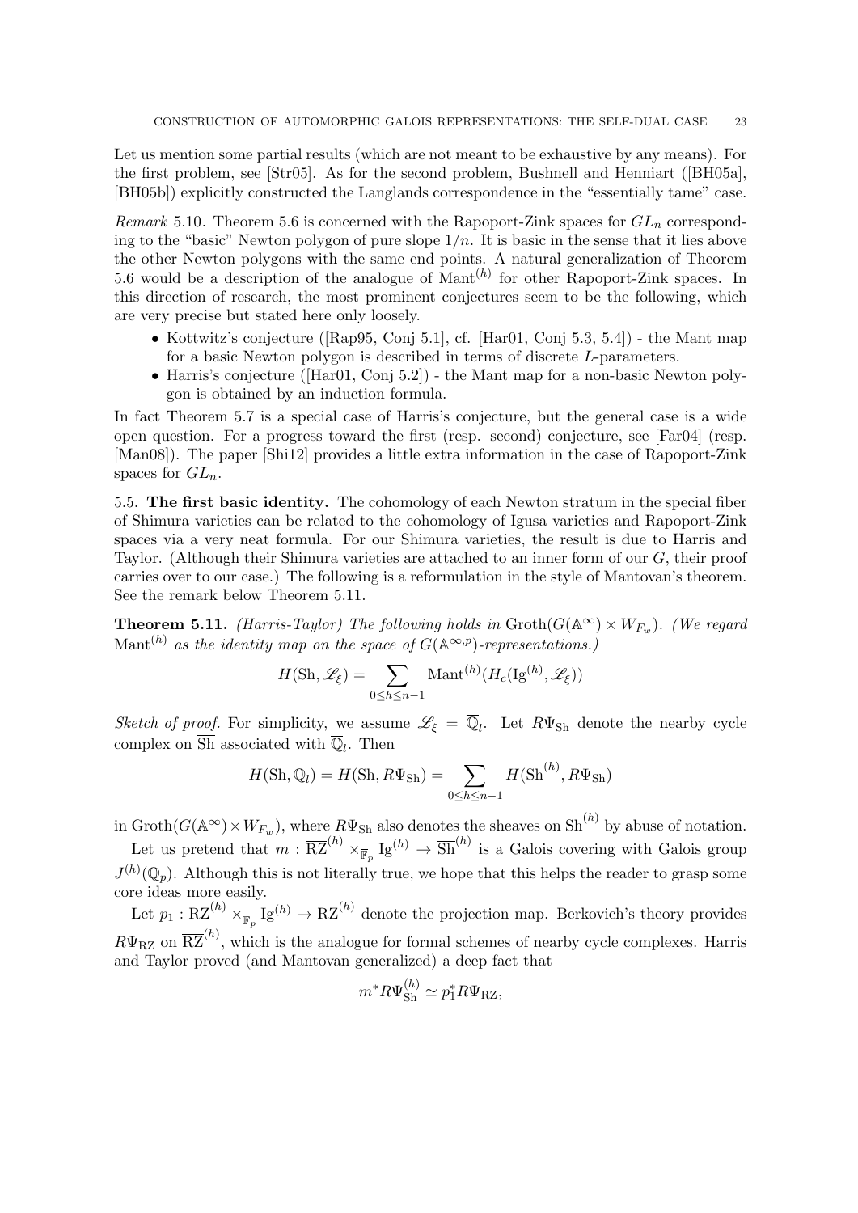Let us mention some partial results (which are not meant to be exhaustive by any means). For the first problem, see [Str05]. As for the second problem, Bushnell and Henniart ([BH05a], [BH05b]) explicitly constructed the Langlands correspondence in the "essentially tame" case.

*Remark* 5.10. Theorem 5.6 is concerned with the Rapoport-Zink spaces for $GL_n$ corresponding to the "basic" Newton polygon of pure slope $1/n$. It is basic in the sense that it lies above the other Newton polygons with the same end points. A natural generalization of Theorem 5.6 would be a description of the analogue of $\mathrm{Mant}^{(h)}$ for other Rapoport-Zink spaces. In this direction of research, the most prominent conjectures seem to be the following, which are very precise but stated here only loosely.

- Kottwitz's conjecture ([Rap95, Conj 5.1], cf. [Har01, Conj 5.3, 5.4]) - the Mant map for a basic Newton polygon is described in terms of discrete $L$-parameters.
- Harris's conjecture ([Har01, Conj 5.2]) - the Mant map for a non-basic Newton polygon is obtained by an induction formula.

In fact Theorem 5.7 is a special case of Harris's conjecture, but the general case is a wide open question. For a progress toward the first (resp. second) conjecture, see [Far04] (resp. [Man08]). The paper [Shi12] provides a little extra information in the case of Rapoport-Zink spaces for $GL_n$.

5.5. **The first basic identity.** The cohomology of each Newton stratum in the special fiber of Shimura varieties can be related to the cohomology of Igusa varieties and Rapoport-Zink spaces via a very neat formula. For our Shimura varieties, the result is due to Harris and Taylor. (Although their Shimura varieties are attached to an inner form of our $G$, their proof carries over to our case.) The following is a reformulation in the style of Mantovan's theorem. See the remark below Theorem 5.11.

**Theorem 5.11.** *(Harris-Taylor) The following holds in* $\mathrm{Groth}(G(\mathbb{A}^\infty) \times W_{F_w})$*. (We regard* $\mathrm{Mant}^{(h)}$ *as the identity map on the space of* $G(\mathbb{A}^{\infty,p})$*-representations.)*

$$H(\mathrm{Sh}, \mathscr{L}_\xi) = \sum_{0 \le h \le n-1} \mathrm{Mant}^{(h)}(H_c(\mathrm{Ig}^{(h)}, \mathscr{L}_\xi))$$

*Sketch of proof.* For simplicity, we assume $\mathscr{L}_\xi = \overline{\mathbb{Q}}_l$. Let $R\Psi_{\mathrm{Sh}}$ denote the nearby cycle complex on $\overline{\mathrm{Sh}}$ associated with $\overline{\mathbb{Q}}_l$. Then

$$H(\mathrm{Sh}, \overline{\mathbb{Q}}_l) = H(\overline{\mathrm{Sh}}, R\Psi_{\mathrm{Sh}}) = \sum_{0 \le h \le n-1} H(\overline{\mathrm{Sh}}^{(h)}, R\Psi_{\mathrm{Sh}})$$

in $\mathrm{Groth}(G(\mathbb{A}^\infty) \times W_{F_w})$, where $R\Psi_{\mathrm{Sh}}$ also denotes the sheaves on $\overline{\mathrm{Sh}}^{(h)}$ by abuse of notation.

Let us pretend that $m : \overline{\mathrm{RZ}}^{(h)} \times_{\overline{\mathbb{F}}_p} \mathrm{Ig}^{(h)} \to \overline{\mathrm{Sh}}^{(h)}$ is a Galois covering with Galois group $J^{(h)}(\mathbb{Q}_p)$. Although this is not literally true, we hope that this helps the reader to grasp some core ideas more easily.

Let $p_1 : \overline{\mathrm{RZ}}^{(h)} \times_{\overline{\mathbb{F}}_p} \mathrm{Ig}^{(h)} \to \overline{\mathrm{RZ}}^{(h)}$ denote the projection map. Berkovich's theory provides $R\Psi_{\mathrm{RZ}}$ on $\overline{\mathrm{RZ}}^{(h)}$, which is the analogue for formal schemes of nearby cycle complexes. Harris and Taylor proved (and Mantovan generalized) a deep fact that

$$m^* R\Psi_{\mathrm{Sh}}^{(h)} \simeq p_1^* R\Psi_{\mathrm{RZ}},$$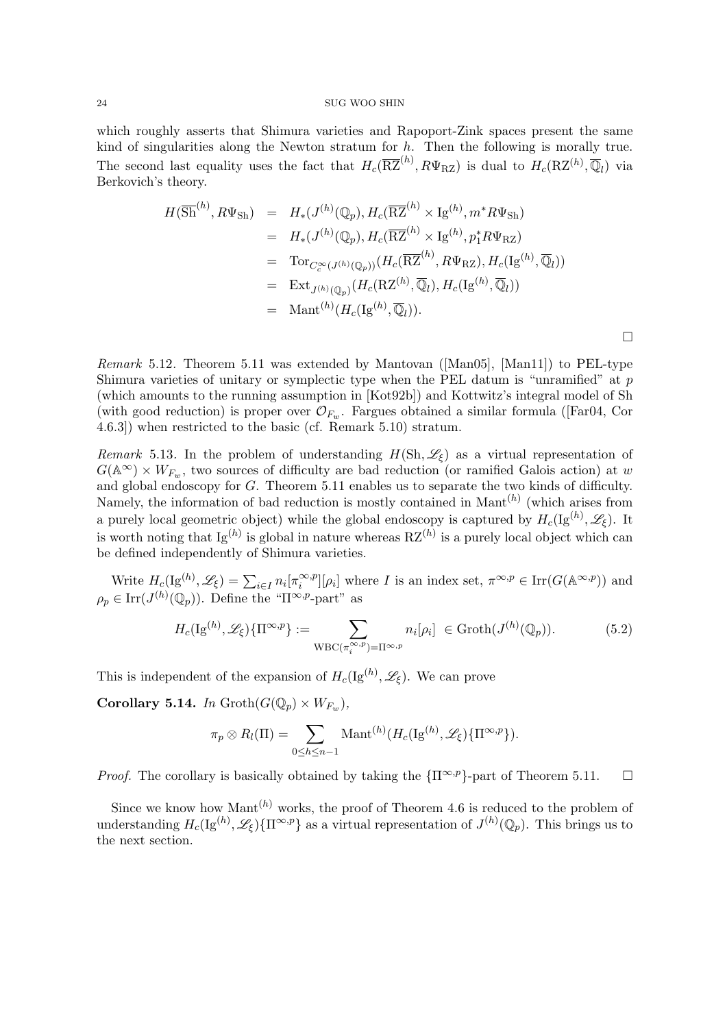which roughly asserts that Shimura varieties and Rapoport-Zink spaces present the same kind of singularities along the Newton stratum for $h$. Then the following is morally true. The second last equality uses the fact that $H_c(\overline{\mathrm{RZ}}^{(h)}, R\Psi_{\mathrm{RZ}})$ is dual to $H_c(\mathrm{RZ}^{(h)}, \overline{\mathbb{Q}}_l)$ via Berkovich's theory.

$$
\begin{aligned}
H(\overline{\mathrm{Sh}}^{(h)}, R\Psi_{\mathrm{Sh}}) &= H_*(J^{(h)}(\mathbb{Q}_p), H_c(\overline{\mathrm{RZ}}^{(h)} \times \mathrm{Ig}^{(h)}, m^* R\Psi_{\mathrm{Sh}}) \\
&= H_*(J^{(h)}(\mathbb{Q}_p), H_c(\overline{\mathrm{RZ}}^{(h)} \times \mathrm{Ig}^{(h)}, p_1^* R\Psi_{\mathrm{RZ}}) \\
&= \mathrm{Tor}_{C_c^\infty(J^{(h)}(\mathbb{Q}_p))}(H_c(\overline{\mathrm{RZ}}^{(h)}, R\Psi_{\mathrm{RZ}}), H_c(\mathrm{Ig}^{(h)}, \overline{\mathbb{Q}}_l)) \\
&= \mathrm{Ext}_{J^{(h)}(\mathbb{Q}_p)}(H_c(\mathrm{RZ}^{(h)}, \overline{\mathbb{Q}}_l), H_c(\mathrm{Ig}^{(h)}, \overline{\mathbb{Q}}_l)) \\
&= \mathrm{Mant}^{(h)}(H_c(\mathrm{Ig}^{(h)}, \overline{\mathbb{Q}}_l)).
\end{aligned}
$$

□

*Remark* 5.12. Theorem 5.11 was extended by Mantovan ([Man05], [Man11]) to PEL-type Shimura varieties of unitary or symplectic type when the PEL datum is "unramified" at $p$ (which amounts to the running assumption in [Kot92b]) and Kottwitz's integral model of Sh (with good reduction) is proper over $\mathcal{O}_{F_w}$. Fargues obtained a similar formula ([Far04, Cor 4.6.3]) when restricted to the basic (cf. Remark 5.10) stratum.

*Remark* 5.13. In the problem of understanding $H(\mathrm{Sh}, \mathscr{L}_\xi)$ as a virtual representation of $G(\mathbb{A}^\infty) \times W_{F_w}$, two sources of difficulty are bad reduction (or ramified Galois action) at $w$ and global endoscopy for $G$. Theorem 5.11 enables us to separate the two kinds of difficulty. Namely, the information of bad reduction is mostly contained in $\mathrm{Mant}^{(h)}$ (which arises from a purely local geometric object) while the global endoscopy is captured by $H_c(\mathrm{Ig}^{(h)}, \mathscr{L}_\xi)$. It is worth noting that $\mathrm{Ig}^{(h)}$ is global in nature whereas $\mathrm{RZ}^{(h)}$ is a purely local object which can be defined independently of Shimura varieties.

Write $H_c(\mathrm{Ig}^{(h)}, \mathscr{L}_\xi) = \sum_{i \in I} n_i [\pi_i^{\infty,p}][\rho_i]$ where $I$ is an index set, $\pi^{\infty,p} \in \mathrm{Irr}(G(\mathbb{A}^{\infty,p}))$ and $\rho_p \in \mathrm{Irr}(J^{(h)}(\mathbb{Q}_p))$. Define the "$\Pi^{\infty,p}$-part" as

$$
H_c(\mathrm{Ig}^{(h)}, \mathscr{L}_\xi)\{\Pi^{\infty,p}\} := \sum_{\mathrm{WBC}(\pi_i^{\infty,p}) = \Pi^{\infty,p}} n_i[\rho_i] \ \in \mathrm{Groth}(J^{(h)}(\mathbb{Q}_p)). \tag{5.2}
$$

This is independent of the expansion of $H_c(\mathrm{Ig}^{(h)}, \mathscr{L}_\xi)$. We can prove

**Corollary 5.14.** *In* $\mathrm{Groth}(G(\mathbb{Q}_p) \times W_{F_w})$,

$$
\pi_p \otimes R_l(\Pi) = \sum_{0 \le h \le n-1} \mathrm{Mant}^{(h)}(H_c(\mathrm{Ig}^{(h)}, \mathscr{L}_\xi)\{\Pi^{\infty,p}\}).
$$

*Proof.* The corollary is basically obtained by taking the $\{\Pi^{\infty,p}\}$-part of Theorem 5.11. □

Since we know how $\mathrm{Mant}^{(h)}$ works, the proof of Theorem 4.6 is reduced to the problem of understanding $H_c(\mathrm{Ig}^{(h)}, \mathscr{L}_\xi)\{\Pi^{\infty,p}\}$ as a virtual representation of $J^{(h)}(\mathbb{Q}_p)$. This brings us to the next section.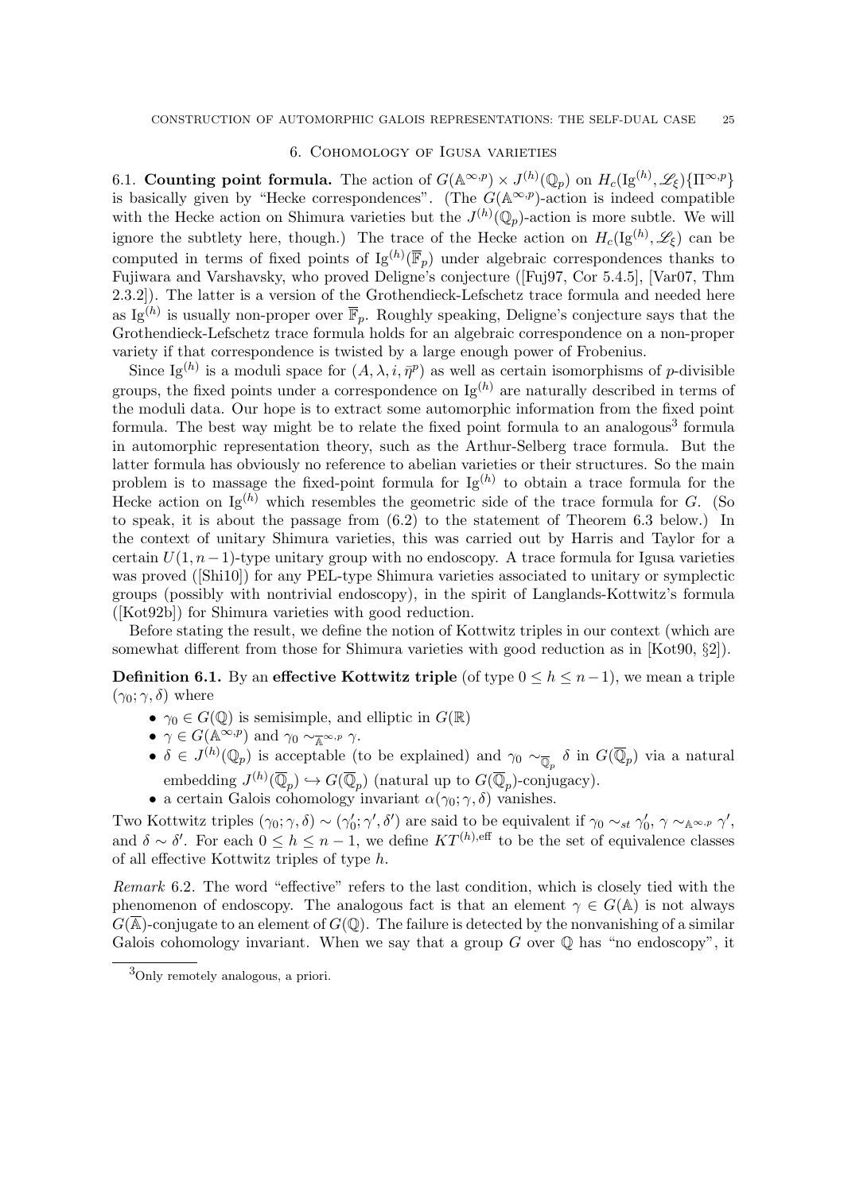## 6. Cohomology of Igusa varieties

6.1. **Counting point formula.** The action of $G(\mathbb{A}^{\infty,p}) \times J^{(h)}(\mathbb{Q}_p)$ on $H_c(\mathrm{Ig}^{(h)}, \mathscr{L}_\xi)\{\Pi^{\infty,p}\}$ is basically given by "Hecke correspondences". (The $G(\mathbb{A}^{\infty,p})$-action is indeed compatible with the Hecke action on Shimura varieties but the $J^{(h)}(\mathbb{Q}_p)$-action is more subtle. We will ignore the subtlety here, though.) The trace of the Hecke action on $H_c(\mathrm{Ig}^{(h)}, \mathscr{L}_\xi)$ can be computed in terms of fixed points of $\mathrm{Ig}^{(h)}(\overline{\mathbb{F}}_p)$ under algebraic correspondences thanks to Fujiwara and Varshavsky, who proved Deligne's conjecture ([Fuj97, Cor 5.4.5], [Var07, Thm 2.3.2]). The latter is a version of the Grothendieck-Lefschetz trace formula and needed here as $\mathrm{Ig}^{(h)}$ is usually non-proper over $\overline{\mathbb{F}}_p$. Roughly speaking, Deligne's conjecture says that the Grothendieck-Lefschetz trace formula holds for an algebraic correspondence on a non-proper variety if that correspondence is twisted by a large enough power of Frobenius.

Since $\mathrm{Ig}^{(h)}$ is a moduli space for $(A, \lambda, i, \bar{\eta}^p)$ as well as certain isomorphisms of $p$-divisible groups, the fixed points under a correspondence on $\mathrm{Ig}^{(h)}$ are naturally described in terms of the moduli data. Our hope is to extract some automorphic information from the fixed point formula. The best way might be to relate the fixed point formula to an analogous[3] formula in automorphic representation theory, such as the Arthur-Selberg trace formula. But the latter formula has obviously no reference to abelian varieties or their structures. So the main problem is to massage the fixed-point formula for $\mathrm{Ig}^{(h)}$ to obtain a trace formula for the Hecke action on $\mathrm{Ig}^{(h)}$ which resembles the geometric side of the trace formula for $G$. (So to speak, it is about the passage from (6.2) to the statement of Theorem 6.3 below.) In the context of unitary Shimura varieties, this was carried out by Harris and Taylor for a certain $U(1, n-1)$-type unitary group with no endoscopy. A trace formula for Igusa varieties was proved ([Shi10]) for any PEL-type Shimura varieties associated to unitary or symplectic groups (possibly with nontrivial endoscopy), in the spirit of Langlands-Kottwitz's formula ([Kot92b]) for Shimura varieties with good reduction.

Before stating the result, we define the notion of Kottwitz triples in our context (which are somewhat different from those for Shimura varieties with good reduction as in [Kot90, §2]).

**Definition 6.1.** By an **effective Kottwitz triple** (of type $0 \le h \le n-1$), we mean a triple $(\gamma_0; \gamma, \delta)$ where

- $\gamma_0 \in G(\mathbb{Q})$ is semisimple, and elliptic in $G(\mathbb{R})$
- $\gamma \in G(\mathbb{A}^{\infty,p})$ and $\gamma_0 \sim_{\overline{\mathbb{A}}^{\infty,p}} \gamma$.
- $\delta \in J^{(h)}(\mathbb{Q}_p)$ is acceptable (to be explained) and $\gamma_0 \sim_{\overline{\mathbb{Q}}_p} \delta$ in $G(\overline{\mathbb{Q}}_p)$ via a natural embedding $J^{(h)}(\overline{\mathbb{Q}}_p) \hookrightarrow G(\overline{\mathbb{Q}}_p)$ (natural up to $G(\overline{\mathbb{Q}}_p)$-conjugacy).
- a certain Galois cohomology invariant $\alpha(\gamma_0; \gamma, \delta)$ vanishes.

Two Kottwitz triples $(\gamma_0; \gamma, \delta) \sim (\gamma_0'; \gamma', \delta')$ are said to be equivalent if $\gamma_0 \sim_{st} \gamma_0'$, $\gamma \sim_{\mathbb{A}^{\infty,p}} \gamma'$, and $\delta \sim \delta'$. For each $0 \le h \le n-1$, we define $KT^{(h),\mathrm{eff}}$ to be the set of equivalence classes of all effective Kottwitz triples of type $h$.

*Remark* 6.2. The word "effective" refers to the last condition, which is closely tied with the phenomenon of endoscopy. The analogous fact is that an element $\gamma \in G(\mathbb{A})$ is not always $G(\overline{\mathbb{A}})$-conjugate to an element of $G(\mathbb{Q})$. The failure is detected by the nonvanishing of a similar Galois cohomology invariant. When we say that a group $G$ over $\mathbb{Q}$ has "no endoscopy", it

[3] Only remotely analogous, a priori.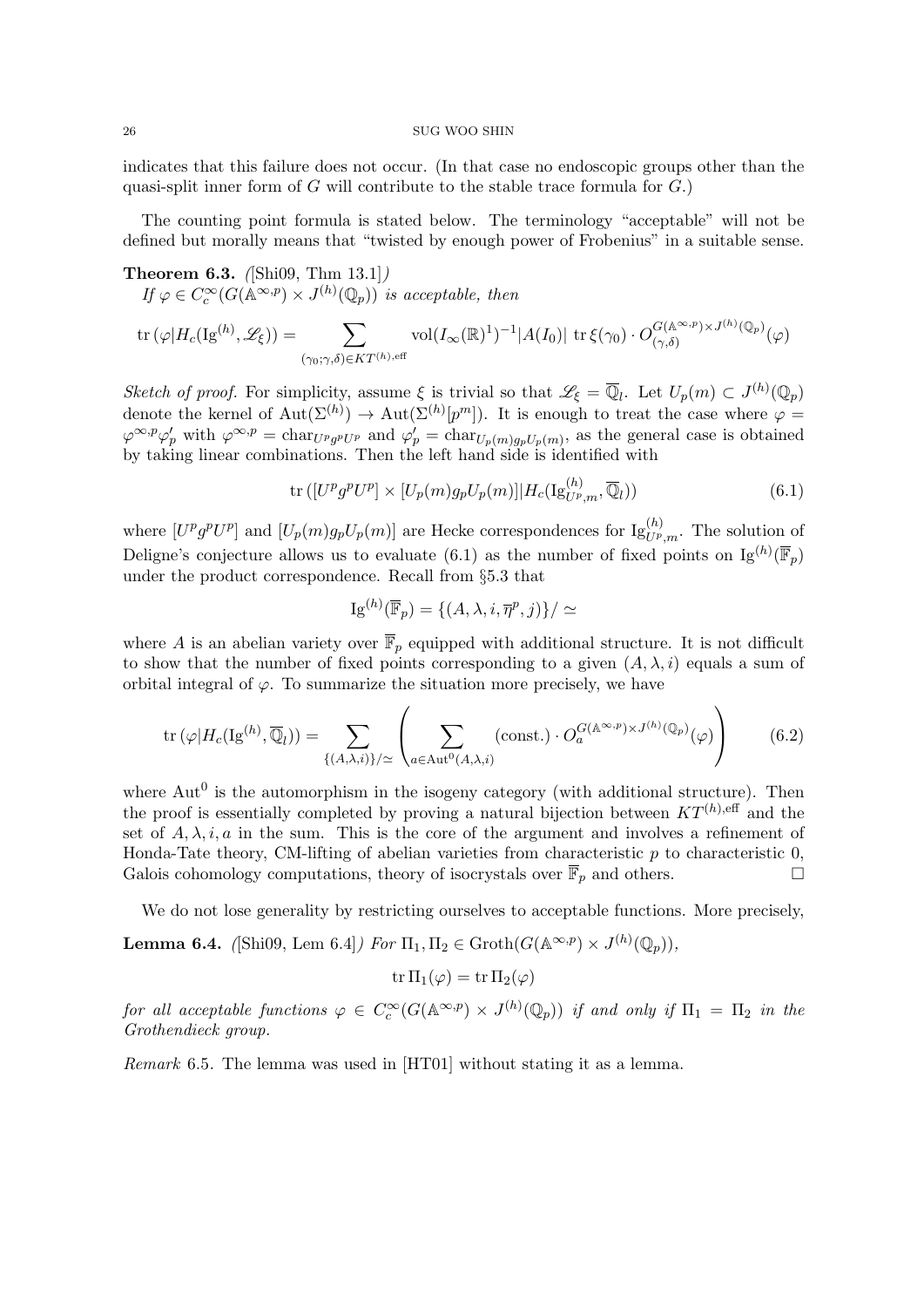indicates that this failure does not occur. (In that case no endoscopic groups other than the quasi-split inner form of $G$ will contribute to the stable trace formula for $G$.)

The counting point formula is stated below. The terminology "acceptable" will not be defined but morally means that "twisted by enough power of Frobenius" in a suitable sense.

**Theorem 6.3.** *([Shi09, Thm 13.1]) If $\varphi \in C_c^\infty(G(\mathbb{A}^{\infty,p}) \times J^{(h)}(\mathbb{Q}_p))$ is acceptable, then*

$$\mathrm{tr}\,(\varphi | H_c(\mathrm{Ig}^{(h)}, \mathscr{L}_\xi)) = \sum_{(\gamma_0;\gamma,\delta)\in KT^{(h),\mathrm{eff}}} \mathrm{vol}(I_\infty(\mathbb{R})^1)^{-1} |A(I_0)|\ \mathrm{tr}\,\xi(\gamma_0) \cdot O_{(\gamma,\delta)}^{G(\mathbb{A}^{\infty,p})\times J^{(h)}(\mathbb{Q}_p)}(\varphi)$$

*Sketch of proof.* For simplicity, assume $\xi$ is trivial so that $\mathscr{L}_\xi = \overline{\mathbb{Q}}_l$. Let $U_p(m) \subset J^{(h)}(\mathbb{Q}_p)$ denote the kernel of $\mathrm{Aut}(\Sigma^{(h)}) \to \mathrm{Aut}(\Sigma^{(h)}[p^m])$. It is enough to treat the case where $\varphi = \varphi^{\infty,p}\varphi_p'$ with $\varphi^{\infty,p} = \mathrm{char}_{U^p g^p U^p}$ and $\varphi_p' = \mathrm{char}_{U_p(m) g_p U_p(m)}$, as the general case is obtained by taking linear combinations. Then the left hand side is identified with

$$\mathrm{tr}\,([U^p g^p U^p] \times [U_p(m) g_p U_p(m)] | H_c(\mathrm{Ig}^{(h)}_{U^p,m}, \overline{\mathbb{Q}}_l)) \tag{6.1}$$

where $[U^p g^p U^p]$ and $[U_p(m) g_p U_p(m)]$ are Hecke correspondences for $\mathrm{Ig}^{(h)}_{U^p,m}$. The solution of Deligne's conjecture allows us to evaluate (6.1) as the number of fixed points on $\mathrm{Ig}^{(h)}(\overline{\mathbb{F}}_p)$ under the product correspondence. Recall from §5.3 that

$$\mathrm{Ig}^{(h)}(\overline{\mathbb{F}}_p) = \{(A, \lambda, i, \overline{\eta}^p, j)\}/\simeq$$

where $A$ is an abelian variety over $\overline{\mathbb{F}}_p$ equipped with additional structure. It is not difficult to show that the number of fixed points corresponding to a given $(A, \lambda, i)$ equals a sum of orbital integral of $\varphi$. To summarize the situation more precisely, we have

$$\mathrm{tr}\,(\varphi | H_c(\mathrm{Ig}^{(h)}, \overline{\mathbb{Q}}_l)) = \sum_{\{(A,\lambda,i)\}/\simeq} \left( \sum_{a\in \mathrm{Aut}^0(A,\lambda,i)} (\mathrm{const.}) \cdot O_a^{G(\mathbb{A}^{\infty,p})\times J^{(h)}(\mathbb{Q}_p)}(\varphi) \right) \tag{6.2}$$

where $\mathrm{Aut}^0$ is the automorphism in the isogeny category (with additional structure). Then the proof is essentially completed by proving a natural bijection between $KT^{(h),\mathrm{eff}}$ and the set of $A, \lambda, i, a$ in the sum. This is the core of the argument and involves a refinement of Honda-Tate theory, CM-lifting of abelian varieties from characteristic $p$ to characteristic 0, Galois cohomology computations, theory of isocrystals over $\overline{\mathbb{F}}_p$ and others. □

We do not lose generality by restricting ourselves to acceptable functions. More precisely,

**Lemma 6.4.** *([Shi09, Lem 6.4]) For $\Pi_1, \Pi_2 \in \mathrm{Groth}(G(\mathbb{A}^{\infty,p}) \times J^{(h)}(\mathbb{Q}_p))$,*

$$\mathrm{tr}\,\Pi_1(\varphi) = \mathrm{tr}\,\Pi_2(\varphi)$$

*for all acceptable functions $\varphi \in C_c^\infty(G(\mathbb{A}^{\infty,p}) \times J^{(h)}(\mathbb{Q}_p))$ if and only if $\Pi_1 = \Pi_2$ in the Grothendieck group.*

*Remark* 6.5. The lemma was used in [HT01] without stating it as a lemma.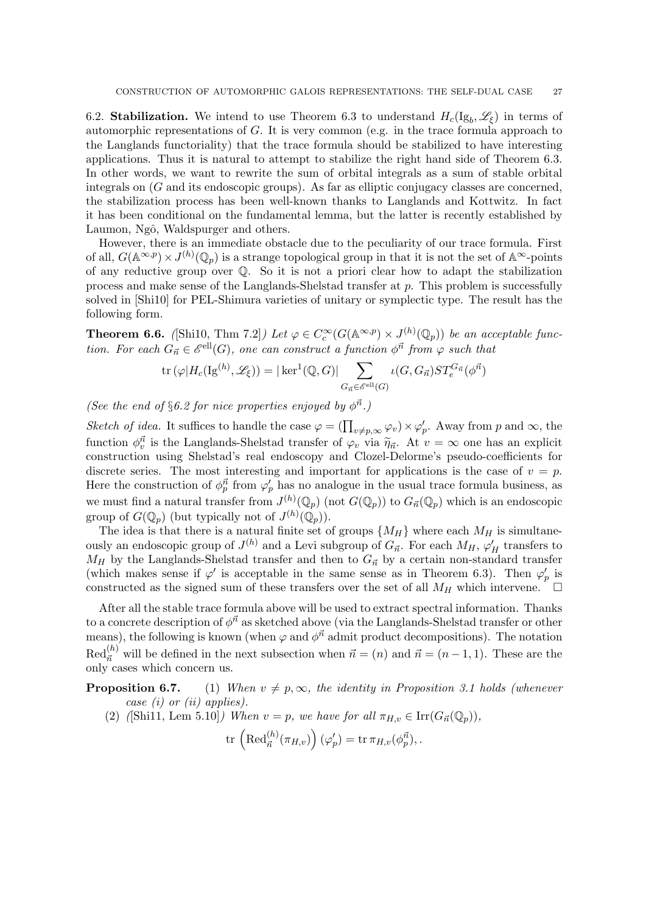6.2. **Stabilization.** We intend to use Theorem 6.3 to understand $H_c(\mathrm{Ig}_b, \mathscr{L}_\xi)$ in terms of automorphic representations of $G$. It is very common (e.g. in the trace formula approach to the Langlands functoriality) that the trace formula should be stabilized to have interesting applications. Thus it is natural to attempt to stabilize the right hand side of Theorem 6.3. In other words, we want to rewrite the sum of orbital integrals as a sum of stable orbital integrals on ($G$ and its endoscopic groups). As far as elliptic conjugacy classes are concerned, the stabilization process has been well-known thanks to Langlands and Kottwitz. In fact it has been conditional on the fundamental lemma, but the latter is recently established by Laumon, Ngô, Waldspurger and others.

However, there is an immediate obstacle due to the peculiarity of our trace formula. First of all, $G(\mathbb{A}^{\infty,p}) \times J^{(h)}(\mathbb{Q}_p)$ is a strange topological group in that it is not the set of $\mathbb{A}^\infty$-points of any reductive group over $\mathbb{Q}$. So it is not a priori clear how to adapt the stabilization process and make sense of the Langlands-Shelstad transfer at $p$. This problem is successfully solved in [Shi10] for PEL-Shimura varieties of unitary or symplectic type. The result has the following form.

**Theorem 6.6.** *([Shi10, Thm 7.2]) Let $\varphi \in C_c^\infty(G(\mathbb{A}^{\infty,p}) \times J^{(h)}(\mathbb{Q}_p))$ be an acceptable function. For each $G_{\vec{n}} \in \mathscr{E}^{\mathrm{ell}}(G)$, one can construct a function $\phi^{\vec{n}}$ from $\varphi$ such that*

$$\mathrm{tr}\,(\varphi | H_c(\mathrm{Ig}^{(h)}, \mathscr{L}_\xi)) = |\ker^1(\mathbb{Q}, G)| \sum_{G_{\vec{n}} \in \mathscr{E}^{\mathrm{ell}}(G)} \iota(G, G_{\vec{n}}) ST_e^{G_{\vec{n}}}(\phi^{\vec{n}})$$

*(See the end of §6.2 for nice properties enjoyed by $\phi^{\vec{n}}$.)*

*Sketch of idea.* It suffices to handle the case $\varphi = (\prod_{v \neq p,\infty} \varphi_v) \times \varphi'_p$. Away from $p$ and $\infty$, the function $\phi^{\vec{n}}_v$ is the Langlands-Shelstad transfer of $\varphi_v$ via $\widetilde{\eta}_{\vec{n}}$. At $v = \infty$ one has an explicit construction using Shelstad's real endoscopy and Clozel-Delorme's pseudo-coefficients for discrete series. The most interesting and important for applications is the case of $v = p$. Here the construction of $\phi^{\vec{n}}_p$ from $\varphi'_p$ has no analogue in the usual trace formula business, as we must find a natural transfer from $J^{(h)}(\mathbb{Q}_p)$ (not $G(\mathbb{Q}_p)$) to $G_{\vec{n}}(\mathbb{Q}_p)$ which is an endoscopic group of $G(\mathbb{Q}_p)$ (but typically not of $J^{(h)}(\mathbb{Q}_p)$).

The idea is that there is a natural finite set of groups $\{M_H\}$ where each $M_H$ is simultaneously an endoscopic group of $J^{(h)}$ and a Levi subgroup of $G_{\vec{n}}$. For each $M_H$, $\varphi'_H$ transfers to $M_H$ by the Langlands-Shelstad transfer and then to $G_{\vec{n}}$ by a certain non-standard transfer (which makes sense if $\varphi'$ is acceptable in the same sense as in Theorem 6.3). Then $\varphi'_p$ is constructed as the signed sum of these transfers over the set of all $M_H$ which intervene. $\square$

After all the stable trace formula above will be used to extract spectral information. Thanks to a concrete description of $\phi^{\vec{n}}$ as sketched above (via the Langlands-Shelstad transfer or other means), the following is known (when $\varphi$ and $\phi^{\vec{n}}$ admit product decompositions). The notation $\mathrm{Red}^{(h)}_{\vec{n}}$ will be defined in the next subsection when $\vec{n} = (n)$ and $\vec{n} = (n-1, 1)$. These are the only cases which concern us.

**Proposition 6.7.** (1) *When $v \neq p, \infty$, the identity in Proposition 3.1 holds (whenever case (i) or (ii) applies).*

(2) *([Shi11, Lem 5.10]) When $v = p$, we have for all $\pi_{H,v} \in \mathrm{Irr}(G_{\vec{n}}(\mathbb{Q}_p))$,*

$$\mathrm{tr}\,\left(\mathrm{Red}^{(h)}_{\vec{n}}(\pi_{H,v})\right)(\varphi'_p) = \mathrm{tr}\,\pi_{H,v}(\phi^{\vec{n}}_p), .$$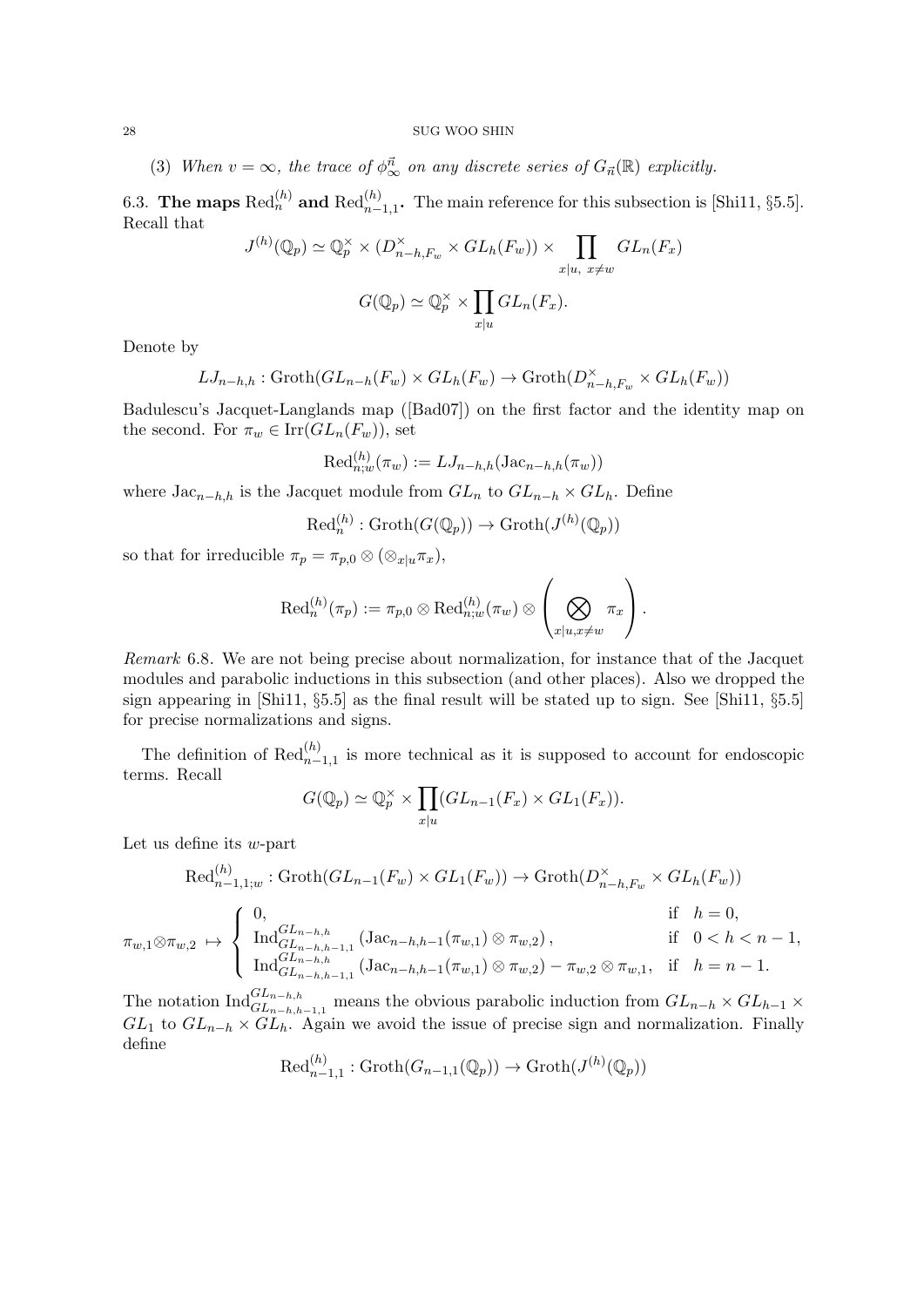(3) *When $v = \infty$, the trace of $\phi^{\vec{n}}_\infty$ on any discrete series of $G_{\vec{n}}(\mathbb{R})$ explicitly.*

6.3. **The maps $\mathrm{Red}^{(h)}_n$ and $\mathrm{Red}^{(h)}_{n-1,1}$.** The main reference for this subsection is [Shi11, §5.5]. Recall that

$$J^{(h)}(\mathbb{Q}_p) \simeq \mathbb{Q}_p^\times \times (D^\times_{n-h,F_w} \times GL_h(F_w)) \times \prod_{x|u,\ x\neq w} GL_n(F_x)$$

$$G(\mathbb{Q}_p) \simeq \mathbb{Q}_p^\times \times \prod_{x|u} GL_n(F_x).$$

Denote by

$$LJ_{n-h,h} : \mathrm{Groth}(GL_{n-h}(F_w) \times GL_h(F_w)) \to \mathrm{Groth}(D^\times_{n-h,F_w} \times GL_h(F_w))$$

Badulescu's Jacquet-Langlands map ([Bad07]) on the first factor and the identity map on the second. For $\pi_w \in \mathrm{Irr}(GL_n(F_w))$, set

$$\mathrm{Red}^{(h)}_{n;w}(\pi_w) := LJ_{n-h,h}(\mathrm{Jac}_{n-h,h}(\pi_w))$$

where $\mathrm{Jac}_{n-h,h}$ is the Jacquet module from $GL_n$ to $GL_{n-h} \times GL_h$. Define

$$\mathrm{Red}^{(h)}_n : \mathrm{Groth}(G(\mathbb{Q}_p)) \to \mathrm{Groth}(J^{(h)}(\mathbb{Q}_p))$$

so that for irreducible $\pi_p = \pi_{p,0} \otimes (\otimes_{x|u} \pi_x)$,

$$\mathrm{Red}^{(h)}_n(\pi_p) := \pi_{p,0} \otimes \mathrm{Red}^{(h)}_{n;w}(\pi_w) \otimes \left( \bigotimes_{x|u, x\neq w} \pi_x \right).$$

*Remark* 6.8. We are not being precise about normalization, for instance that of the Jacquet modules and parabolic inductions in this subsection (and other places). Also we dropped the sign appearing in [Shi11, §5.5] as the final result will be stated up to sign. See [Shi11, §5.5] for precise normalizations and signs.

The definition of $\mathrm{Red}^{(h)}_{n-1,1}$ is more technical as it is supposed to account for endoscopic terms. Recall

$$G(\mathbb{Q}_p) \simeq \mathbb{Q}_p^\times \times \prod_{x|u} (GL_{n-1}(F_x) \times GL_1(F_x)).$$

Let us define its $w$-part

$$\mathrm{Red}^{(h)}_{n-1,1;w} : \mathrm{Groth}(GL_{n-1}(F_w) \times GL_1(F_w)) \to \mathrm{Groth}(D^\times_{n-h,F_w} \times GL_h(F_w))$$

$$\pi_{w,1} \otimes \pi_{w,2} \mapsto \begin{cases} 0, & \text{if } \ h = 0, \\ \mathrm{Ind}^{GL_{n-h,h}}_{GL_{n-h,h-1,1}} \left(\mathrm{Jac}_{n-h,h-1}(\pi_{w,1}) \otimes \pi_{w,2}\right), & \text{if } \ 0 < h < n-1, \\ \mathrm{Ind}^{GL_{n-h,h}}_{GL_{n-h,h-1,1}} \left(\mathrm{Jac}_{n-h,h-1}(\pi_{w,1}) \otimes \pi_{w,2}\right) - \pi_{w,2} \otimes \pi_{w,1}, & \text{if } \ h = n-1. \end{cases}$$

The notation $\mathrm{Ind}^{GL_{n-h,h}}_{GL_{n-h,h-1,1}}$ means the obvious parabolic induction from $GL_{n-h} \times GL_{h-1} \times GL_1$ to $GL_{n-h} \times GL_h$. Again we avoid the issue of precise sign and normalization. Finally define

$$\mathrm{Red}^{(h)}_{n-1,1} : \mathrm{Groth}(G_{n-1,1}(\mathbb{Q}_p)) \to \mathrm{Groth}(J^{(h)}(\mathbb{Q}_p))$$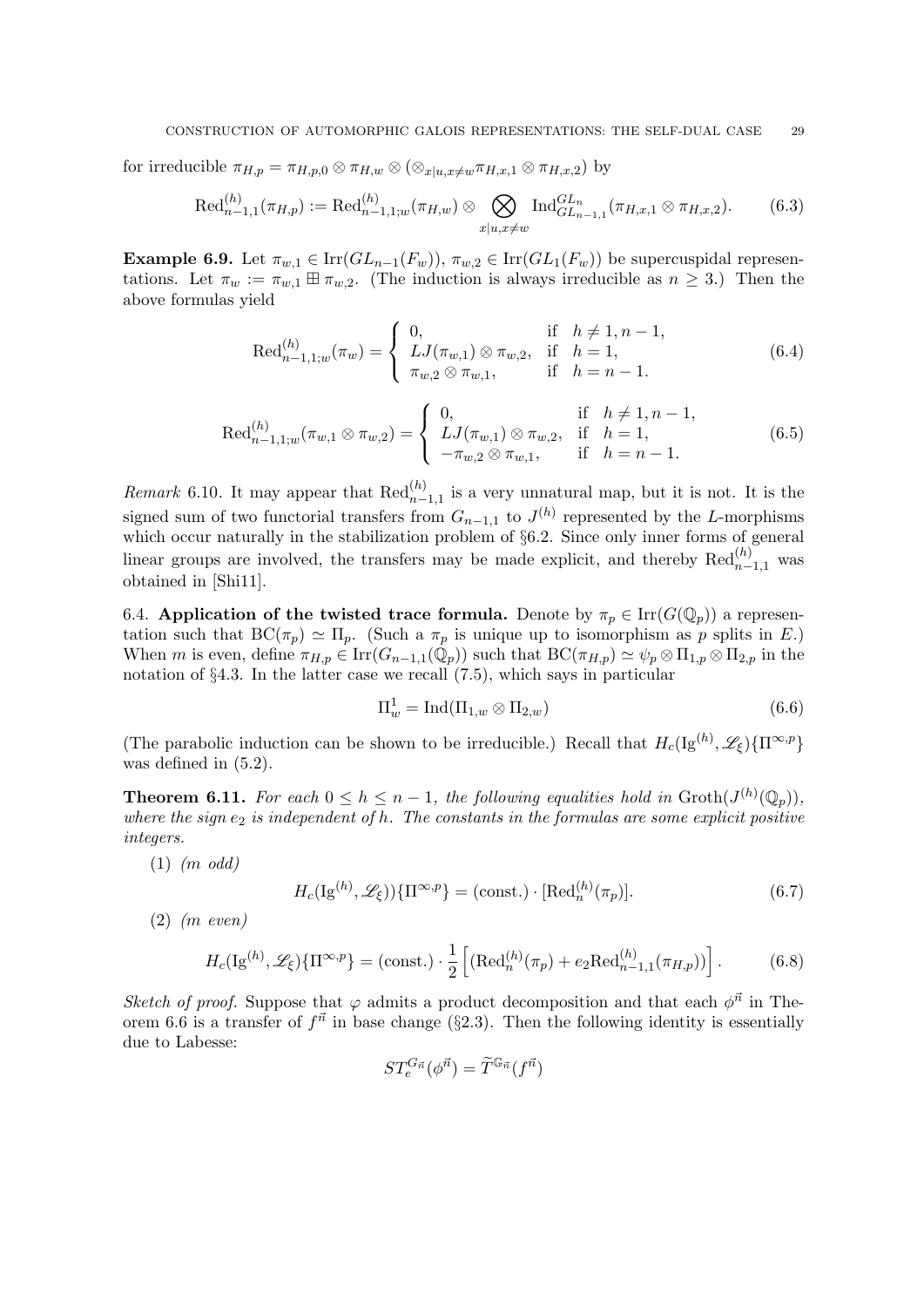for irreducible $\pi_{H,p} = \pi_{H,p,0} \otimes \pi_{H,w} \otimes (\otimes_{x|u,x\neq w} \pi_{H,x,1} \otimes \pi_{H,x,2})$ by

$$\mathrm{Red}^{(h)}_{n-1,1}(\pi_{H,p}) := \mathrm{Red}^{(h)}_{n-1,1;w}(\pi_{H,w}) \otimes \bigotimes_{x|u,x\neq w} \mathrm{Ind}^{GL_n}_{GL_{n-1,1}}(\pi_{H,x,1} \otimes \pi_{H,x,2}). \tag{6.3}$$

**Example 6.9.** Let $\pi_{w,1} \in \mathrm{Irr}(GL_{n-1}(F_w))$, $\pi_{w,2} \in \mathrm{Irr}(GL_1(F_w))$ be supercuspidal representations. Let $\pi_w := \pi_{w,1} \boxplus \pi_{w,2}$. (The induction is always irreducible as $n \geq 3$.) Then the above formulas yield

$$\mathrm{Red}^{(h)}_{n-1,1;w}(\pi_w) = \begin{cases} 0, & \text{if } \; h \neq 1, n-1, \\ LJ(\pi_{w,1}) \otimes \pi_{w,2}, & \text{if } \; h = 1, \\ \pi_{w,2} \otimes \pi_{w,1}, & \text{if } \; h = n-1. \end{cases} \tag{6.4}$$

$$\mathrm{Red}^{(h)}_{n-1,1;w}(\pi_{w,1} \otimes \pi_{w,2}) = \begin{cases} 0, & \text{if } \; h \neq 1, n-1, \\ LJ(\pi_{w,1}) \otimes \pi_{w,2}, & \text{if } \; h = 1, \\ -\pi_{w,2} \otimes \pi_{w,1}, & \text{if } \; h = n-1. \end{cases} \tag{6.5}$$

*Remark* 6.10. It may appear that $\mathrm{Red}^{(h)}_{n-1,1}$ is a very unnatural map, but it is not. It is the signed sum of two functorial transfers from $G_{n-1,1}$ to $J^{(h)}$ represented by the $L$-morphisms which occur naturally in the stabilization problem of §6.2. Since only inner forms of general linear groups are involved, the transfers may be made explicit, and thereby $\mathrm{Red}^{(h)}_{n-1,1}$ was obtained in [Shi11].

6.4. **Application of the twisted trace formula.** Denote by $\pi_p \in \mathrm{Irr}(G(\mathbb{Q}_p))$ a representation such that $\mathrm{BC}(\pi_p) \simeq \Pi_p$. (Such a $\pi_p$ is unique up to isomorphism as $p$ splits in $E$.) When $m$ is even, define $\pi_{H,p} \in \mathrm{Irr}(G_{n-1,1}(\mathbb{Q}_p))$ such that $\mathrm{BC}(\pi_{H,p}) \simeq \psi_p \otimes \Pi_{1,p} \otimes \Pi_{2,p}$ in the notation of §4.3. In the latter case we recall (7.5), which says in particular

$$\Pi^1_w = \mathrm{Ind}(\Pi_{1,w} \otimes \Pi_{2,w}) \tag{6.6}$$

(The parabolic induction can be shown to be irreducible.) Recall that $H_c(\mathrm{Ig}^{(h)}, \mathscr{L}_\xi)\{\Pi^{\infty,p}\}$ was defined in (5.2).

**Theorem 6.11.** *For each $0 \leq h \leq n-1$, the following equalities hold in $\mathrm{Groth}(J^{(h)}(\mathbb{Q}_p))$, where the sign $e_2$ is independent of $h$. The constants in the formulas are some explicit positive integers.*

(1) *($m$ odd)*

$$H_c(\mathrm{Ig}^{(h)}, \mathscr{L}_\xi))\{\Pi^{\infty,p}\} = (\mathrm{const.}) \cdot [\mathrm{Red}^{(h)}_n(\pi_p)]. \tag{6.7}$$

(2) *($m$ even)*

$$H_c(\mathrm{Ig}^{(h)}, \mathscr{L}_\xi)\{\Pi^{\infty,p}\} = (\mathrm{const.}) \cdot \frac{1}{2}\left[(\mathrm{Red}^{(h)}_n(\pi_p) + e_2 \mathrm{Red}^{(h)}_{n-1,1}(\pi_{H,p}))\right]. \tag{6.8}$$

*Sketch of proof.* Suppose that $\varphi$ admits a product decomposition and that each $\phi^{\vec{n}}$ in Theorem 6.6 is a transfer of $f^{\vec{n}}$ in base change (§2.3). Then the following identity is essentially due to Labesse:

$$ST^{G_{\vec{n}}}_e(\phi^{\vec{n}}) = \widetilde{T}^{\mathbb{G}_{\vec{n}}}(f^{\vec{n}})$$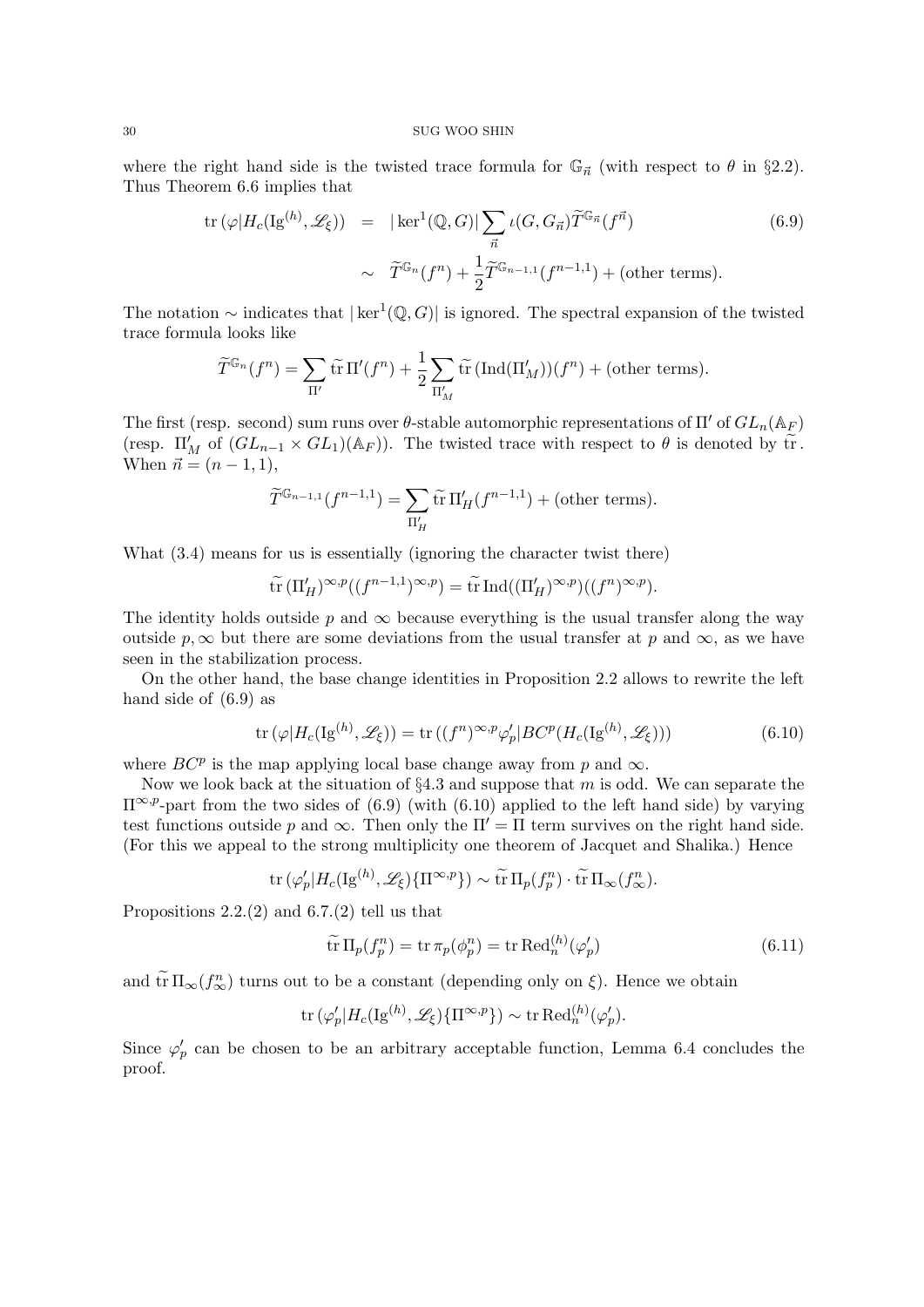where the right hand side is the twisted trace formula for $\mathbb{G}_{\vec{n}}$ (with respect to $\theta$ in §2.2). Thus Theorem 6.6 implies that

$$\begin{aligned}
\operatorname{tr}(\varphi | H_c(\mathrm{Ig}^{(h)}, \mathscr{L}_\xi)) &= |\ker^1(\mathbb{Q}, G)| \sum_{\vec{n}} \iota(G, G_{\vec{n}}) \widetilde{T}^{\mathbb{G}_{\vec{n}}}(f^{\vec{n}}) \qquad (6.9) \\
&\sim \widetilde{T}^{\mathbb{G}_n}(f^n) + \frac{1}{2}\widetilde{T}^{\mathbb{G}_{n-1,1}}(f^{n-1,1}) + (\text{other terms}).
\end{aligned}$$

The notation $\sim$ indicates that $|\ker^1(\mathbb{Q}, G)|$ is ignored. The spectral expansion of the twisted trace formula looks like

$$\widetilde{T}^{\mathbb{G}_n}(f^n) = \sum_{\Pi'} \widetilde{\operatorname{tr}}\, \Pi'(f^n) + \frac{1}{2}\sum_{\Pi'_M} \widetilde{\operatorname{tr}}\, (\operatorname{Ind}(\Pi'_M))(f^n) + (\text{other terms}).$$

The first (resp. second) sum runs over $\theta$-stable automorphic representations of $\Pi'$ of $GL_n(\mathbb{A}_F)$ (resp. $\Pi'_M$ of $(GL_{n-1} \times GL_1)(\mathbb{A}_F)$). The twisted trace with respect to $\theta$ is denoted by $\widetilde{\operatorname{tr}}$. When $\vec{n} = (n-1, 1)$,

$$\widetilde{T}^{\mathbb{G}_{n-1,1}}(f^{n-1,1}) = \sum_{\Pi'_H} \widetilde{\operatorname{tr}}\, \Pi'_H(f^{n-1,1}) + (\text{other terms}).$$

What (3.4) means for us is essentially (ignoring the character twist there)

$$\widetilde{\operatorname{tr}}\, (\Pi'_H)^{\infty,p}((f^{n-1,1})^{\infty,p}) = \widetilde{\operatorname{tr}}\, \operatorname{Ind}((\Pi'_H)^{\infty,p})((f^n)^{\infty,p}).$$

The identity holds outside $p$ and $\infty$ because everything is the usual transfer along the way outside $p, \infty$ but there are some deviations from the usual transfer at $p$ and $\infty$, as we have seen in the stabilization process.

On the other hand, the base change identities in Proposition 2.2 allows to rewrite the left hand side of (6.9) as

$$\operatorname{tr}(\varphi | H_c(\mathrm{Ig}^{(h)}, \mathscr{L}_\xi)) = \operatorname{tr}((f^n)^{\infty,p}\varphi'_p | BC^p(H_c(\mathrm{Ig}^{(h)}, \mathscr{L}_\xi))) \qquad (6.10)$$

where $BC^p$ is the map applying local base change away from $p$ and $\infty$.

Now we look back at the situation of §4.3 and suppose that $m$ is odd. We can separate the $\Pi^{\infty,p}$-part from the two sides of (6.9) (with (6.10) applied to the left hand side) by varying test functions outside $p$ and $\infty$. Then only the $\Pi' = \Pi$ term survives on the right hand side. (For this we appeal to the strong multiplicity one theorem of Jacquet and Shalika.) Hence

$$\operatorname{tr}(\varphi'_p | H_c(\mathrm{Ig}^{(h)}, \mathscr{L}_\xi)\{\Pi^{\infty,p}\}) \sim \widetilde{\operatorname{tr}}\, \Pi_p(f^n_p) \cdot \widetilde{\operatorname{tr}}\, \Pi_\infty(f^n_\infty).$$

Propositions 2.2.(2) and 6.7.(2) tell us that

$$\widetilde{\operatorname{tr}}\, \Pi_p(f^n_p) = \operatorname{tr} \pi_p(\phi^n_p) = \operatorname{tr} \operatorname{Red}^{(h)}_n(\varphi'_p) \qquad (6.11)$$

and $\widetilde{\operatorname{tr}}\, \Pi_\infty(f^n_\infty)$ turns out to be a constant (depending only on $\xi$). Hence we obtain

$$\operatorname{tr}(\varphi'_p | H_c(\mathrm{Ig}^{(h)}, \mathscr{L}_\xi)\{\Pi^{\infty,p}\}) \sim \operatorname{tr} \operatorname{Red}^{(h)}_n(\varphi'_p).$$

Since $\varphi'_p$ can be chosen to be an arbitrary acceptable function, Lemma 6.4 concludes the proof.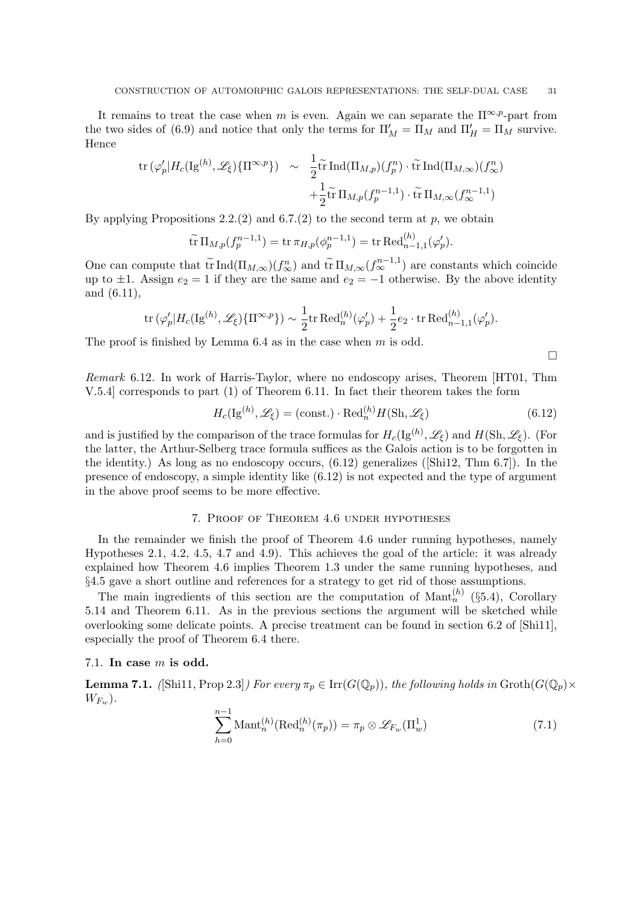It remains to treat the case when $m$ is even. Again we can separate the $\Pi^{\infty,p}$-part from the two sides of (6.9) and notice that only the terms for $\Pi'_M = \Pi_M$ and $\Pi'_H = \Pi_M$ survive. Hence

$$\begin{aligned}\mathrm{tr}\,(\varphi'_p|H_c(\mathrm{Ig}^{(h)},\mathscr{L}_\xi)\{\Pi^{\infty,p}\}) \quad\sim\quad & \frac{1}{2}\widetilde{\mathrm{tr}}\,\mathrm{Ind}(\Pi_{M,p})(f_p^n)\cdot\widetilde{\mathrm{tr}}\,\mathrm{Ind}(\Pi_{M,\infty})(f_\infty^n)\\ &+\frac{1}{2}\widetilde{\mathrm{tr}}\,\Pi_{M,p}(f_p^{n-1,1})\cdot\widetilde{\mathrm{tr}}\,\Pi_{M,\infty}(f_\infty^{n-1,1})\end{aligned}$$

By applying Propositions 2.2.(2) and 6.7.(2) to the second term at $p$, we obtain

$$\widetilde{\mathrm{tr}}\,\Pi_{M,p}(f_p^{n-1,1}) = \mathrm{tr}\,\pi_{H,p}(\phi_p^{n-1,1}) = \mathrm{tr}\,\mathrm{Red}^{(h)}_{n-1,1}(\varphi'_p).$$

One can compute that $\widetilde{\mathrm{tr}}\,\mathrm{Ind}(\Pi_{M,\infty})(f_\infty^n)$ and $\widetilde{\mathrm{tr}}\,\Pi_{M,\infty}(f_\infty^{n-1,1})$ are constants which coincide up to $\pm1$. Assign $e_2 = 1$ if they are the same and $e_2 = -1$ otherwise. By the above identity and (6.11),

$$\mathrm{tr}\,(\varphi'_p|H_c(\mathrm{Ig}^{(h)},\mathscr{L}_\xi)\{\Pi^{\infty,p}\}) \sim \frac{1}{2}\mathrm{tr}\,\mathrm{Red}^{(h)}_n(\varphi'_p) + \frac{1}{2}e_2\cdot\mathrm{tr}\,\mathrm{Red}^{(h)}_{n-1,1}(\varphi'_p).$$

The proof is finished by Lemma 6.4 as in the case when $m$ is odd.

$\square$

*Remark* 6.12. In work of Harris-Taylor, where no endoscopy arises, Theorem [HT01, Thm V.5.4] corresponds to part (1) of Theorem 6.11. In fact their theorem takes the form

$$H_c(\mathrm{Ig}^{(h)},\mathscr{L}_\xi) = (\mathrm{const.})\cdot\mathrm{Red}^{(h)}_n H(\mathrm{Sh},\mathscr{L}_\xi) \tag{6.12}$$

and is justified by the comparison of the trace formulas for $H_c(\mathrm{Ig}^{(h)},\mathscr{L}_\xi)$ and $H(\mathrm{Sh},\mathscr{L}_\xi)$. (For the latter, the Arthur-Selberg trace formula suffices as the Galois action is to be forgotten in the identity.) As long as no endoscopy occurs, (6.12) generalizes ([Shi12, Thm 6.7]). In the presence of endoscopy, a simple identity like (6.12) is not expected and the type of argument in the above proof seems to be more effective.

## 7. Proof of Theorem 4.6 under hypotheses

In the remainder we finish the proof of Theorem 4.6 under running hypotheses, namely Hypotheses 2.1, 4.2, 4.5, 4.7 and 4.9). This achieves the goal of the article: it was already explained how Theorem 4.6 implies Theorem 1.3 under the same running hypotheses, and §4.5 gave a short outline and references for a strategy to get rid of those assumptions.

The main ingredients of this section are the computation of $\mathrm{Mant}^{(h)}_n$ (§5.4), Corollary 5.14 and Theorem 6.11. As in the previous sections the argument will be sketched while overlooking some delicate points. A precise treatment can be found in section 6.2 of [Shi11], especially the proof of Theorem 6.4 there.

### 7.1. In case $m$ is odd.

**Lemma 7.1.** *([Shi11, Prop 2.3]) For every $\pi_p \in \mathrm{Irr}(G(\mathbb{Q}_p))$, the following holds in $\mathrm{Groth}(G(\mathbb{Q}_p)\times W_{F_w})$.*

$$\sum_{h=0}^{n-1}\mathrm{Mant}^{(h)}_n(\mathrm{Red}^{(h)}_n(\pi_p)) = \pi_p\otimes\mathscr{L}_{F_w}(\Pi^1_w) \tag{7.1}$$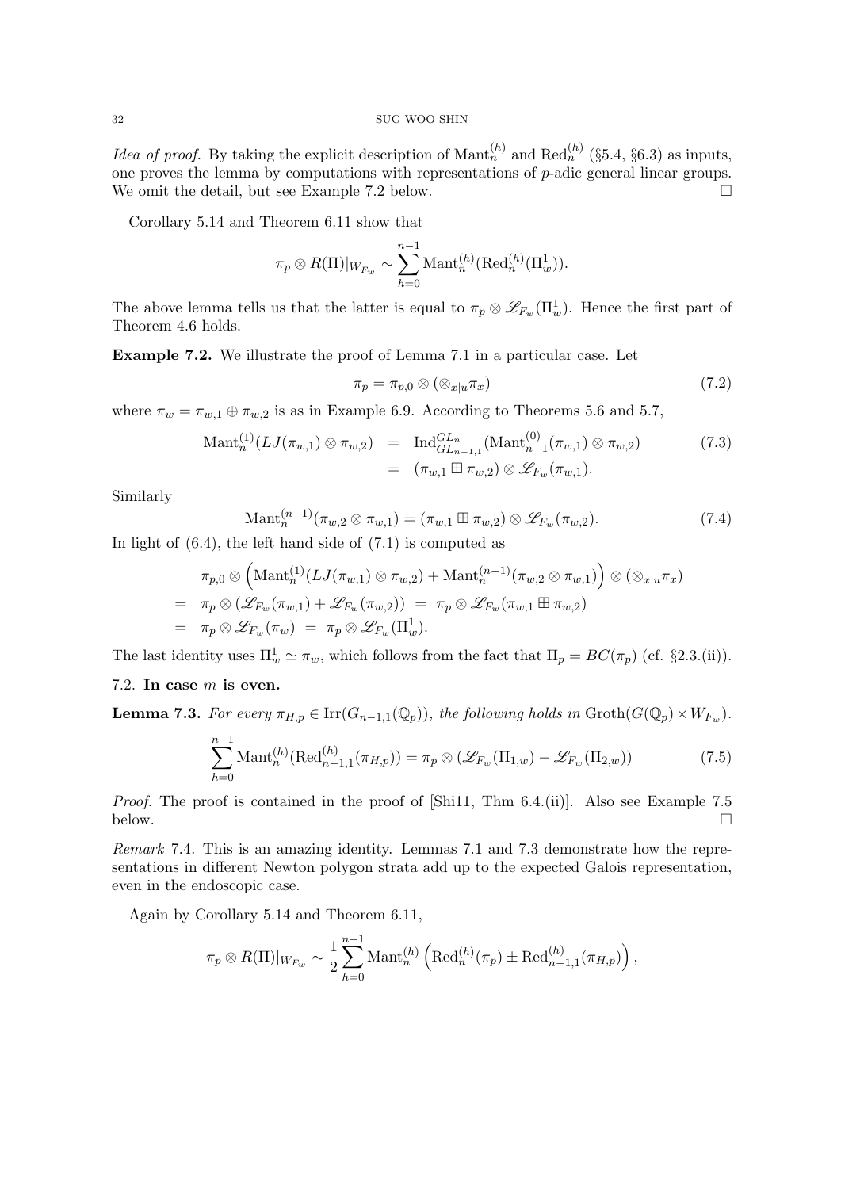*Idea of proof.* By taking the explicit description of $\mathrm{Mant}_n^{(h)}$ and $\mathrm{Red}_n^{(h)}$ (§5.4, §6.3) as inputs, one proves the lemma by computations with representations of $p$-adic general linear groups. We omit the detail, but see Example 7.2 below. □

Corollary 5.14 and Theorem 6.11 show that

$$\pi_p \otimes R(\Pi)|_{W_{F_w}} \sim \sum_{h=0}^{n-1} \mathrm{Mant}_n^{(h)}(\mathrm{Red}_n^{(h)}(\Pi_w^1)).$$

The above lemma tells us that the latter is equal to $\pi_p \otimes \mathscr{L}_{F_w}(\Pi_w^1)$. Hence the first part of Theorem 4.6 holds.

**Example 7.2.** We illustrate the proof of Lemma 7.1 in a particular case. Let

$$\pi_p = \pi_{p,0} \otimes (\otimes_{x|u}\pi_x) \tag{7.2}$$

where $\pi_w = \pi_{w,1} \oplus \pi_{w,2}$ is as in Example 6.9. According to Theorems 5.6 and 5.7,

$$\begin{aligned}\mathrm{Mant}_n^{(1)}(LJ(\pi_{w,1}) \otimes \pi_{w,2}) &= \mathrm{Ind}_{GL_{n-1,1}}^{GL_n}(\mathrm{Mant}_{n-1}^{(0)}(\pi_{w,1}) \otimes \pi_{w,2}) \\ &= (\pi_{w,1} \boxplus \pi_{w,2}) \otimes \mathscr{L}_{F_w}(\pi_{w,1}).\end{aligned} \tag{7.3}$$

Similarly

$$\mathrm{Mant}_n^{(n-1)}(\pi_{w,2} \otimes \pi_{w,1}) = (\pi_{w,1} \boxplus \pi_{w,2}) \otimes \mathscr{L}_{F_w}(\pi_{w,2}). \tag{7.4}$$

In light of (6.4), the left hand side of (7.1) is computed as

$$\begin{aligned}&\pi_{p,0} \otimes \Big(\mathrm{Mant}_n^{(1)}(LJ(\pi_{w,1}) \otimes \pi_{w,2}) + \mathrm{Mant}_n^{(n-1)}(\pi_{w,2} \otimes \pi_{w,1})\Big) \otimes (\otimes_{x|u}\pi_x) \\ =\ & \pi_p \otimes (\mathscr{L}_{F_w}(\pi_{w,1}) + \mathscr{L}_{F_w}(\pi_{w,2})) \ = \ \pi_p \otimes \mathscr{L}_{F_w}(\pi_{w,1} \boxplus \pi_{w,2}) \\ =\ & \pi_p \otimes \mathscr{L}_{F_w}(\pi_w) \ = \ \pi_p \otimes \mathscr{L}_{F_w}(\Pi_w^1).\end{aligned}$$

The last identity uses $\Pi_w^1 \simeq \pi_w$, which follows from the fact that $\Pi_p = BC(\pi_p)$ (cf. §2.3.(ii)).

## 7.2. In case $m$ is even.

**Lemma 7.3.** *For every $\pi_{H,p} \in \mathrm{Irr}(G_{n-1,1}(\mathbb{Q}_p))$, the following holds in $\mathrm{Groth}(G(\mathbb{Q}_p) \times W_{F_w})$.*

$$\sum_{h=0}^{n-1} \mathrm{Mant}_n^{(h)}(\mathrm{Red}_{n-1,1}^{(h)}(\pi_{H,p})) = \pi_p \otimes (\mathscr{L}_{F_w}(\Pi_{1,w}) - \mathscr{L}_{F_w}(\Pi_{2,w})) \tag{7.5}$$

*Proof.* The proof is contained in the proof of [Shi11, Thm 6.4.(ii)]. Also see Example 7.5 below. □

*Remark* 7.4. This is an amazing identity. Lemmas 7.1 and 7.3 demonstrate how the representations in different Newton polygon strata add up to the expected Galois representation, even in the endoscopic case.

Again by Corollary 5.14 and Theorem 6.11,

$$\pi_p \otimes R(\Pi)|_{W_{F_w}} \sim \frac{1}{2}\sum_{h=0}^{n-1} \mathrm{Mant}_n^{(h)}\left(\mathrm{Red}_n^{(h)}(\pi_p) \pm \mathrm{Red}_{n-1,1}^{(h)}(\pi_{H,p})\right),$$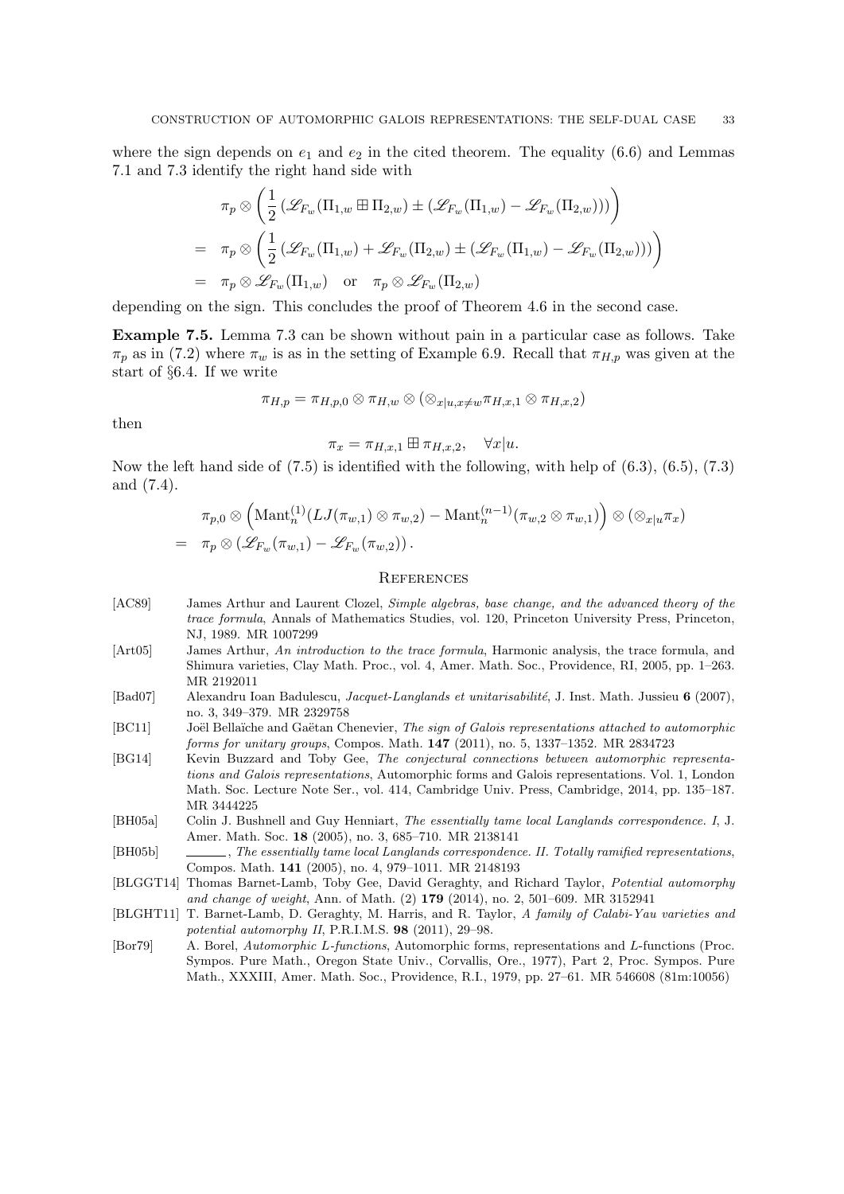where the sign depends on $e_1$ and $e_2$ in the cited theorem. The equality (6.6) and Lemmas 7.1 and 7.3 identify the right hand side with

$$
\begin{aligned}
& \pi_p \otimes \left( \frac{1}{2} \left( \mathscr{L}_{F_w}(\Pi_{1,w} \boxplus \Pi_{2,w}) \pm (\mathscr{L}_{F_w}(\Pi_{1,w}) - \mathscr{L}_{F_w}(\Pi_{2,w})) \right) \right) \\
= \;& \pi_p \otimes \left( \frac{1}{2} \left( \mathscr{L}_{F_w}(\Pi_{1,w}) + \mathscr{L}_{F_w}(\Pi_{2,w}) \pm (\mathscr{L}_{F_w}(\Pi_{1,w}) - \mathscr{L}_{F_w}(\Pi_{2,w})) \right) \right) \\
= \;& \pi_p \otimes \mathscr{L}_{F_w}(\Pi_{1,w}) \quad \text{or} \quad \pi_p \otimes \mathscr{L}_{F_w}(\Pi_{2,w})
\end{aligned}
$$

depending on the sign. This concludes the proof of Theorem 4.6 in the second case.

**Example 7.5.** Lemma 7.3 can be shown without pain in a particular case as follows. Take $\pi_p$ as in (7.2) where $\pi_w$ is as in the setting of Example 6.9. Recall that $\pi_{H,p}$ was given at the start of §6.4. If we write

$$
\pi_{H,p} = \pi_{H,p,0} \otimes \pi_{H,w} \otimes (\otimes_{x|u, x \neq w} \pi_{H,x,1} \otimes \pi_{H,x,2})
$$

then

$$
\pi_x = \pi_{H,x,1} \boxplus \pi_{H,x,2}, \quad \forall x | u.
$$

Now the left hand side of (7.5) is identified with the following, with help of (6.3), (6.5), (7.3) and (7.4).

$$
\begin{aligned}
& \pi_{p,0} \otimes \left( \mathrm{Mant}_n^{(1)}(LJ(\pi_{w,1}) \otimes \pi_{w,2}) - \mathrm{Mant}_n^{(n-1)}(\pi_{w,2} \otimes \pi_{w,1}) \right) \otimes (\otimes_{x|u} \pi_x) \\
= \;& \pi_p \otimes \left( \mathscr{L}_{F_w}(\pi_{w,1}) - \mathscr{L}_{F_w}(\pi_{w,2}) \right).
\end{aligned}
$$

## References

- [AC89] James Arthur and Laurent Clozel, *Simple algebras, base change, and the advanced theory of the trace formula*, Annals of Mathematics Studies, vol. 120, Princeton University Press, Princeton, NJ, 1989. MR 1007299
- [Art05] James Arthur, *An introduction to the trace formula*, Harmonic analysis, the trace formula, and Shimura varieties, Clay Math. Proc., vol. 4, Amer. Math. Soc., Providence, RI, 2005, pp. 1–263. MR 2192011
- [Bad07] Alexandru Ioan Badulescu, *Jacquet-Langlands et unitarisabilité*, J. Inst. Math. Jussieu **6** (2007), no. 3, 349–379. MR 2329758
- [BC11] Joël Bellaïche and Gaëtan Chenevier, *The sign of Galois representations attached to automorphic forms for unitary groups*, Compos. Math. **147** (2011), no. 5, 1337–1352. MR 2834723
- [BG14] Kevin Buzzard and Toby Gee, *The conjectural connections between automorphic representations and Galois representations*, Automorphic forms and Galois representations. Vol. 1, London Math. Soc. Lecture Note Ser., vol. 414, Cambridge Univ. Press, Cambridge, 2014, pp. 135–187. MR 3444225
- [BH05a] Colin J. Bushnell and Guy Henniart, *The essentially tame local Langlands correspondence. I*, J. Amer. Math. Soc. **18** (2005), no. 3, 685–710. MR 2138141
- [BH05b] ______, *The essentially tame local Langlands correspondence. II. Totally ramified representations*, Compos. Math. **141** (2005), no. 4, 979–1011. MR 2148193
- [BLGGT14] Thomas Barnet-Lamb, Toby Gee, David Geraghty, and Richard Taylor, *Potential automorphy and change of weight*, Ann. of Math. (2) **179** (2014), no. 2, 501–609. MR 3152941
- [BLGHT11] T. Barnet-Lamb, D. Geraghty, M. Harris, and R. Taylor, *A family of Calabi-Yau varieties and potential automorphy II*, P.R.I.M.S. **98** (2011), 29–98.
- [Bor79] A. Borel, *Automorphic L-functions*, Automorphic forms, representations and L-functions (Proc. Sympos. Pure Math., Oregon State Univ., Corvallis, Ore., 1977), Part 2, Proc. Sympos. Pure Math., XXXIII, Amer. Math. Soc., Providence, R.I., 1979, pp. 27–61. MR 546608 (81m:10056)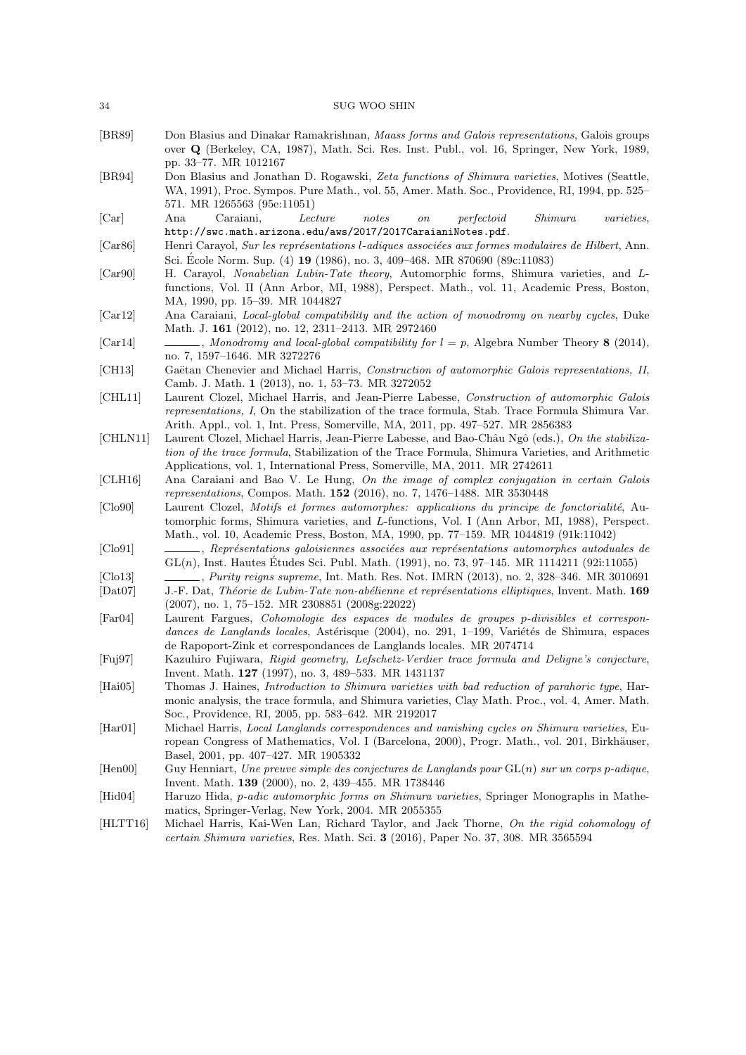[BR89] Don Blasius and Dinakar Ramakrishnan, *Maass forms and Galois representations*, Galois groups over **Q** (Berkeley, CA, 1987), Math. Sci. Res. Inst. Publ., vol. 16, Springer, New York, 1989, pp. 33–77. MR 1012167

[BR94] Don Blasius and Jonathan D. Rogawski, *Zeta functions of Shimura varieties*, Motives (Seattle, WA, 1991), Proc. Sympos. Pure Math., vol. 55, Amer. Math. Soc., Providence, RI, 1994, pp. 525–571. MR 1265563 (95e:11051)

[Car] Ana Caraiani, *Lecture notes on perfectoid Shimura varieties*, `http://swc.math.arizona.edu/aws/2017/2017CaraianiNotes.pdf`.

[Car86] Henri Carayol, *Sur les représentations l-adiques associées aux formes modulaires de Hilbert*, Ann. Sci. École Norm. Sup. (4) **19** (1986), no. 3, 409–468. MR 870690 (89c:11083)

[Car90] H. Carayol, *Nonabelian Lubin-Tate theory*, Automorphic forms, Shimura varieties, and $L$-functions, Vol. II (Ann Arbor, MI, 1988), Perspect. Math., vol. 11, Academic Press, Boston, MA, 1990, pp. 15–39. MR 1044827

[Car12] Ana Caraiani, *Local-global compatibility and the action of monodromy on nearby cycles*, Duke Math. J. **161** (2012), no. 12, 2311–2413. MR 2972460

[Car14] ———, *Monodromy and local-global compatibility for $l = p$*, Algebra Number Theory **8** (2014), no. 7, 1597–1646. MR 3272276

[CH13] Gaëtan Chenevier and Michael Harris, *Construction of automorphic Galois representations, II*, Camb. J. Math. **1** (2013), no. 1, 53–73. MR 3272052

[CHL11] Laurent Clozel, Michael Harris, and Jean-Pierre Labesse, *Construction of automorphic Galois representations, I*, On the stabilization of the trace formula, Stab. Trace Formula Shimura Var. Arith. Appl., vol. 1, Int. Press, Somerville, MA, 2011, pp. 497–527. MR 2856383

[CHLN11] Laurent Clozel, Michael Harris, Jean-Pierre Labesse, and Bao-Châu Ngô (eds.), *On the stabilization of the trace formula*, Stabilization of the Trace Formula, Shimura Varieties, and Arithmetic Applications, vol. 1, International Press, Somerville, MA, 2011. MR 2742611

[CLH16] Ana Caraiani and Bao V. Le Hung, *On the image of complex conjugation in certain Galois representations*, Compos. Math. **152** (2016), no. 7, 1476–1488. MR 3530448

[Clo90] Laurent Clozel, *Motifs et formes automorphes: applications du principe de fonctorialité*, Automorphic forms, Shimura varieties, and $L$-functions, Vol. I (Ann Arbor, MI, 1988), Perspect. Math., vol. 10, Academic Press, Boston, MA, 1990, pp. 77–159. MR 1044819 (91k:11042)

[Clo91] ———, *Représentations galoisiennes associées aux représentations automorphes autoduales de* $\mathrm{GL}(n)$, Inst. Hautes Études Sci. Publ. Math. (1991), no. 73, 97–145. MR 1114211 (92i:11055)

[Clo13] ———, *Purity reigns supreme*, Int. Math. Res. Not. IMRN (2013), no. 2, 328–346. MR 3010691

[Dat07] J.-F. Dat, *Théorie de Lubin-Tate non-abélienne et représentations elliptiques*, Invent. Math. **169** (2007), no. 1, 75–152. MR 2308851 (2008g:22022)

[Far04] Laurent Fargues, *Cohomologie des espaces de modules de groupes p-divisibles et correspondances de Langlands locales*, Astérisque (2004), no. 291, 1–199, Variétés de Shimura, espaces de Rapoport-Zink et correspondances de Langlands locales. MR 2074714

[Fuj97] Kazuhiro Fujiwara, *Rigid geometry, Lefschetz-Verdier trace formula and Deligne's conjecture*, Invent. Math. **127** (1997), no. 3, 489–533. MR 1431137

[Hai05] Thomas J. Haines, *Introduction to Shimura varieties with bad reduction of parahoric type*, Harmonic analysis, the trace formula, and Shimura varieties, Clay Math. Proc., vol. 4, Amer. Math. Soc., Providence, RI, 2005, pp. 583–642. MR 2192017

[Har01] Michael Harris, *Local Langlands correspondences and vanishing cycles on Shimura varieties*, European Congress of Mathematics, Vol. I (Barcelona, 2000), Progr. Math., vol. 201, Birkhäuser, Basel, 2001, pp. 407–427. MR 1905332

[Hen00] Guy Henniart, *Une preuve simple des conjectures de Langlands pour* $\mathrm{GL}(n)$ *sur un corps p-adique*, Invent. Math. **139** (2000), no. 2, 439–455. MR 1738446

[Hid04] Haruzo Hida, *p-adic automorphic forms on Shimura varieties*, Springer Monographs in Mathematics, Springer-Verlag, New York, 2004. MR 2055355

[HLTT16] Michael Harris, Kai-Wen Lan, Richard Taylor, and Jack Thorne, *On the rigid cohomology of certain Shimura varieties*, Res. Math. Sci. **3** (2016), Paper No. 37, 308. MR 3565594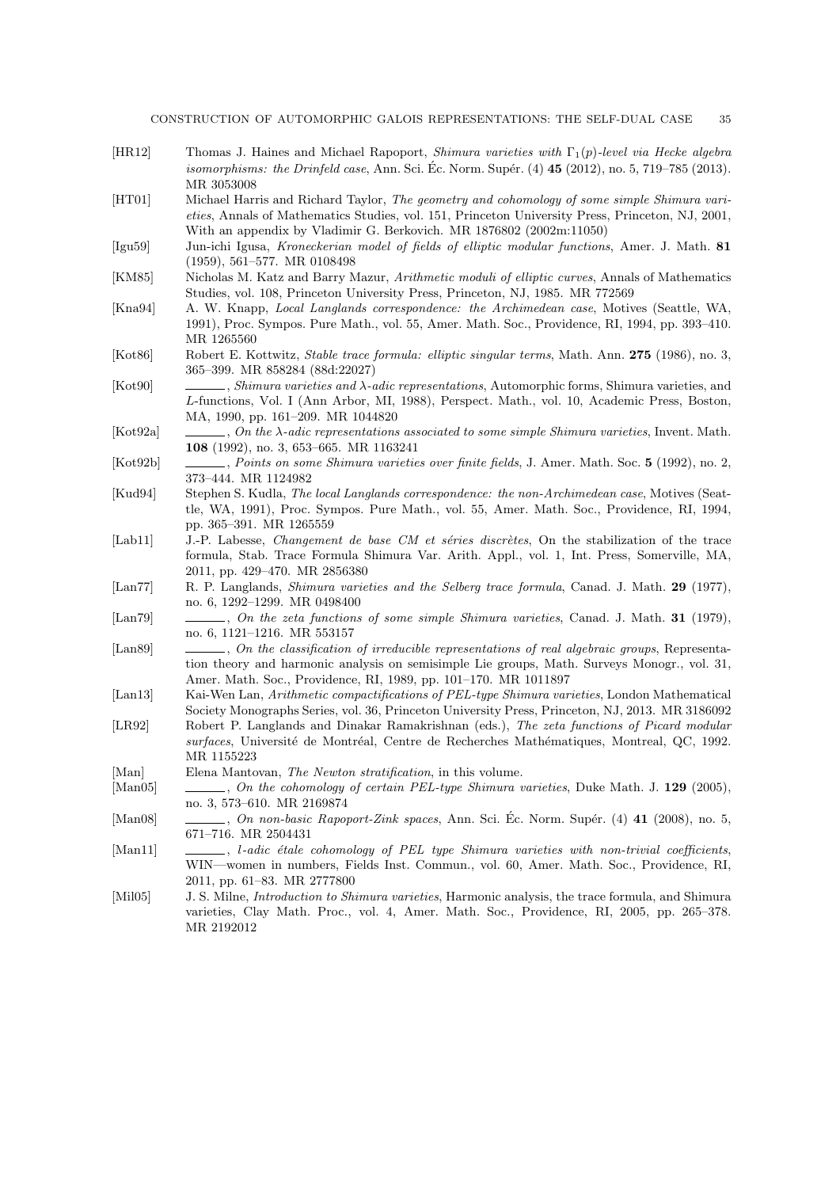[HR12] Thomas J. Haines and Michael Rapoport, *Shimura varieties with $\Gamma_1(p)$-level via Hecke algebra isomorphisms: the Drinfeld case*, Ann. Sci. Éc. Norm. Supér. (4) **45** (2012), no. 5, 719–785 (2013). MR 3053008

[HT01] Michael Harris and Richard Taylor, *The geometry and cohomology of some simple Shimura varieties*, Annals of Mathematics Studies, vol. 151, Princeton University Press, Princeton, NJ, 2001, With an appendix by Vladimir G. Berkovich. MR 1876802 (2002m:11050)

[Igu59] Jun-ichi Igusa, *Kroneckerian model of fields of elliptic modular functions*, Amer. J. Math. **81** (1959), 561–577. MR 0108498

[KM85] Nicholas M. Katz and Barry Mazur, *Arithmetic moduli of elliptic curves*, Annals of Mathematics Studies, vol. 108, Princeton University Press, Princeton, NJ, 1985. MR 772569

[Kna94] A. W. Knapp, *Local Langlands correspondence: the Archimedean case*, Motives (Seattle, WA, 1991), Proc. Sympos. Pure Math., vol. 55, Amer. Math. Soc., Providence, RI, 1994, pp. 393–410. MR 1265560

[Kot86] Robert E. Kottwitz, *Stable trace formula: elliptic singular terms*, Math. Ann. **275** (1986), no. 3, 365–399. MR 858284 (88d:22027)

[Kot90] ______, *Shimura varieties and $\lambda$-adic representations*, Automorphic forms, Shimura varieties, and $L$-functions, Vol. I (Ann Arbor, MI, 1988), Perspect. Math., vol. 10, Academic Press, Boston, MA, 1990, pp. 161–209. MR 1044820

[Kot92a] ______, *On the $\lambda$-adic representations associated to some simple Shimura varieties*, Invent. Math. **108** (1992), no. 3, 653–665. MR 1163241

[Kot92b] ______, *Points on some Shimura varieties over finite fields*, J. Amer. Math. Soc. **5** (1992), no. 2, 373–444. MR 1124982

[Kud94] Stephen S. Kudla, *The local Langlands correspondence: the non-Archimedean case*, Motives (Seattle, WA, 1991), Proc. Sympos. Pure Math., vol. 55, Amer. Math. Soc., Providence, RI, 1994, pp. 365–391. MR 1265559

[Lab11] J.-P. Labesse, *Changement de base CM et séries discrètes*, On the stabilization of the trace formula, Stab. Trace Formula Shimura Var. Arith. Appl., vol. 1, Int. Press, Somerville, MA, 2011, pp. 429–470. MR 2856380

[Lan77] R. P. Langlands, *Shimura varieties and the Selberg trace formula*, Canad. J. Math. **29** (1977), no. 6, 1292–1299. MR 0498400

[Lan79] ______, *On the zeta functions of some simple Shimura varieties*, Canad. J. Math. **31** (1979), no. 6, 1121–1216. MR 553157

[Lan89] ______, *On the classification of irreducible representations of real algebraic groups*, Representation theory and harmonic analysis on semisimple Lie groups, Math. Surveys Monogr., vol. 31, Amer. Math. Soc., Providence, RI, 1989, pp. 101–170. MR 1011897

[Lan13] Kai-Wen Lan, *Arithmetic compactifications of PEL-type Shimura varieties*, London Mathematical Society Monographs Series, vol. 36, Princeton University Press, Princeton, NJ, 2013. MR 3186092

[LR92] Robert P. Langlands and Dinakar Ramakrishnan (eds.), *The zeta functions of Picard modular surfaces*, Université de Montréal, Centre de Recherches Mathématiques, Montreal, QC, 1992. MR 1155223

[Man] Elena Mantovan, *The Newton stratification*, in this volume.

[Man05] ______, *On the cohomology of certain PEL-type Shimura varieties*, Duke Math. J. **129** (2005), no. 3, 573–610. MR 2169874

[Man08] ______, *On non-basic Rapoport-Zink spaces*, Ann. Sci. Éc. Norm. Supér. (4) **41** (2008), no. 5, 671–716. MR 2504431

[Man11] ______, *$l$-adic étale cohomology of PEL type Shimura varieties with non-trivial coefficients*, WIN—women in numbers, Fields Inst. Commun., vol. 60, Amer. Math. Soc., Providence, RI, 2011, pp. 61–83. MR 2777800

[Mil05] J. S. Milne, *Introduction to Shimura varieties*, Harmonic analysis, the trace formula, and Shimura varieties, Clay Math. Proc., vol. 4, Amer. Math. Soc., Providence, RI, 2005, pp. 265–378. MR 2192012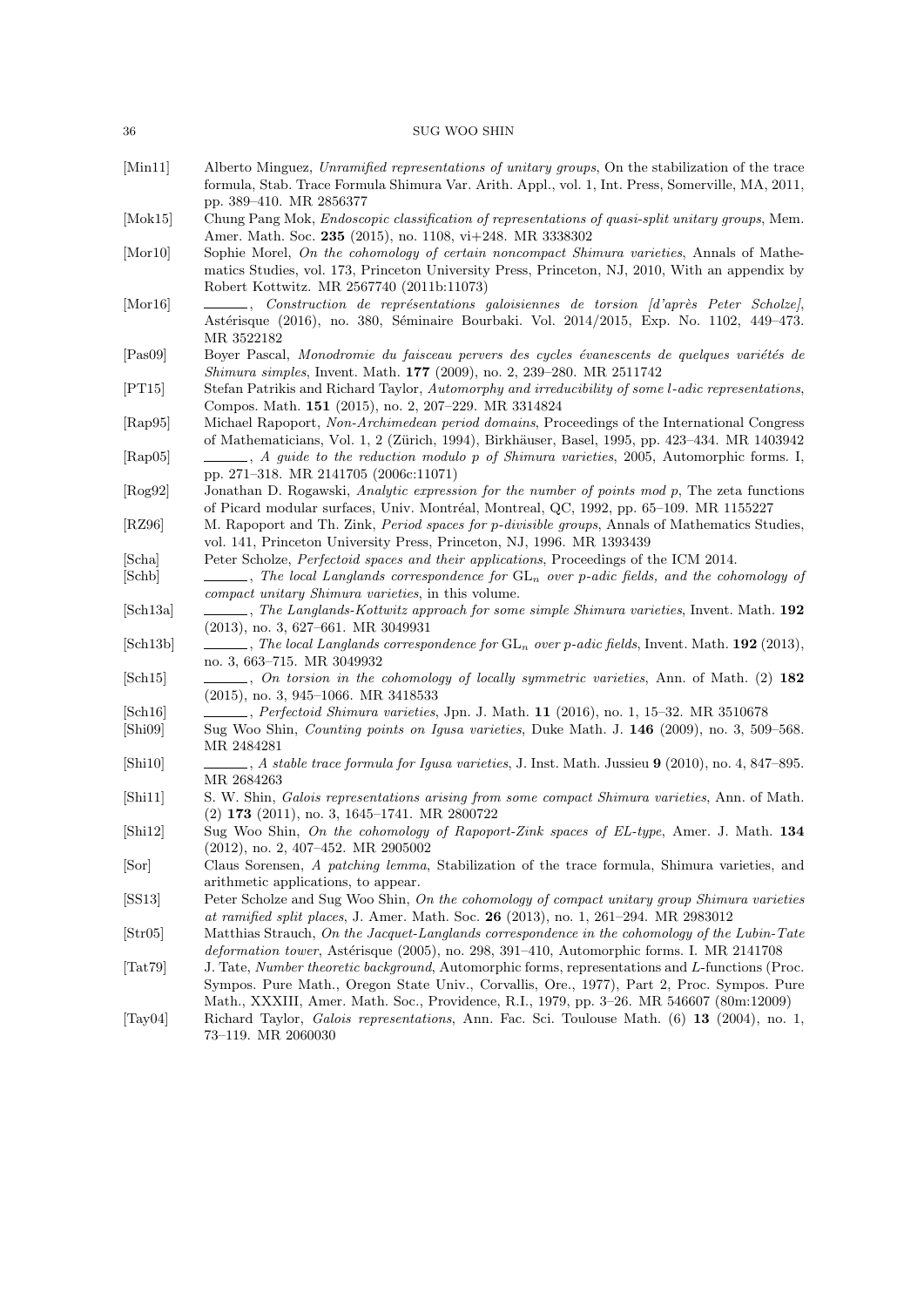[Min11] Alberto Minguez, *Unramified representations of unitary groups*, On the stabilization of the trace formula, Stab. Trace Formula Shimura Var. Arith. Appl., vol. 1, Int. Press, Somerville, MA, 2011, pp. 389–410. MR 2856377

[Mok15] Chung Pang Mok, *Endoscopic classification of representations of quasi-split unitary groups*, Mem. Amer. Math. Soc. **235** (2015), no. 1108, vi+248. MR 3338302

[Mor10] Sophie Morel, *On the cohomology of certain noncompact Shimura varieties*, Annals of Mathematics Studies, vol. 173, Princeton University Press, Princeton, NJ, 2010, With an appendix by Robert Kottwitz. MR 2567740 (2011b:11073)

[Mor16] ———, *Construction de représentations galoisiennes de torsion [d'après Peter Scholze]*, Astérisque (2016), no. 380, Séminaire Bourbaki. Vol. 2014/2015, Exp. No. 1102, 449–473. MR 3522182

[Pas09] Boyer Pascal, *Monodromie du faisceau pervers des cycles évanescents de quelques variétés de Shimura simples*, Invent. Math. **177** (2009), no. 2, 239–280. MR 2511742

[PT15] Stefan Patrikis and Richard Taylor, *Automorphy and irreducibility of some l-adic representations*, Compos. Math. **151** (2015), no. 2, 207–229. MR 3314824

[Rap95] Michael Rapoport, *Non-Archimedean period domains*, Proceedings of the International Congress of Mathematicians, Vol. 1, 2 (Zürich, 1994), Birkhäuser, Basel, 1995, pp. 423–434. MR 1403942

[Rap05] ———, *A guide to the reduction modulo p of Shimura varieties*, 2005, Automorphic forms. I, pp. 271–318. MR 2141705 (2006c:11071)

[Rog92] Jonathan D. Rogawski, *Analytic expression for the number of points mod p*, The zeta functions of Picard modular surfaces, Univ. Montréal, Montreal, QC, 1992, pp. 65–109. MR 1155227

[RZ96] M. Rapoport and Th. Zink, *Period spaces for p-divisible groups*, Annals of Mathematics Studies, vol. 141, Princeton University Press, Princeton, NJ, 1996. MR 1393439

[Scha] Peter Scholze, *Perfectoid spaces and their applications*, Proceedings of the ICM 2014.

[Schb] ———, *The local Langlands correspondence for* $\mathrm{GL}_n$ *over p-adic fields, and the cohomology of compact unitary Shimura varieties*, in this volume.

[Sch13a] ———, *The Langlands-Kottwitz approach for some simple Shimura varieties*, Invent. Math. **192** (2013), no. 3, 627–661. MR 3049931

[Sch13b] ———, *The local Langlands correspondence for* $\mathrm{GL}_n$ *over p-adic fields*, Invent. Math. **192** (2013), no. 3, 663–715. MR 3049932

[Sch15] ———, *On torsion in the cohomology of locally symmetric varieties*, Ann. of Math. (2) **182** (2015), no. 3, 945–1066. MR 3418533

[Sch16] ———, *Perfectoid Shimura varieties*, Jpn. J. Math. **11** (2016), no. 1, 15–32. MR 3510678

[Shi09] Sug Woo Shin, *Counting points on Igusa varieties*, Duke Math. J. **146** (2009), no. 3, 509–568. MR 2484281

[Shi10] ———, *A stable trace formula for Igusa varieties*, J. Inst. Math. Jussieu **9** (2010), no. 4, 847–895. MR 2684263

[Shi11] S. W. Shin, *Galois representations arising from some compact Shimura varieties*, Ann. of Math. (2) **173** (2011), no. 3, 1645–1741. MR 2800722

[Shi12] Sug Woo Shin, *On the cohomology of Rapoport-Zink spaces of EL-type*, Amer. J. Math. **134** (2012), no. 2, 407–452. MR 2905002

[Sor] Claus Sorensen, *A patching lemma*, Stabilization of the trace formula, Shimura varieties, and arithmetic applications, to appear.

[SS13] Peter Scholze and Sug Woo Shin, *On the cohomology of compact unitary group Shimura varieties at ramified split places*, J. Amer. Math. Soc. **26** (2013), no. 1, 261–294. MR 2983012

[Str05] Matthias Strauch, *On the Jacquet-Langlands correspondence in the cohomology of the Lubin-Tate deformation tower*, Astérisque (2005), no. 298, 391–410, Automorphic forms. I. MR 2141708

[Tat79] J. Tate, *Number theoretic background*, Automorphic forms, representations and *L*-functions (Proc. Sympos. Pure Math., Oregon State Univ., Corvallis, Ore., 1977), Part 2, Proc. Sympos. Pure Math., XXXIII, Amer. Math. Soc., Providence, R.I., 1979, pp. 3–26. MR 546607 (80m:12009)

[Tay04] Richard Taylor, *Galois representations*, Ann. Fac. Sci. Toulouse Math. (6) **13** (2004), no. 1, 73–119. MR 2060030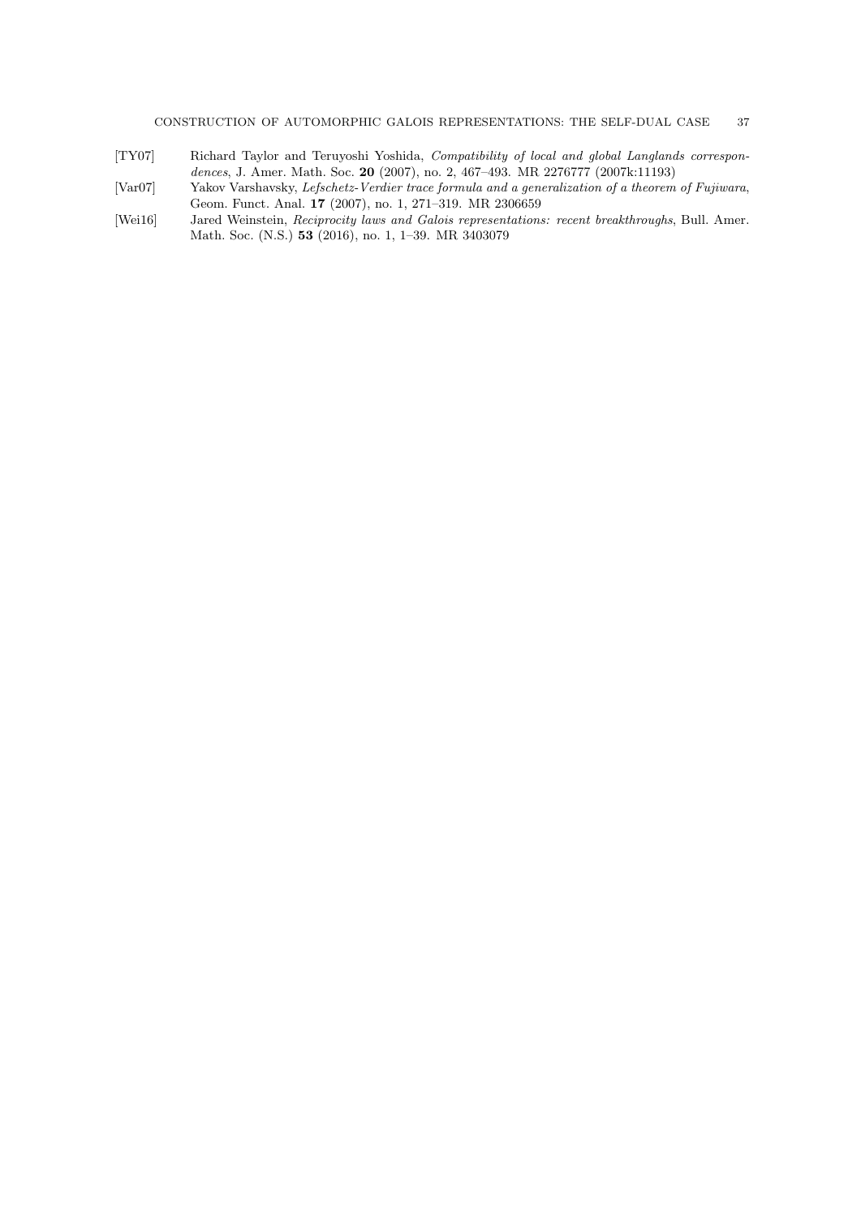[TY07] Richard Taylor and Teruyoshi Yoshida, *Compatibility of local and global Langlands correspondences*, J. Amer. Math. Soc. **20** (2007), no. 2, 467–493. MR 2276777 (2007k:11193)

[Var07] Yakov Varshavsky, *Lefschetz-Verdier trace formula and a generalization of a theorem of Fujiwara*, Geom. Funct. Anal. **17** (2007), no. 1, 271–319. MR 2306659

[Wei16] Jared Weinstein, *Reciprocity laws and Galois representations: recent breakthroughs*, Bull. Amer. Math. Soc. (N.S.) **53** (2016), no. 1, 1–39. MR 3403079